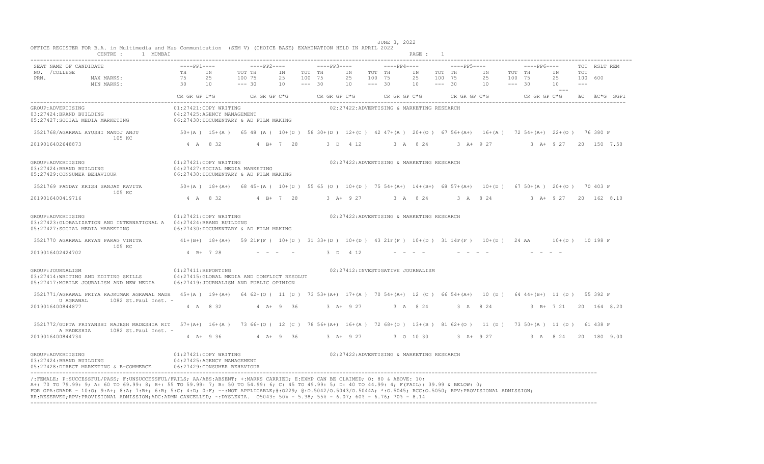JUNE 3, 2022

OFFICE REGISTER FOR B.A. in Multimedia and Mas Communication (SEM V) (CHOICE BASE) EXAMINATION HELD IN APRIL 2022

CENTRE : 1 MUMBAI

PAGE : 1

| SEAT NO. / NAME OF CANDIDATE / COLLEGE / PRN. | ----PP1---- | | | ----PP2---- | | | ----PP3---- | | | ----PP4---- | | | ----PP5---- | | | ----PP6---- | | | TOT | RSLT | REM |
|---|---|---|---|---|---|---|---|---|---|---|---|---|---|---|---|---|---|---|---|---|---|
| | TH | IN | TOT | TH | IN | TOT | TH | IN | TOT | TH | IN | TOT | TH | IN | TOT | TH | IN | TOT | TOT | | |
| MAX MARKS: | 75 | 25 | 100 | 75 | 25 | 100 | 75 | 25 | 100 | 75 | 25 | 100 | 75 | 25 | 100 | 75 | 25 | 100 | 600 | | |
| MIN MARKS: | 30 | 10 | --- | 30 | 10 | --- | 30 | 10 | --- | 30 | 10 | --- | 30 | 10 | --- | 30 | 10 | --- | --- | | |
| | CR GR GP C*G | | | CR GR GP C*G | | | CR GR GP C*G | | | CR GR GP C*G | | | CR GR GP C*G | | | CR GR GP C*G | | | äC äC*G SGPI | | |

GROUP:ADVERTISING
01:27421:COPY WRITING
02:27422:ADVERTISING & MARKETING RESEARCH
03:27424:BRAND BUILDING
04:27425:AGENCY MANAGEMENT
05:27427:SOCIAL MEDIA MARKETING
06:27430:DOCUMENTARY & AD FILM MAKING

| 3521768/AGARWAL AYUSHI MANOJ ANJU 105 KC | 50+(A ) | 15+(A ) | 65 | 48 (A ) | 10+(D ) | 58 | 30+(D ) | 12+(C ) | 42 | 47+(A ) | 20+(O ) | 67 | 56+(A+) | 16+(A ) | 72 | 54+(A+) | 22+(O ) | 76 | 380 | P | |
|---|---|---|---|---|---|---|---|---|---|---|---|---|---|---|---|---|---|---|---|---|---|
| 2019016402648873 | 4 A 8 32 | | | 4 B+ 7 28 | | | 3 D 4 12 | | | 3 A 8 24 | | | 3 A+ 9 27 | | | 3 A+ 9 27 | | | 20 150 7.50 | | |

GROUP:ADVERTISING
01:27421:COPY WRITING
02:27422:ADVERTISING & MARKETING RESEARCH
03:27424:BRAND BUILDING
04:27427:SOCIAL MEDIA MARKETING
05:27429:CONSUMER BEHAVIOUR
06:27430:DOCUMENTARY & AD FILM MAKING

| 3521769 PANDAY KRISH SANJAY KAVITA 105 KC | 50+(A ) | 18+(A+) | 68 | 45+(A ) | 10+(D ) | 55 | 65 (O ) | 10+(D ) | 75 | 54+(A+) | 14+(B+) | 68 | 57+(A+) | 10+(D ) | 67 | 50+(A ) | 20+(O ) | 70 | 403 | P | |
|---|---|---|---|---|---|---|---|---|---|---|---|---|---|---|---|---|---|---|---|---|---|
| 2019016400419716 | 4 A 8 32 | | | 4 B+ 7 28 | | | 3 A+ 9 27 | | | 3 A 8 24 | | | 3 A 8 24 | | | 3 A+ 9 27 | | | 20 162 8.10 | | |

GROUP:ADVERTISING
01:27421:COPY WRITING
02:27422:ADVERTISING & MARKETING RESEARCH
03:27423:GLOBALIZATION AND INTERNATIONAL A
04:27424:BRAND BUILDING
05:27427:SOCIAL MEDIA MARKETING
06:27430:DOCUMENTARY & AD FILM MAKING

| 3521770 AGARWAL ARYAN PARAG VINITA 105 KC | 41+(B+) | 18+(A+) | 59 | 21F(F ) | 10+(D ) | 31 | 33+(D ) | 10+(D ) | 43 | 21F(F ) | 10+(D ) | 31 | 14F(F ) | 10+(D ) | 24 | AA | 10+(D ) | 10 | 198 | F | |
|---|---|---|---|---|---|---|---|---|---|---|---|---|---|---|---|---|---|---|---|---|---|
| 2019016402424702 | 4 B+ 7 28 | | | - - - - | | | 3 D 4 12 | | | - - - - | | | - - - - | | | - - - - | | | | | |

GROUP:JOURNALISM
01:27411:REPORTING
02:27412:INVESTIGATIVE JOURNALISM
03:27414:WRITING AND EDITING SKILLS
04:27415:GLOBAL MEDIA AND CONFLICT RESOLUT
05:27417:MOBILE JOURALISM AND NEW MEDIA
06:27419:JOURNALISM AND PUBLIC OPINION

| 3521771/AGRAWAL PRIYA RAJKUMAR AGRAWAL MADHU AGRAWAL 1082 St.Paul Inst. - | 45+(A ) | 19+(A+) | 64 | 62+(O ) | 11 (D ) | 73 | 53+(A+) | 17+(A ) | 70 | 54+(A+) | 12 (C ) | 66 | 54+(A+) | 10 (D ) | 64 | 44+(B+) | 11 (D ) | 55 | 392 | P | |
|---|---|---|---|---|---|---|---|---|---|---|---|---|---|---|---|---|---|---|---|---|---|
| 2019016400844877 | 4 A 8 32 | | | 4 A+ 9 36 | | | 3 A+ 9 27 | | | 3 A 8 24 | | | 3 A 8 24 | | | 3 B+ 7 21 | | | 20 164 8.20 | | |

| 3521772/GUPTA PRIYANSHI RAJESH MADESHIA RITA MADESHIA 1082 St.Paul Inst. - | 57+(A+) | 16+(A ) | 73 | 66+(O ) | 12 (C ) | 78 | 56+(A+) | 16+(A ) | 72 | 68+(O ) | 13+(B ) | 81 | 62+(O ) | 11 (D ) | 73 | 50+(A ) | 11 (D ) | 61 | 438 | P | |
|---|---|---|---|---|---|---|---|---|---|---|---|---|---|---|---|---|---|---|---|---|---|
| 2019016400844734 | 4 A+ 9 36 | | | 4 A+ 9 36 | | | 3 A+ 9 27 | | | 3 O 10 30 | | | 3 A+ 9 27 | | | 3 A 8 24 | | | 20 180 9.00 | | |

GROUP:ADVERTISING
01:27421:COPY WRITING
02:27422:ADVERTISING & MARKETING RESEARCH
03:27424:BRAND BUILDING
04:27425:AGENCY MANAGEMENT
05:27428:DIRECT MARKETING & E-COMMERCE
06:27429:CONSUMER BEHAVIOUR

/:FEMALE; P:SUCCESSFUL/PASS; F:UNSUCCESSFUL/FAILS; AA/ABS:ABSENT; +:MARKS CARRIED; E:EXMP CAN BE CLAIMED; O: 80 & ABOVE: 10;
A+: 70 TO 79.99: 9; A: 60 TO 69.99: 8; B+: 55 TO 59.99: 7; B: 50 TO 54.99: 6; C: 45 TO 49.99: 5; D: 40 TO 44.99: 4; F(FAIL): 39.99 & BELOW: 0;
FOR GPA:GRADE - 10:O; 9:A+; 8:A; 7:B+; 6:B; 5:C; 4:D; 0:F; --:NOT APPLICABLE;#:O229; @:O.5042/O.5043/O.5044A; *:O.5045; RCC:O.5050; RPV:PROVISIONAL ADMISSION;
RR:RESERVED;RPV:PROVISIONAL ADMISSION;ADC:ADMN CANCELLED; ~:DYSLEXIA. O5043: 50% - 5.38; 55% - 6.07; 60% - 6.76; 70% - 8.14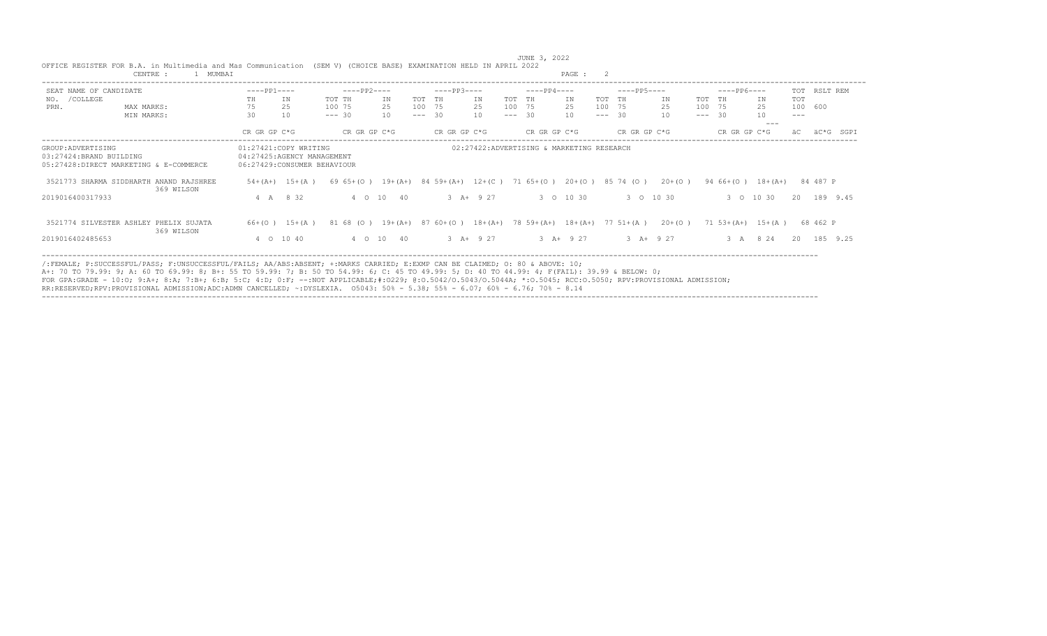JUNE 3, 2022

OFFICE REGISTER FOR B.A. in Multimedia and Mas Communication (SEM V) (CHOICE BASE) EXAMINATION HELD IN APRIL 2022

CENTRE : 1 MUMBAI

| SEAT NO. /COLLEGE PRN. | NAME OF CANDIDATE | ----PP1---- | | | ----PP2---- | | | ----PP3---- | | | ----PP4---- | | | ----PP5---- | | | ----PP6---- | | | TOT | RSLT | REM |
|---|---|---|---|---|---|---|---|---|---|---|---|---|---|---|---|---|---|---|---|---|---|---|---|
| | | TH | IN | TOT | TH | IN | TOT | TH | IN | TOT | TH | IN | TOT | TH | IN | TOT | TH | IN | TOT | TOT | | |
| | MAX MARKS: | 75 | 25 | 100 | 75 | 25 | 100 | 75 | 25 | 100 | 75 | 25 | 100 | 75 | 25 | 100 | 75 | 25 | 100 | 600 | | |
| | MIN MARKS: | 30 | 10 | --- | 30 | 10 | --- | 30 | 10 | --- | 30 | 10 | --- | 30 | 10 | --- | 30 | 10 | --- | --- | | |
| | | CR GR GP C*G | | | CR GR GP C*G | | | CR GR GP C*G | | | CR GR GP C*G | | | CR GR GP C*G | | | CR GR GP C*G | | | äC | äC*G | SGPI |

GROUP:ADVERTISING
01:27421:COPY WRITING
02:27422:ADVERTISING & MARKETING RESEARCH
03:27424:BRAND BUILDING
04:27425:AGENCY MANAGEMENT
05:27428:DIRECT MARKETING & E-COMMERCE
06:27429:CONSUMER BEHAVIOUR

| SEAT NO. | NAME / COLLEGE / PRN | PP1 | PP2 | PP3 | PP4 | PP5 | PP6 | TOT | RSLT |
|---|---|---|---|---|---|---|---|---|---|
| 3521773 | SHARMA SIDDHARTH ANAND RAJSHREE, 369 WILSON | 54+(A+) 15+(A ) 69 | 65+(O ) 19+(A+) 84 | 59+(A+) 12+(C ) 71 | 65+(O ) 20+(O ) 85 | 74 (O ) 20+(O ) 94 | 66+(O ) 18+(A+) 84 | 487 | P |
| 2019016400317933 | | 4 A 8 32 | 4 O 10 40 | 3 A+ 9 27 | 3 O 10 30 | 3 O 10 30 | 3 O 10 30 | 20 189 | 9.45 |
| 3521774 | SILVESTER ASHLEY PHELIX SUJATA, 369 WILSON | 66+(O ) 15+(A ) 81 | 68 (O ) 19+(A+) 87 | 60+(O ) 18+(A+) 78 | 59+(A+) 18+(A+) 77 | 51+(A ) 20+(O ) 71 | 53+(A+) 15+(A ) 68 | 462 | P |
| 2019016402485653 | | 4 O 10 40 | 4 O 10 40 | 3 A+ 9 27 | 3 A+ 9 27 | 3 A+ 9 27 | 3 A 8 24 | 20 185 | 9.25 |

/:FEMALE; P:SUCCESSFUL/PASS; F:UNSUCCESSFUL/FAILS; AA/ABS:ABSENT; +:MARKS CARRIED; E:EXMP CAN BE CLAIMED; O: 80 & ABOVE: 10;
A+: 70 TO 79.99: 9; A: 60 TO 69.99: 8; B+: 55 TO 59.99: 7; B: 50 TO 54.99: 6; C: 45 TO 49.99: 5; D: 40 TO 44.99: 4; F(FAIL): 39.99 & BELOW: 0;
FOR GPA:GRADE - 10:O; 9:A+; 8:A; 7:B+; 6:B; 5:C; 4:D; 0:F; --:NOT APPLICABLE;#:O229; @:O.5042/O.5043/O.5044A; *:O.5045; RCC:O.5050; RPV:PROVISIONAL ADMISSION;
RR:RESERVED;RPV:PROVISIONAL ADMISSION;ADC:ADMN CANCELLED; ~:DYSLEXIA. O5043: 50% - 5.38; 55% - 6.07; 60% - 6.76; 70% - 8.14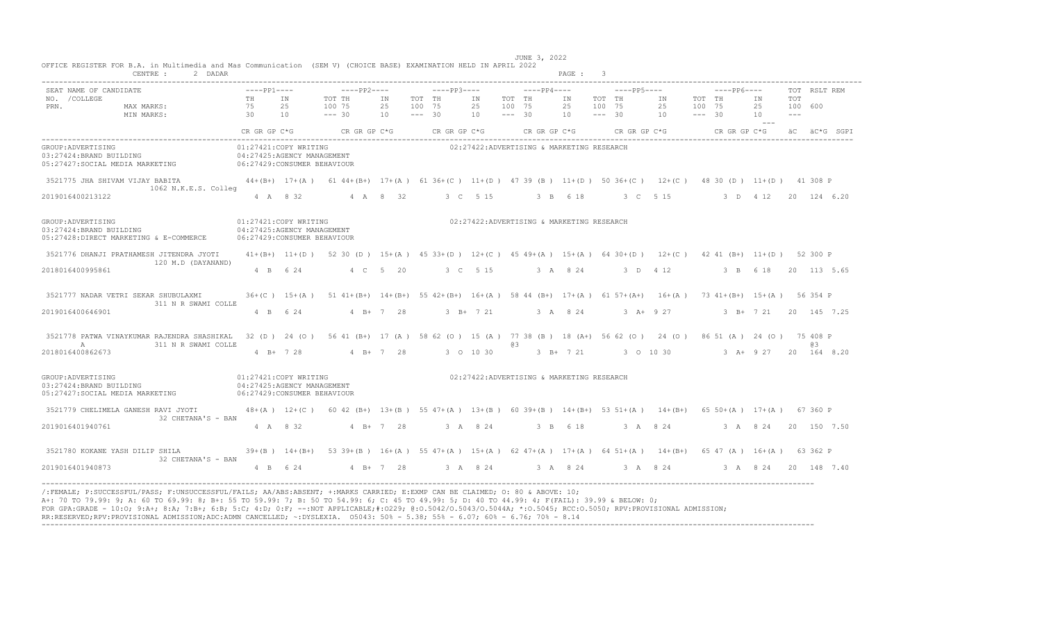OFFICE REGISTER FOR B.A. in Multimedia and Mas Communication (SEM V) (CHOICE BASE) EXAMINATION HELD IN APRIL 2022

JUNE 3, 2022

CENTRE : 2 DADAR

| SEAT NO. / COLLEGE / PRN. | NAME OF CANDIDATE | PP1 TH | PP1 IN | PP1 TOT | PP2 TH | PP2 IN | PP2 TOT | PP3 TH | PP3 IN | PP3 TOT | PP4 TH | PP4 IN | PP4 TOT | PP5 TH | PP5 IN | PP5 TOT | PP6 TH | PP6 IN | PP6 TOT | TOT | RSLT | REM |
|---|---|---|---|---|---|---|---|---|---|---|---|---|---|---|---|---|---|---|---|---|---|---|
| MAX MARKS: | | 75 | 25 | 100 | 75 | 25 | 100 | 75 | 25 | 100 | 75 | 25 | 100 | 75 | 25 | 100 | 75 | 25 | 100 | 600 | | |
| MIN MARKS: | | 30 | 10 | --- | 30 | 10 | --- | 30 | 10 | --- | 30 | 10 | --- | 30 | 10 | --- | 30 | 10 | --- | --- | | |
| | | CR GR GP C*G | | | CR GR GP C*G | | | CR GR GP C*G | | | CR GR GP C*G | | | CR GR GP C*G | | | CR GR GP C*G | | | äC äC*G SGPI | | |

GROUP:ADVERTISING
01:27421:COPY WRITING
02:27422:ADVERTISING & MARKETING RESEARCH
03:27424:BRAND BUILDING
04:27425:AGENCY MANAGEMENT
05:27427:SOCIAL MEDIA MARKETING
06:27429:CONSUMER BEHAVIOUR

| SEAT NO. / PRN | NAME / COLLEGE | PP1 | PP2 | PP3 | PP4 | PP5 | PP6 | TOT / RSLT / SGPI |
|---|---|---|---|---|---|---|---|---|
| 3521775 | JHA SHIVAM VIJAY BABITA / 1062 N.K.E.S. Colleg | 44+(B+) 17+(A ) 61 | 44+(B+) 17+(A ) 61 | 36+(C ) 11+(D ) 47 | 39 (B ) 11+(D ) 50 | 36+(C ) 12+(C ) 48 | 30 (D ) 11+(D ) 41 | 308 P |
| 2019016400213122 | | 4 A 8 32 | 4 A 8 32 | 3 C 5 15 | 3 B 6 18 | 3 C 5 15 | 3 D 4 12 | 20 124 6.20 |

GROUP:ADVERTISING
01:27421:COPY WRITING
02:27422:ADVERTISING & MARKETING RESEARCH
03:27424:BRAND BUILDING
04:27425:AGENCY MANAGEMENT
05:27428:DIRECT MARKETING & E-COMMERCE
06:27429:CONSUMER BEHAVIOUR

| SEAT NO. / PRN | NAME / COLLEGE | PP1 | PP2 | PP3 | PP4 | PP5 | PP6 | TOT / RSLT / SGPI |
|---|---|---|---|---|---|---|---|---|
| 3521776 | DHANJI PRATHAMESH JITENDRA JYOTI / 120 M.D (DAYANAND) | 41+(B+) 11+(D ) 52 | 30 (D ) 15+(A ) 45 | 33+(D ) 12+(C ) 45 | 49+(A ) 15+(A ) 64 | 30+(D ) 12+(C ) 42 | 41 (B+) 11+(D ) 52 | 300 P |
| 2018016400995861 | | 4 B 6 24 | 4 C 5 20 | 3 C 5 15 | 3 A 8 24 | 3 D 4 12 | 3 B 6 18 | 20 113 5.65 |
| 3521777 | NADAR VETRI SEKAR SHUBULAXMI / 311 N R SWAMI COLLE | 36+(C ) 15+(A ) 51 | 41+(B+) 14+(B+) 55 | 42+(B+) 16+(A ) 58 | 44 (B+) 17+(A ) 61 | 57+(A+) 16+(A ) 73 | 41+(B+) 15+(A ) 56 | 354 P |
| 2019016400646901 | | 4 B 6 24 | 4 B+ 7 28 | 3 B+ 7 21 | 3 A 8 24 | 3 A+ 9 27 | 3 B+ 7 21 | 20 145 7.25 |
| 3521778 | PATWA VINAYKUMAR RAJENDRA SHASHIKAL A / 311 N R SWAMI COLLE | 32 (D ) 24 (O ) 56 | 41 (B+) 17 (A ) 58 | 62 (O ) 15 (A ) 77 @3 | 38 (B ) 18 (A+) 56 | 62 (O ) 24 (O ) 86 | 51 (A ) 24 (O ) 75 | 408 P @3 |
| 2018016400862673 | | 4 B+ 7 28 | 4 B+ 7 28 | 3 O 10 30 | 3 B+ 7 21 | 3 O 10 30 | 3 A+ 9 27 | 20 164 8.20 |

GROUP:ADVERTISING
01:27421:COPY WRITING
02:27422:ADVERTISING & MARKETING RESEARCH
03:27424:BRAND BUILDING
04:27425:AGENCY MANAGEMENT
05:27427:SOCIAL MEDIA MARKETING
06:27429:CONSUMER BEHAVIOUR

| SEAT NO. / PRN | NAME / COLLEGE | PP1 | PP2 | PP3 | PP4 | PP5 | PP6 | TOT / RSLT / SGPI |
|---|---|---|---|---|---|---|---|---|
| 3521779 | CHELIMELA GANESH RAVI JYOTI / 32 CHETANA'S - BAN | 48+(A ) 12+(C ) 60 | 42 (B+) 13+(B ) 55 | 47+(A ) 13+(B ) 60 | 39+(B ) 14+(B+) 53 | 51+(A ) 14+(B+) 65 | 50+(A ) 17+(A ) 67 | 360 P |
| 2019016401940761 | | 4 A 8 32 | 4 B+ 7 28 | 3 A 8 24 | 3 B 6 18 | 3 A 8 24 | 3 A 8 24 | 20 150 7.50 |
| 3521780 | KOKANE YASH DILIP SHILA / 32 CHETANA'S - BAN | 39+(B ) 14+(B+) 53 | 39+(B ) 16+(A ) 55 | 47+(A ) 15+(A ) 62 | 47+(A ) 17+(A ) 64 | 51+(A ) 14+(B+) 65 | 47 (A ) 16+(A ) 63 | 362 P |
| 2019016401940873 | | 4 B 6 24 | 4 B+ 7 28 | 3 A 8 24 | 3 A 8 24 | 3 A 8 24 | 3 A 8 24 | 20 148 7.40 |

/:FEMALE; P:SUCCESSFUL/PASS; F:UNSUCCESSFUL/FAILS; AA/ABS:ABSENT; +:MARKS CARRIED; E:EXMP CAN BE CLAIMED; O: 80 & ABOVE: 10;
A+: 70 TO 79.99: 9; A: 60 TO 69.99: 8; B+: 55 TO 59.99: 7; B: 50 TO 54.99: 6; C: 45 TO 49.99: 5; D: 40 TO 44.99: 4; F(FAIL): 39.99 & BELOW: 0;
FOR GPA:GRADE - 10:O; 9:A+; 8:A; 7:B+; 6:B; 5:C; 4:D; 0:F; --:NOT APPLICABLE;#:O229; @:O.5042/O.5043/O.5044A; *:O.5045; RCC:O.5050; RPV:PROVISIONAL ADMISSION;
RR:RESERVED;RPV:PROVISIONAL ADMISSION;ADC:ADMN CANCELLED; ~:DYSLEXIA. O5043: 50% - 5.38; 55% - 6.07; 60% - 6.76; 70% - 8.14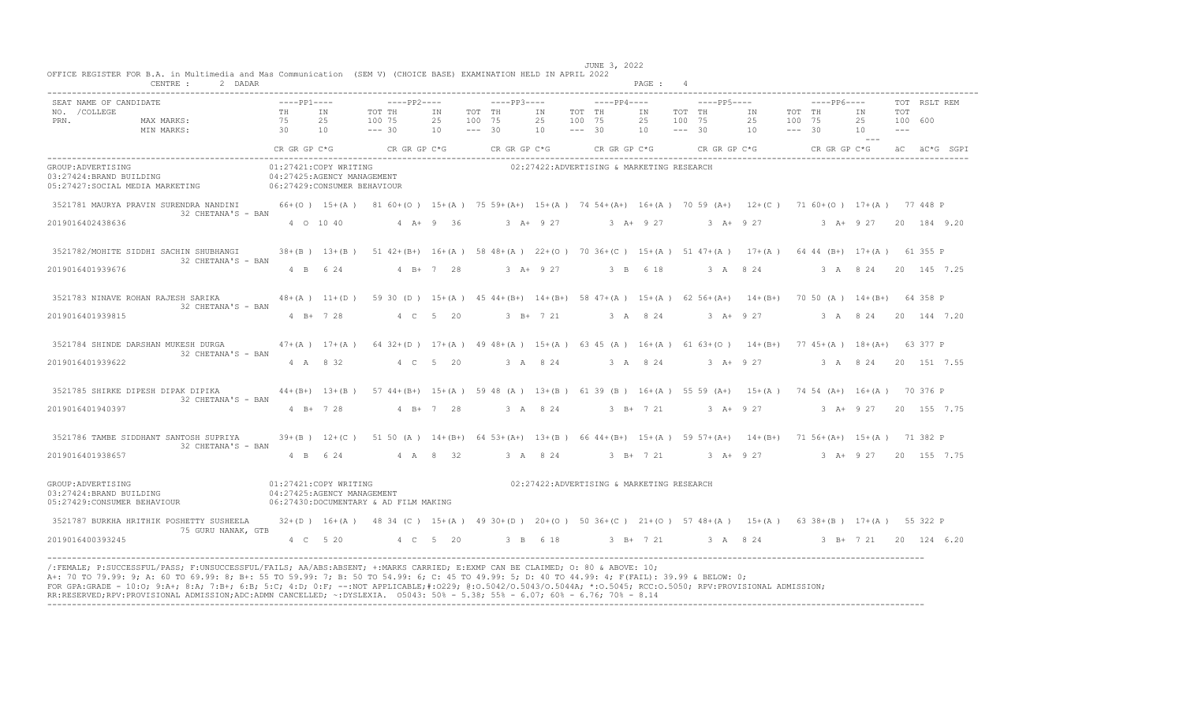JUNE 3, 2022

OFFICE REGISTER FOR B.A. in Multimedia and Mas Communication (SEM V) (CHOICE BASE) EXAMINATION HELD IN APRIL 2022

CENTRE : 2 DADAR

| SEAT NO. / PRN. | NAME OF CANDIDATE / COLLEGE | PP1 TH | PP1 IN | PP1 TOT | PP2 TH | PP2 IN | PP2 TOT | PP3 TH | PP3 IN | PP3 TOT | PP4 TH | PP4 IN | PP4 TOT | PP5 TH | PP5 IN | PP5 TOT | PP6 TH | PP6 IN | PP6 TOT | TOT | RSLT | REM |
|---|---|---|---|---|---|---|---|---|---|---|---|---|---|---|---|---|---|---|---|---|---|---|
| | MAX MARKS: | 75 | 25 | 100 | 75 | 25 | 100 | 75 | 25 | 100 | 75 | 25 | 100 | 75 | 25 | 100 | 75 | 25 | 100 | 600 | | |
| | MIN MARKS: | 30 | 10 | --- | 30 | 10 | --- | 30 | 10 | --- | 30 | 10 | --- | 30 | 10 | --- | 30 | 10 | --- | --- | | |
| | | CR GR GP C*G | | | CR GR GP C*G | | | CR GR GP C*G | | | CR GR GP C*G | | | CR GR GP C*G | | | CR GR GP C*G | | | äC | äC*G | SGPI |

GROUP:ADVERTISING
01:27421:COPY WRITING
02:27422:ADVERTISING & MARKETING RESEARCH
03:27424:BRAND BUILDING
04:27425:AGENCY MANAGEMENT
05:27427:SOCIAL MEDIA MARKETING
06:27429:CONSUMER BEHAVIOUR

| SEAT NO. / PRN. | NAME OF CANDIDATE / COLLEGE | PP1 | PP2 | PP3 | PP4 | PP5 | PP6 | TOT / RSLT / SGPI |
|---|---|---|---|---|---|---|---|---|
| 3521781 | MAURYA PRAVIN SURENDRA NANDINI | 66+(O) 15+(A) 81 | 60+(O) 15+(A) 75 | 59+(A+) 15+(A) 74 | 54+(A+) 16+(A) 70 | 59 (A+) 12+(C) 71 | 60+(O) 17+(A) 77 | 448 P |
| 2019016402438636 | 32 CHETANA'S - BAN | 4 O 10 40 | 4 A+ 9 36 | 3 A+ 9 27 | 3 A+ 9 27 | 3 A+ 9 27 | 3 A+ 9 27 | 20 184 9.20 |
| 3521782 | /MOHITE SIDDHI SACHIN SHUBHANGI | 38+(B) 13+(B) 51 | 42+(B+) 16+(A) 58 | 48+(A) 22+(O) 70 | 36+(C) 15+(A) 51 | 47+(A) 17+(A) 64 | 44 (B+) 17+(A) 61 | 355 P |
| 2019016401939676 | 32 CHETANA'S - BAN | 4 B 6 24 | 4 B+ 7 28 | 3 A+ 9 27 | 3 B 6 18 | 3 A 8 24 | 3 A 8 24 | 20 145 7.25 |
| 3521783 | NINAVE ROHAN RAJESH SARIKA | 48+(A) 11+(D) 59 | 30 (D) 15+(A) 45 | 44+(B+) 14+(B+) 58 | 47+(A) 15+(A) 62 | 56+(A+) 14+(B+) 70 | 50 (A) 14+(B+) 64 | 358 P |
| 2019016401939815 | 32 CHETANA'S - BAN | 4 B+ 7 28 | 4 C 5 20 | 3 B+ 7 21 | 3 A 8 24 | 3 A+ 9 27 | 3 A 8 24 | 20 144 7.20 |
| 3521784 | SHINDE DARSHAN MUKESH DURGA | 47+(A) 17+(A) 64 | 32+(D) 17+(A) 49 | 48+(A) 15+(A) 63 | 45 (A) 16+(A) 61 | 63+(O) 14+(B+) 77 | 45+(A) 18+(A+) 63 | 377 P |
| 2019016401939622 | 32 CHETANA'S - BAN | 4 A 8 32 | 4 C 5 20 | 3 A 8 24 | 3 A 8 24 | 3 A+ 9 27 | 3 A 8 24 | 20 151 7.55 |
| 3521785 | SHIRKE DIPESH DIPAK DIPIKA | 44+(B+) 13+(B) 57 | 44+(B+) 15+(A) 59 | 48 (A) 13+(B) 61 | 39 (B) 16+(A) 55 | 59 (A+) 15+(A) 74 | 54 (A+) 16+(A) 70 | 376 P |
| 2019016401940397 | 32 CHETANA'S - BAN | 4 B+ 7 28 | 4 B+ 7 28 | 3 A 8 24 | 3 B+ 7 21 | 3 A+ 9 27 | 3 A+ 9 27 | 20 155 7.75 |
| 3521786 | TAMBE SIDDHANT SANTOSH SUPRIYA | 39+(B) 12+(C) 51 | 50 (A) 14+(B+) 64 | 53+(A+) 13+(B) 66 | 44+(B+) 15+(A) 59 | 57+(A+) 14+(B+) 71 | 56+(A+) 15+(A) 71 | 382 P |
| 2019016401938657 | 32 CHETANA'S - BAN | 4 B 6 24 | 4 A 8 32 | 3 A 8 24 | 3 B+ 7 21 | 3 A+ 9 27 | 3 A+ 9 27 | 20 155 7.75 |

GROUP:ADVERTISING
01:27421:COPY WRITING
02:27422:ADVERTISING & MARKETING RESEARCH
03:27424:BRAND BUILDING
04:27425:AGENCY MANAGEMENT
05:27429:CONSUMER BEHAVIOUR
06:27430:DOCUMENTARY & AD FILM MAKING

| SEAT NO. / PRN. | NAME OF CANDIDATE / COLLEGE | PP1 | PP2 | PP3 | PP4 | PP5 | PP6 | TOT / RSLT / SGPI |
|---|---|---|---|---|---|---|---|---|
| 3521787 | BURKHA HRITHIK POSHETTY SUSHEELA | 32+(D) 16+(A) 48 | 34 (C) 15+(A) 49 | 30+(D) 20+(O) 50 | 36+(C) 21+(O) 57 | 48+(A) 15+(A) 63 | 38+(B) 17+(A) 55 | 322 P |
| 2019016400393245 | 75 GURU NANAK, GTB | 4 C 5 20 | 4 C 5 20 | 3 B 6 18 | 3 B+ 7 21 | 3 A 8 24 | 3 B+ 7 21 | 20 124 6.20 |

/:FEMALE; P:SUCCESSFUL/PASS; F:UNSUCCESSFUL/FAILS; AA/ABS:ABSENT; +:MARKS CARRIED; E:EXMP CAN BE CLAIMED; O: 80 & ABOVE: 10;
A+: 70 TO 79.99: 9; A: 60 TO 69.99: 8; B+: 55 TO 59.99: 7; B: 50 TO 54.99: 6; C: 45 TO 49.99: 5; D: 40 TO 44.99: 4; F(FAIL): 39.99 & BELOW: 0;
FOR GPA:GRADE - 10:O; 9:A+; 8:A; 7:B+; 6:B; 5:C; 4:D; 0:F; --:NOT APPLICABLE;#:O229; @:O.5042/O.5043/O.5044A; *:O.5045; RCC:O.5050; RPV:PROVISIONAL ADMISSION;
RR:RESERVED;RPV:PROVISIONAL ADMISSION;ADC:ADMN CANCELLED; ~:DYSLEXIA. O5043: 50% - 5.38; 55% - 6.07; 60% - 6.76; 70% - 8.14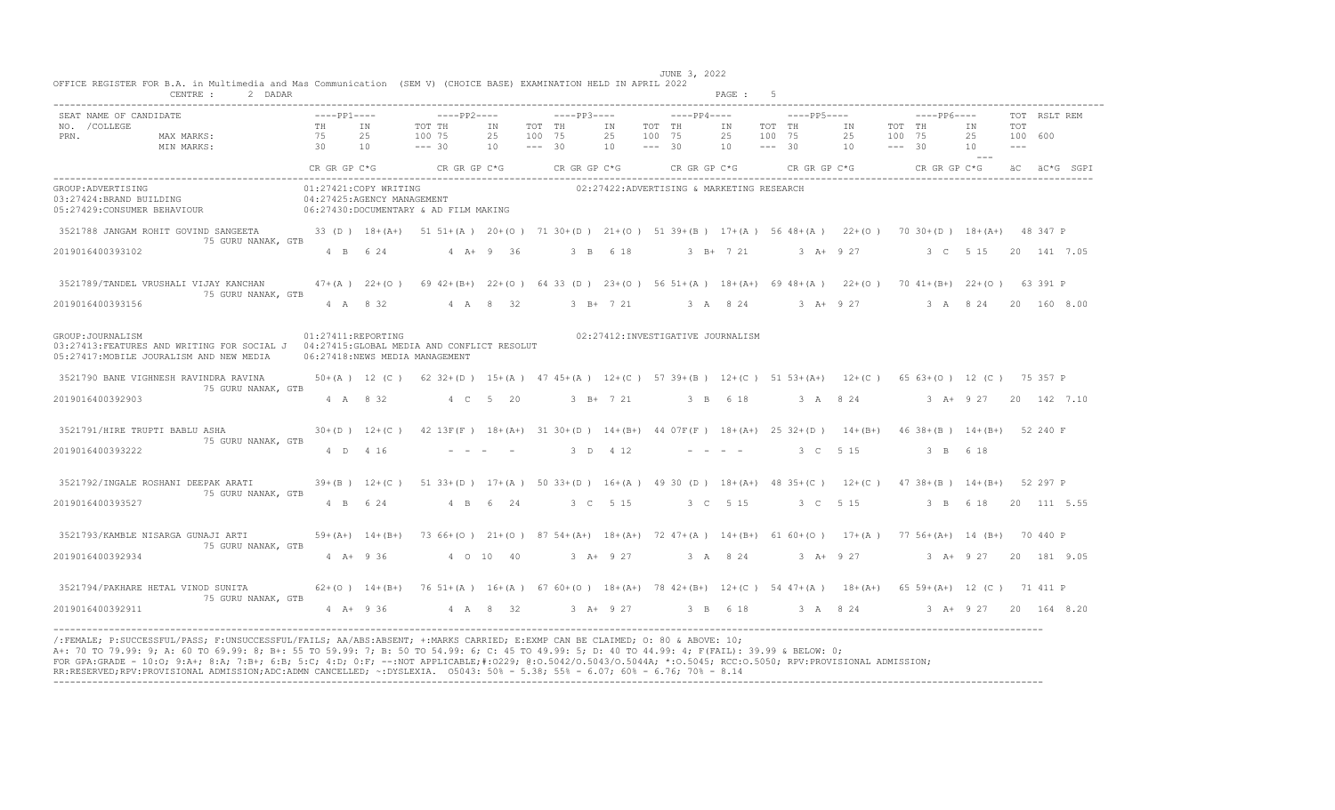OFFICE REGISTER FOR B.A. in Multimedia and Mas Communication (SEM V) (CHOICE BASE) EXAMINATION HELD IN APRIL 2022

JUNE 3, 2022

CENTRE : 2 DADAR

| SEAT NO. / NAME OF CANDIDATE / COLLEGE / PRN. | PP1 TH | PP1 IN | PP1 TOT | PP2 TH | PP2 IN | PP2 TOT | PP3 TH | PP3 IN | PP3 TOT | PP4 TH | PP4 IN | PP4 TOT | PP5 TH | PP5 IN | PP5 TOT | PP6 TH | PP6 IN | TOT | RSLT | REM |
|---|---|---|---|---|---|---|---|---|---|---|---|---|---|---|---|---|---|---|---|---|
| MAX MARKS: | 75 | 25 | 100 | 75 | 25 | 100 | 75 | 25 | 100 | 75 | 25 | 100 | 75 | 25 | 100 | 75 | 25 | 100 | 600 | |
| MIN MARKS: | 30 | 10 | --- | 30 | 10 | --- | 30 | 10 | --- | 30 | 10 | --- | 30 | 10 | --- | 30 | 10 | --- | | |
| | CR GR GP C*G | | | CR GR GP C*G | | | CR GR GP C*G | | | CR GR GP C*G | | | CR GR GP C*G | | | CR GR GP C*G | | äC | äC*G | SGPI |

GROUP:ADVERTISING
01:27421:COPY WRITING
02:27422:ADVERTISING & MARKETING RESEARCH
03:27424:BRAND BUILDING
04:27425:AGENCY MANAGEMENT
05:27429:CONSUMER BEHAVIOUR
06:27430:DOCUMENTARY & AD FILM MAKING

| SEAT NO. / NAME / COLLEGE / PRN | PP1 | PP2 | PP3 | PP4 | PP5 | PP6 | TOT | RSLT |
|---|---|---|---|---|---|---|---|---|
| 3521788 JANGAM ROHIT GOVIND SANGEETA, 75 GURU NANAK, GTB | 33 (D) 18+(A+) 51 | 51+(A) 20+(O) 71 | 30+(D) 21+(O) 51 | 39+(B) 17+(A) 56 | 48+(A) 22+(O) 70 | 30+(D) 18+(A+) 48 | 347 | P |
| 2019016400393102 | 4 B 6 24 | 4 A+ 9 36 | 3 B 6 18 | 3 B+ 7 21 | 3 A+ 9 27 | 3 C 5 15 | 20 141 | 7.05 |
| 3521789/TANDEL VRUSHALI VIJAY KANCHAN, 75 GURU NANAK, GTB | 47+(A) 22+(O) 69 | 42+(B+) 22+(O) 64 | 33 (D) 23+(O) 56 | 51+(A) 18+(A+) 69 | 48+(A) 22+(O) 70 | 41+(B+) 22+(O) 63 | 391 | P |
| 2019016400393156 | 4 A 8 32 | 4 A 8 32 | 3 B+ 7 21 | 3 A 8 24 | 3 A+ 9 27 | 3 A 8 24 | 20 160 | 8.00 |

GROUP:JOURNALISM
01:27411:REPORTING
02:27412:INVESTIGATIVE JOURNALISM
03:27413:FEATURES AND WRITING FOR SOCIAL J
04:27415:GLOBAL MEDIA AND CONFLICT RESOLUT
05:27417:MOBILE JOURALISM AND NEW MEDIA
06:27418:NEWS MEDIA MANAGEMENT

| SEAT NO. / NAME / COLLEGE / PRN | PP1 | PP2 | PP3 | PP4 | PP5 | PP6 | TOT | RSLT |
|---|---|---|---|---|---|---|---|---|
| 3521790 BANE VIGHNESH RAVINDRA RAVINA, 75 GURU NANAK, GTB | 50+(A) 12 (C) 62 | 32+(D) 15+(A) 47 | 45+(A) 12+(C) 57 | 39+(B) 12+(C) 51 | 53+(A+) 12+(C) 65 | 63+(O) 12 (C) 75 | 357 | P |
| 2019016400392903 | 4 A 8 32 | 4 C 5 20 | 3 B+ 7 21 | 3 B 6 18 | 3 A 8 24 | 3 A+ 9 27 | 20 142 | 7.10 |
| 3521791/HIRE TRUPTI BABLU ASHA, 75 GURU NANAK, GTB | 30+(D) 12+(C) 42 | 13F(F) 18+(A+) 31 | 30+(D) 14+(B+) 44 | 07F(F) 18+(A+) 25 | 32+(D) 14+(B+) 46 | 38+(B) 14+(B+) 52 | 240 | F |
| 2019016400393222 | 4 D 4 16 | - - - - | 3 D 4 12 | - - - - | 3 C 5 15 | 3 B 6 18 | | |
| 3521792/INGALE ROSHANI DEEPAK ARATI, 75 GURU NANAK, GTB | 39+(B) 12+(C) 51 | 33+(D) 17+(A) 50 | 33+(D) 16+(A) 49 | 30 (D) 18+(A+) 48 | 35+(C) 12+(C) 47 | 38+(B) 14+(B+) 52 | 297 | P |
| 2019016400393527 | 4 B 6 24 | 4 B 6 24 | 3 C 5 15 | 3 C 5 15 | 3 C 5 15 | 3 B 6 18 | 20 111 | 5.55 |
| 3521793/KAMBLE NISARGA GUNAJI ARTI, 75 GURU NANAK, GTB | 59+(A+) 14+(B+) 73 | 66+(O) 21+(O) 87 | 54+(A+) 18+(A+) 72 | 47+(A) 14+(B+) 61 | 60+(O) 17+(A) 77 | 56+(A+) 14 (B+) 70 | 440 | P |
| 2019016400392934 | 4 A+ 9 36 | 4 O 10 40 | 3 A+ 9 27 | 3 A 8 24 | 3 A+ 9 27 | 3 A+ 9 27 | 20 181 | 9.05 |
| 3521794/PAKHARE HETAL VINOD SUNITA, 75 GURU NANAK, GTB | 62+(O) 14+(B+) 76 | 51+(A) 16+(A) 67 | 60+(O) 18+(A+) 78 | 42+(B+) 12+(C) 54 | 47+(A) 18+(A+) 65 | 59+(A+) 12 (C) 71 | 411 | P |
| 2019016400392911 | 4 A+ 9 36 | 4 A 8 32 | 3 A+ 9 27 | 3 B 6 18 | 3 A 8 24 | 3 A+ 9 27 | 20 164 | 8.20 |

/:FEMALE; P:SUCCESSFUL/PASS; F:UNSUCCESSFUL/FAILS; AA/ABS:ABSENT; +:MARKS CARRIED; E:EXMP CAN BE CLAIMED; O: 80 & ABOVE: 10;
A+: 70 TO 79.99: 9; A: 60 TO 69.99: 8; B+: 55 TO 59.99: 7; B: 50 TO 54.99: 6; C: 45 TO 49.99: 5; D: 40 TO 44.99: 4; F(FAIL): 39.99 & BELOW: 0;
FOR GPA:GRADE = 10:O; 9:A+; 8:A; 7:B+; 6:B; 5:C; 4:D; 0:F; --:NOT APPLICABLE;#:O229; @:O.5042/O.5043/O.5044A; *:O.5045; RCC:O.5050; RPV:PROVISIONAL ADMISSION;
RR:RESERVED;RPV:PROVISIONAL ADMISSION;ADC:ADMN CANCELLED; ~:DYSLEXIA. O5043: 50% - 5.38; 55% - 6.07; 60% - 6.76; 70% - 8.14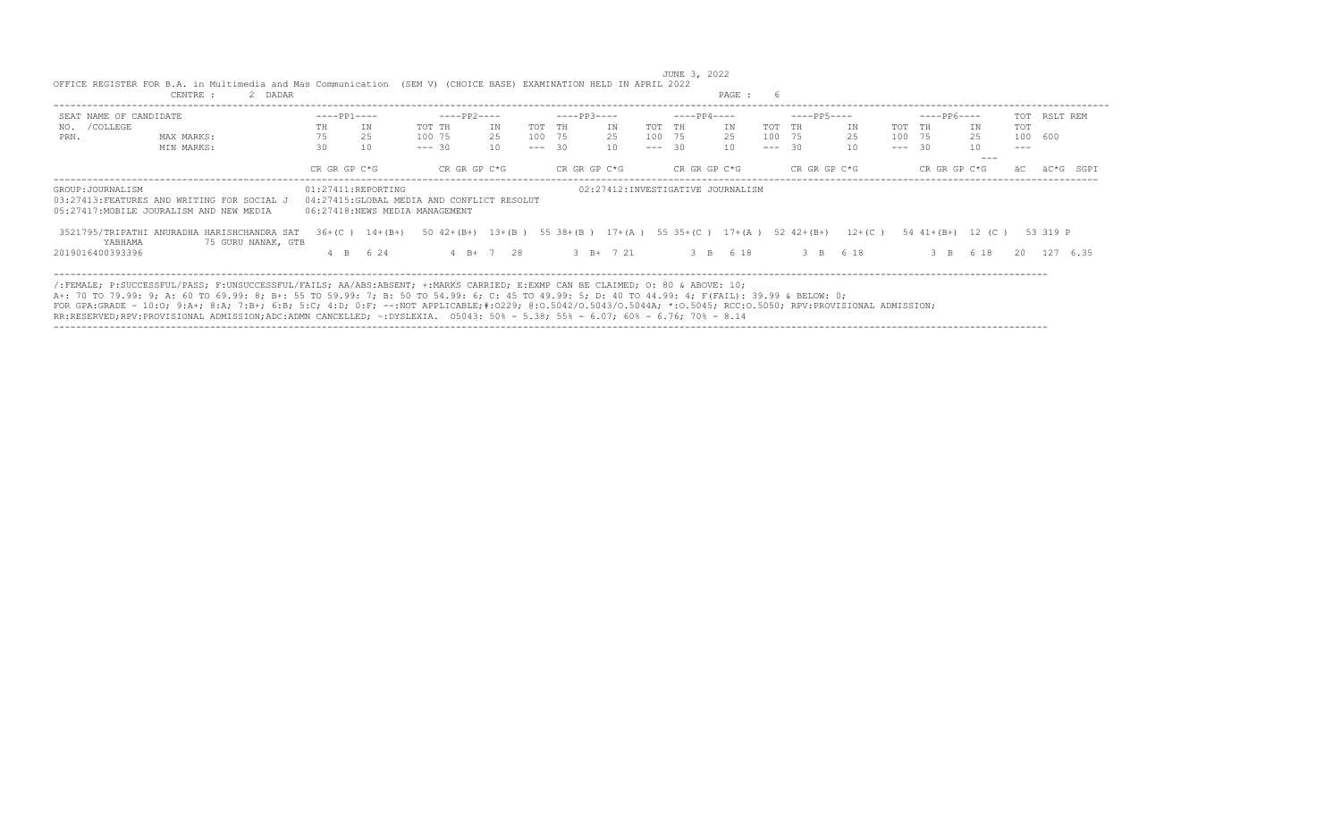JUNE 3, 2022

OFFICE REGISTER FOR B.A. in Multimedia and Mas Communication (SEM V) (CHOICE BASE) EXAMINATION HELD IN APRIL 2022

CENTRE : 2 DADAR

| SEAT NO. / PRN. | NAME OF CANDIDATE /COLLEGE | ----PP1---- | | | ----PP2---- | | | ----PP3---- | | | ----PP4---- | | | ----PP5---- | | | ----PP6---- | | | TOT | RSLT | REM |
|---|---|---|---|---|---|---|---|---|---|---|---|---|---|---|---|---|---|---|---|---|---|---|---|
| | | TH | IN | TOT | TH | IN | TOT | TH | IN | TOT | TH | IN | TOT | TH | IN | TOT | TH | IN | TOT | TOT | | |
| | MAX MARKS: | 75 | 25 | 100 | 75 | 25 | 100 | 75 | 25 | 100 | 75 | 25 | 100 | 75 | 25 | 100 | 75 | 25 | 100 | 600 | | |
| | MIN MARKS: | 30 | 10 | --- | 30 | 10 | --- | 30 | 10 | --- | 30 | 10 | --- | 30 | 10 | --- | 30 | 10 | --- | --- | | |
| | | CR GR GP C*G | | | CR GR GP C*G | | | CR GR GP C*G | | | CR GR GP C*G | | | CR GR GP C*G | | | CR GR GP C*G | | | äC | äC*G | SGPI |

GROUP:JOURNALISM
01:27411:REPORTING
02:27412:INVESTIGATIVE JOURNALISM
03:27413:FEATURES AND WRITING FOR SOCIAL J
04:27415:GLOBAL MEDIA AND CONFLICT RESOLUT
05:27417:MOBILE JOURALISM AND NEW MEDIA
06:27418:NEWS MEDIA MANAGEMENT

| SEAT NO. / PRN. | NAME OF CANDIDATE /COLLEGE | PP1 TH | PP1 IN | PP1 TOT | PP2 TH | PP2 IN | PP2 TOT | PP3 TH | PP3 IN | PP3 TOT | PP4 TH | PP4 IN | PP4 TOT | PP5 TH | PP5 IN | PP5 TOT | PP6 TH | PP6 IN | PP6 TOT | TOT | RSLT |
|---|---|---|---|---|---|---|---|---|---|---|---|---|---|---|---|---|---|---|---|---|---|
| 3521795 | /TRIPATHI ANURADHA HARISHCHANDRA SATYABHAMA | 36+(C ) | 14+(B+) | 50 | 42+(B+) | 13+(B ) | 55 | 38+(B ) | 17+(A ) | 55 | 35+(C ) | 17+(A ) | 52 | 42+(B+) | 12+(C ) | 54 | 41+(B+) | 12 (C ) | 53 | 319 | P |
| 2019016400393396 | 75 GURU NANAK, GTB | 4 B 6 24 | | | 4 B+ 7 28 | | | 3 B+ 7 21 | | | 3 B 6 18 | | | 3 B 6 18 | | | 3 B 6 18 | | | 20 | 127 6.35 |

/:FEMALE; P:SUCCESSFUL/PASS; F:UNSUCCESSFUL/FAILS; AA/ABS:ABSENT; +:MARKS CARRIED; E:EXMP CAN BE CLAIMED; O: 80 & ABOVE: 10;
A+: 70 TO 79.99: 9; A: 60 TO 69.99: 8; B+: 55 TO 59.99: 7; B: 50 TO 54.99: 6; C: 45 TO 49.99: 5; D: 40 TO 44.99: 4; F(FAIL): 39.99 & BELOW: 0;
FOR GPA:GRADE - 10:O; 9:A+; 8:A; 7:B+; 6:B; 5:C; 4:D; 0:F; --:NOT APPLICABLE;#:O229; @:O.5042/O.5043/O.5044A; *:O.5045; RCC:O.5050; RPV:PROVISIONAL ADMISSION;
RR:RESERVED;RPV:PROVISIONAL ADMISSION;ADC:ADMN CANCELLED; ~:DYSLEXIA. O5043: 50% - 5.38; 55% - 6.07; 60% - 6.76; 70% - 8.14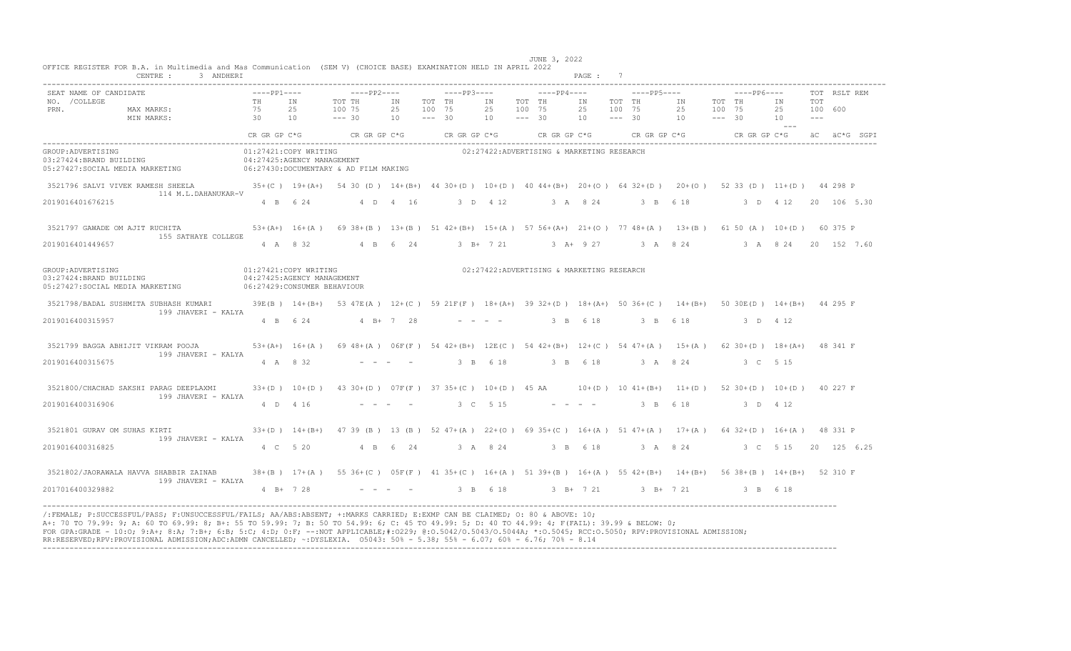OFFICE REGISTER FOR B.A. in Multimedia and Mas Communication (SEM V) (CHOICE BASE) EXAMINATION HELD IN APRIL 2022

JUNE 3, 2022

CENTRE : 3 ANDHERI

| SEAT NO. | NAME OF CANDIDATE /COLLEGE PRN. | PP1 TH | PP1 IN | PP1 TOT | PP2 TH | PP2 IN | PP2 TOT | PP3 TH | PP3 IN | PP3 TOT | PP4 TH | PP4 IN | PP4 TOT | PP5 TH | PP5 IN | PP5 TOT | PP6 TH | PP6 IN | PP6 TOT | TOT | RSLT | REM |
|---|---|---|---|---|---|---|---|---|---|---|---|---|---|---|---|---|---|---|---|---|---|---|
| | MAX MARKS: | 75 | 25 | 100 | 75 | 25 | 100 | 75 | 25 | 100 | 75 | 25 | 100 | 75 | 25 | 100 | 75 | 25 | 100 | 600 | | |
| | MIN MARKS: | 30 | 10 | --- | 30 | 10 | --- | 30 | 10 | --- | 30 | 10 | --- | 30 | 10 | --- | 30 | 10 | --- | --- | | |
| | | CR GR GP C*G | | | CR GR GP C*G | | | CR GR GP C*G | | | CR GR GP C*G | | | CR GR GP C*G | | | CR GR GP C*G | | | äC | äC*G | SGPI |

GROUP:ADVERTISING
01:27421:COPY WRITING
02:27422:ADVERTISING & MARKETING RESEARCH
03:27424:BRAND BUILDING
04:27425:AGENCY MANAGEMENT
05:27427:SOCIAL MEDIA MARKETING
06:27430:DOCUMENTARY & AD FILM MAKING

| SEAT NO. | NAME / COLLEGE / PRN | PP1 TH | PP1 IN | PP1 TOT | PP2 TH | PP2 IN | PP2 TOT | PP3 TH | PP3 IN | PP3 TOT | PP4 TH | PP4 IN | PP4 TOT | PP5 TH | PP5 IN | PP5 TOT | PP6 TH | PP6 IN | PP6 TOT | TOT | RSLT | REM |
|---|---|---|---|---|---|---|---|---|---|---|---|---|---|---|---|---|---|---|---|---|---|---|
| 3521796 | SALVI VIVEK RAMESH SHEELA / 114 M.L.DAHANUKAR-V | 35+(C ) | 19+(A+) | 54 | 30 (D ) | 14+(B+) | 44 | 30+(D ) | 10+(D ) | 40 | 44+(B+) | 20+(O ) | 64 | 32+(D ) | 20+(O ) | 52 | 33 (D ) | 11+(D ) | 44 | 298 | P | |
| | 2019016401676215 | 4 B 6 24 | | | 4 D 4 16 | | | 3 D 4 12 | | | 3 A 8 24 | | | 3 B 6 18 | | | 3 D 4 12 | | | 20 | 106 | 5.30 |
| 3521797 | GAWADE OM AJIT RUCHITA / 155 SATHAYE COLLEGE | 53+(A+) | 16+(A ) | 69 | 38+(B ) | 13+(B ) | 51 | 42+(B+) | 15+(A ) | 57 | 56+(A+) | 21+(O ) | 77 | 48+(A ) | 13+(B ) | 61 | 50 (A ) | 10+(D ) | 60 | 375 | P | |
| | 2019016401449657 | 4 A 8 32 | | | 4 B 6 24 | | | 3 B+ 7 21 | | | 3 A+ 9 27 | | | 3 A 8 24 | | | 3 A 8 24 | | | 20 | 152 | 7.60 |

GROUP:ADVERTISING
01:27421:COPY WRITING
02:27422:ADVERTISING & MARKETING RESEARCH
03:27424:BRAND BUILDING
04:27425:AGENCY MANAGEMENT
05:27427:SOCIAL MEDIA MARKETING
06:27429:CONSUMER BEHAVIOUR

| SEAT NO. | NAME / COLLEGE / PRN | PP1 TH | PP1 IN | PP1 TOT | PP2 TH | PP2 IN | PP2 TOT | PP3 TH | PP3 IN | PP3 TOT | PP4 TH | PP4 IN | PP4 TOT | PP5 TH | PP5 IN | PP5 TOT | PP6 TH | PP6 IN | PP6 TOT | TOT | RSLT | REM |
|---|---|---|---|---|---|---|---|---|---|---|---|---|---|---|---|---|---|---|---|---|---|---|
| 3521798 | /BADAL SUSHMITA SUBHASH KUMARI / 199 JHAVERI - KALYA | 39E(B ) | 14+(B+) | 53 | 47E(A ) | 12+(C ) | 59 | 21F(F ) | 18+(A+) | 39 | 32+(D ) | 18+(A+) | 50 | 36+(C ) | 14+(B+) | 50 | 30E(D ) | 14+(B+) | 44 | 295 | F | |
| | 2019016400315957 | 4 B 6 24 | | | 4 B+ 7 28 | | | - - - - | | | 3 B 6 18 | | | 3 B 6 18 | | | 3 D 4 12 | | | | | |
| 3521799 | BAGGA ABHIJIT VIKRAM POOJA / 199 JHAVERI - KALYA | 53+(A+) | 16+(A ) | 69 | 48+(A ) | 06F(F ) | 54 | 42+(B+) | 12E(C ) | 54 | 42+(B+) | 12+(C ) | 54 | 47+(A ) | 15+(A ) | 62 | 30+(D ) | 18+(A+) | 48 | 341 | F | |
| | 2019016400315675 | 4 A 8 32 | | | - - - - | | | 3 B 6 18 | | | 3 B 6 18 | | | 3 A 8 24 | | | 3 C 5 15 | | | | | |
| 3521800 | /CHACHAD SAKSHI PARAG DEEPLAXMI / 199 JHAVERI - KALYA | 33+(D ) | 10+(D ) | 43 | 30+(D ) | 07F(F ) | 37 | 35+(C ) | 10+(D ) | 45 | AA | 10+(D ) | 10 | 41+(B+) | 11+(D ) | 52 | 30+(D ) | 10+(D ) | 40 | 227 | F | |
| | 2019016400316906 | 4 D 4 16 | | | - - - - | | | 3 C 5 15 | | | - - - - | | | 3 B 6 18 | | | 3 D 4 12 | | | | | |
| 3521801 | GURAV OM SUHAS KIRTI / 199 JHAVERI - KALYA | 33+(D ) | 14+(B+) | 47 | 39 (B ) | 13 (B ) | 52 | 47+(A ) | 22+(O ) | 69 | 35+(C ) | 16+(A ) | 51 | 47+(A ) | 17+(A ) | 64 | 32+(D ) | 16+(A ) | 48 | 331 | P | |
| | 2019016400316825 | 4 C 5 20 | | | 4 B 6 24 | | | 3 A 8 24 | | | 3 B 6 18 | | | 3 A 8 24 | | | 3 C 5 15 | | | 20 | 125 | 6.25 |
| 3521802 | /JAORAWALA HAVVA SHABBIR ZAINAB / 199 JHAVERI - KALYA | 38+(B ) | 17+(A ) | 55 | 36+(C ) | 05F(F ) | 41 | 35+(C ) | 16+(A ) | 51 | 39+(B ) | 16+(A ) | 55 | 42+(B+) | 14+(B+) | 56 | 38+(B ) | 14+(B+) | 52 | 310 | F | |
| | 2017016400329882 | 4 B+ 7 28 | | | - - - - | | | 3 B 6 18 | | | 3 B+ 7 21 | | | 3 B+ 7 21 | | | 3 B 6 18 | | | | | |

/:FEMALE; P:SUCCESSFUL/PASS; F:UNSUCCESSFUL/FAILS; AA/ABS:ABSENT; +:MARKS CARRIED; E:EXMP CAN BE CLAIMED; O: 80 & ABOVE: 10;
A+: 70 TO 79.99: 9; A: 60 TO 69.99: 8; B+: 55 TO 59.99: 7; B: 50 TO 54.99: 6; C: 45 TO 49.99: 5; D: 40 TO 44.99: 4; F(FAIL): 39.99 & BELOW: 0;
FOR GPA:GRADE - 10:O; 9:A+; 8:A; 7:B+; 6:B; 5:C; 4:D; 0:F; --:NOT APPLICABLE;#:O229; @:O.5042/O.5043/O.5044A; *:O.5045; RCC:O.5050; RPV:PROVISIONAL ADMISSION;
RR:RESERVED;RPV:PROVISIONAL ADMISSION;ADC:ADMN CANCELLED; ~:DYSLEXIA. O5043: 50% - 5.38; 55% - 6.07; 60% - 6.76; 70% - 8.14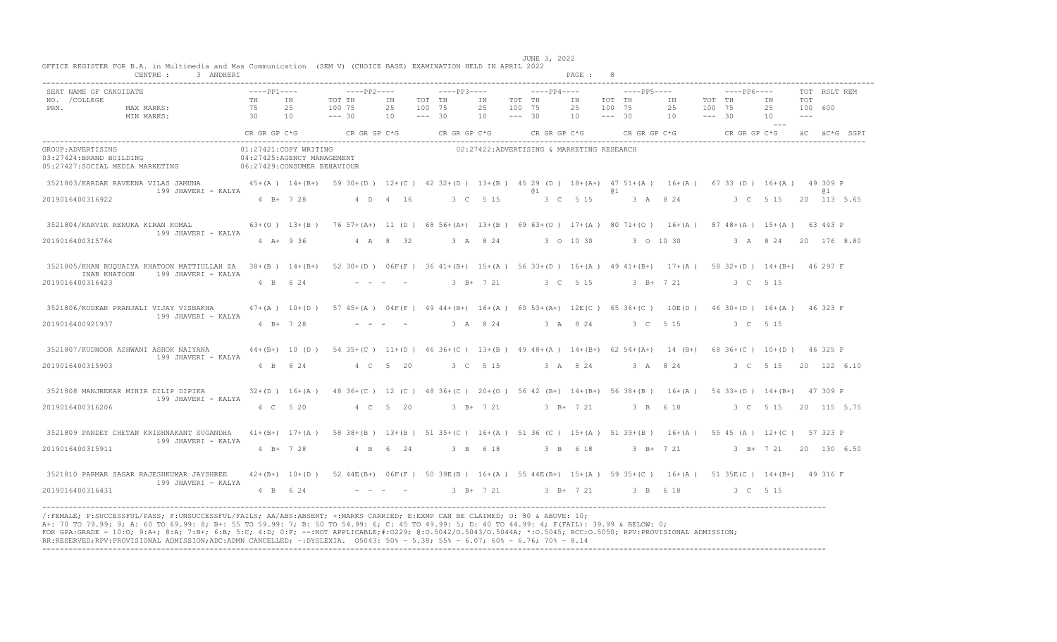OFFICE REGISTER FOR B.A. in Multimedia and Mas Communication (SEM V) (CHOICE BASE) EXAMINATION HELD IN APRIL 2022

JUNE 3, 2022

CENTRE : 3 ANDHERI

| SEAT NO. / NAME OF CANDIDATE / COLLEGE / PRN. | PP1 TH | PP1 IN | PP1 TOT | PP2 TH | PP2 IN | PP2 TOT | PP3 TH | PP3 IN | PP3 TOT | PP4 TH | PP4 IN | PP4 TOT | PP5 TH | PP5 IN | PP5 TOT | PP6 TH | PP6 IN | PP6 TOT | TOT | RSLT | REM |
|---|---|---|---|---|---|---|---|---|---|---|---|---|---|---|---|---|---|---|---|---|---|
| MAX MARKS: | 75 | 25 | 100 | 75 | 25 | 100 | 75 | 25 | 100 | 75 | 25 | 100 | 75 | 25 | 100 | 75 | 25 | 100 | 600 | | |
| MIN MARKS: | 30 | 10 | --- | 30 | 10 | --- | 30 | 10 | --- | 30 | 10 | --- | 30 | 10 | --- | 30 | 10 | --- | --- | | |
| | CR GR GP C*G | | | CR GR GP C*G | | | CR GR GP C*G | | | CR GR GP C*G | | | CR GR GP C*G | | | CR GR GP C*G | | | äC äC*G SGPI | | |

GROUP:ADVERTISING
01:27421:COPY WRITING
02:27422:ADVERTISING & MARKETING RESEARCH
03:27424:BRAND BUILDING
04:27425:AGENCY MANAGEMENT
05:27427:SOCIAL MEDIA MARKETING
06:27429:CONSUMER BEHAVIOUR

| SEAT NO. / NAME / COLLEGE / PRN | PP1 TH | PP1 IN | PP1 TOT | PP2 TH | PP2 IN | PP2 TOT | PP3 TH | PP3 IN | PP3 TOT | PP4 TH | PP4 IN | PP4 TOT | PP5 TH | PP5 IN | PP5 TOT | PP6 TH | PP6 IN | PP6 TOT | TOT | RSLT | REM |
|---|---|---|---|---|---|---|---|---|---|---|---|---|---|---|---|---|---|---|---|---|---|
| 3521803/KARDAK RAVEENA VILAS JAMUNA, 199 JHAVERI - KALYA | 45+(A ) | 14+(B+) | 59 | 30+(D ) | 12+(C ) | 42 | 32+(D ) | 13+(B ) | 45 | 29 (D ) @1 | 18+(A+) | 47 | 51+(A ) @1 | 16+(A ) | 67 | 33 (D ) | 16+(A ) | 49 | 309 @1 | P | |
| 2019016400316922 | 4 B+ 7 28 | | | 4 D 4 16 | | | 3 C 5 15 | | | 3 C 5 15 | | | 3 A 8 24 | | | 3 C 5 15 | | | 20 113 5.65 | | |
| 3521804/KARVIR RENUKA KIRAN KOMAL, 199 JHAVERI - KALYA | 63+(O ) | 13+(B ) | 76 | 57+(A+) | 11 (D ) | 68 | 56+(A+) | 13+(B ) | 69 | 63+(O ) | 17+(A ) | 80 | 71+(O ) | 16+(A ) | 87 | 48+(A ) | 15+(A ) | 63 | 443 | P | |
| 2019016400315764 | 4 A+ 9 36 | | | 4 A 8 32 | | | 3 A 8 24 | | | 3 O 10 30 | | | 3 O 10 30 | | | 3 A 8 24 | | | 20 176 8.80 | | |
| 3521805/KHAN RUQUAIYA KHATOON MATTIULLAH ZA INAB KHATOON, 199 JHAVERI - KALYA | 38+(B ) | 14+(B+) | 52 | 30+(D ) | 06F(F ) | 36 | 41+(B+) | 15+(A ) | 56 | 33+(D ) | 16+(A ) | 49 | 41+(B+) | 17+(A ) | 58 | 32+(D ) | 14+(B+) | 46 | 297 | F | |
| 2019016400316423 | 4 B 6 24 | | | - - - - | | | 3 B+ 7 21 | | | 3 C 5 15 | | | 3 B+ 7 21 | | | 3 C 5 15 | | | | | |
| 3521806/KUDKAR PRANJALI VIJAY VISHAKHA, 199 JHAVERI - KALYA | 47+(A ) | 10+(D ) | 57 | 45+(A ) | 04F(F ) | 49 | 44+(B+) | 16+(A ) | 60 | 53+(A+) | 12E(C ) | 65 | 36+(C ) | 10E(D ) | 46 | 30+(D ) | 16+(A ) | 46 | 323 | F | |
| 2019016400921937 | 4 B+ 7 28 | | | - - - - | | | 3 A 8 24 | | | 3 A 8 24 | | | 3 C 5 15 | | | 3 C 5 15 | | | | | |
| 3521807/KUDNOOR ASHWANI ASHOK NAIYANA, 199 JHAVERI - KALYA | 44+(B+) | 10 (D ) | 54 | 35+(C ) | 11+(D ) | 46 | 36+(C ) | 13+(B ) | 49 | 48+(A ) | 14+(B+) | 62 | 54+(A+) | 14 (B+) | 68 | 36+(C ) | 10+(D ) | 46 | 325 | P | |
| 2019016400315903 | 4 B 6 24 | | | 4 C 5 20 | | | 3 C 5 15 | | | 3 A 8 24 | | | 3 A 8 24 | | | 3 C 5 15 | | | 20 122 6.10 | | |
| 3521808 MANJREKAR MIHIR DILIP DIPIKA, 199 JHAVERI - KALYA | 32+(D ) | 16+(A ) | 48 | 36+(C ) | 12 (C ) | 48 | 36+(C ) | 20+(O ) | 56 | 42 (B+) | 14+(B+) | 56 | 38+(B ) | 16+(A ) | 54 | 33+(D ) | 14+(B+) | 47 | 309 | P | |
| 2019016400316206 | 4 C 5 20 | | | 4 C 5 20 | | | 3 B+ 7 21 | | | 3 B+ 7 21 | | | 3 B 6 18 | | | 3 C 5 15 | | | 20 115 5.75 | | |
| 3521809 PANDEY CHETAN KRISHNAKANT SUGANDHA, 199 JHAVERI - KALYA | 41+(B+) | 17+(A ) | 58 | 38+(B ) | 13+(B ) | 51 | 35+(C ) | 16+(A ) | 51 | 36 (C ) | 15+(A ) | 51 | 39+(B ) | 16+(A ) | 55 | 45 (A ) | 12+(C ) | 57 | 323 | P | |
| 2019016400315911 | 4 B+ 7 28 | | | 4 B 6 24 | | | 3 B 6 18 | | | 3 B 6 18 | | | 3 B+ 7 21 | | | 3 B+ 7 21 | | | 20 130 6.50 | | |
| 3521810 PARMAR SAGAR RAJESHKUMAR JAYSHREE, 199 JHAVERI - KALYA | 42+(B+) | 10+(D ) | 52 | 44E(B+) | 06F(F ) | 50 | 39E(B ) | 16+(A ) | 55 | 44E(B+) | 15+(A ) | 59 | 35+(C ) | 16+(A ) | 51 | 35E(C ) | 14+(B+) | 49 | 316 | F | |
| 2019016400316431 | 4 B 6 24 | | | - - - - | | | 3 B+ 7 21 | | | 3 B+ 7 21 | | | 3 B 6 18 | | | 3 C 5 15 | | | | | |

/:FEMALE; P:SUCCESSFUL/PASS; F:UNSUCCESSFUL/FAILS; AA/ABS:ABSENT; +:MARKS CARRIED; E:EXMP CAN BE CLAIMED; O: 80 & ABOVE: 10;
A+: 70 TO 79.99: 9; A: 60 TO 69.99: 8; B+: 55 TO 59.99: 7; B: 50 TO 54.99: 6; C: 45 TO 49.99: 5; D: 40 TO 44.99: 4; F(FAIL): 39.99 & BELOW: 0;
FOR GPA:GRADE - 10:O; 9:A+; 8:A; 7:B+; 6:B; 5:C; 4:D; 0:F; --:NOT APPLICABLE;#:O229; @:O.5042/O.5043/O.5044A; *:O.5045; RCC:O.5050; RPV:PROVISIONAL ADMISSION;
RR:RESERVED;RPV:PROVISIONAL ADMISSION;ADC:ADMN CANCELLED; ~:DYSLEXIA. O5043: 50% - 5.38; 55% - 6.07; 60% - 6.76; 70% - 8.14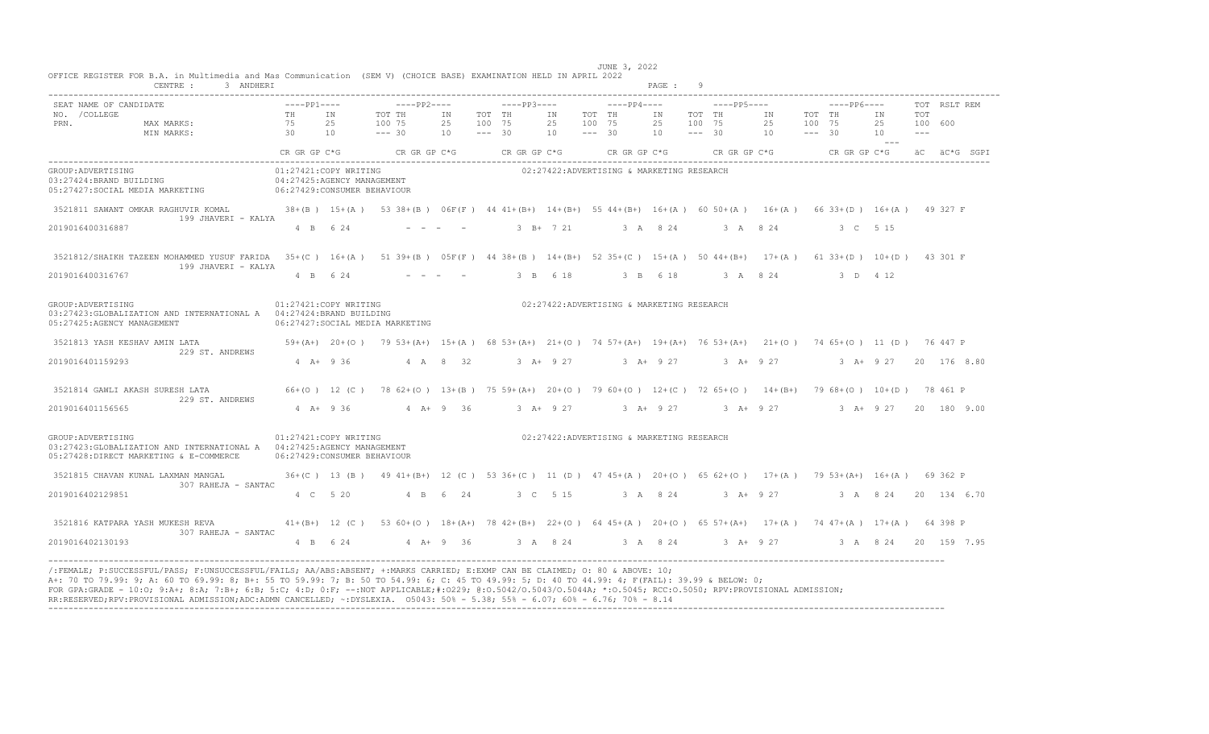OFFICE REGISTER FOR B.A. in Multimedia and Mas Communication (SEM V) (CHOICE BASE) EXAMINATION HELD IN APRIL 2022

JUNE 3, 2022

CENTRE : 3 ANDHERI

| SEAT NO. / PRN. | NAME OF CANDIDATE / COLLEGE | PP1 TH | PP1 IN | PP1 TOT | PP2 TH | PP2 IN | PP2 TOT | PP3 TH | PP3 IN | PP3 TOT | PP4 TH | PP4 IN | PP4 TOT | PP5 TH | PP5 IN | PP5 TOT | PP6 TH | PP6 IN | PP6 TOT | TOT | RSLT | REM |
|---|---|---|---|---|---|---|---|---|---|---|---|---|---|---|---|---|---|---|---|---|---|---|
| MAX MARKS: | | 75 | 25 | 100 | 75 | 25 | 100 | 75 | 25 | 100 | 75 | 25 | 100 | 75 | 25 | 100 | 75 | 25 | 100 | 600 | | |
| MIN MARKS: | | 30 | 10 | --- | 30 | 10 | --- | 30 | 10 | --- | 30 | 10 | --- | 30 | 10 | --- | 30 | 10 | --- | --- | | |
| | | CR GR GP C*G | | | CR GR GP C*G | | | CR GR GP C*G | | | CR GR GP C*G | | | CR GR GP C*G | | | CR GR GP C*G | | | äC | äC*G | SGPI |

GROUP:ADVERTISING
01:27421:COPY WRITING
02:27422:ADVERTISING & MARKETING RESEARCH
03:27424:BRAND BUILDING
04:27425:AGENCY MANAGEMENT
05:27427:SOCIAL MEDIA MARKETING
06:27429:CONSUMER BEHAVIOUR

| SEAT NO. / PRN. | NAME / COLLEGE | PP1 | PP2 | PP3 | PP4 | PP5 | PP6 | TOT | RSLT | äC | äC*G | SGPI |
|---|---|---|---|---|---|---|---|---|---|---|---|---|
| 3521811 | SAWANT OMKAR RAGHUVIR KOMAL | 38+(B) 15+(A) 53 | 38+(B) 06F(F) 44 | 41+(B+) 14+(B+) 55 | 44+(B+) 16+(A) 60 | 50+(A) 16+(A) 66 | 33+(D) 16+(A) 49 | 327 | F | | | |
| 2019016400316887 | 199 JHAVERI - KALYA | 4 B 6 24 | - - - - | 3 B+ 7 21 | 3 A 8 24 | 3 A 8 24 | 3 C 5 15 | | | | | |
| 3521812 | /SHAIKH TAZEEN MOHAMMED YUSUF FARIDA | 35+(C) 16+(A) 51 | 39+(B) 05F(F) 44 | 38+(B) 14+(B+) 52 | 35+(C) 15+(A) 50 | 44+(B+) 17+(A) 61 | 33+(D) 10+(D) 43 | 301 | F | | | |
| 2019016400316767 | 199 JHAVERI - KALYA | 4 B 6 24 | - - - - | 3 B 6 18 | 3 B 6 18 | 3 A 8 24 | 3 D 4 12 | | | | | |

GROUP:ADVERTISING
01:27421:COPY WRITING
02:27422:ADVERTISING & MARKETING RESEARCH
03:27423:GLOBALIZATION AND INTERNATIONAL A
04:27424:BRAND BUILDING
05:27425:AGENCY MANAGEMENT
06:27427:SOCIAL MEDIA MARKETING

| SEAT NO. / PRN. | NAME / COLLEGE | PP1 | PP2 | PP3 | PP4 | PP5 | PP6 | TOT | RSLT | äC | äC*G | SGPI |
|---|---|---|---|---|---|---|---|---|---|---|---|---|
| 3521813 | YASH KESHAV AMIN LATA | 59+(A+) 20+(O) 79 | 53+(A+) 15+(A) 68 | 53+(A+) 21+(O) 74 | 57+(A+) 19+(A+) 76 | 53+(A+) 21+(O) 74 | 65+(O) 11 (D) 76 | 447 | P | | | |
| 2019016401159293 | 229 ST. ANDREWS | 4 A+ 9 36 | 4 A 8 32 | 3 A+ 9 27 | 3 A+ 9 27 | 3 A+ 9 27 | 3 A+ 9 27 | | | 20 | 176 | 8.80 |
| 3521814 | GAWLI AKASH SURESH LATA | 66+(O) 12 (C) 78 | 62+(O) 13+(B) 75 | 59+(A+) 20+(O) 79 | 60+(O) 12+(C) 72 | 65+(O) 14+(B+) 79 | 68+(O) 10+(D) 78 | 461 | P | | | |
| 2019016401156565 | 229 ST. ANDREWS | 4 A+ 9 36 | 4 A+ 9 36 | 3 A+ 9 27 | 3 A+ 9 27 | 3 A+ 9 27 | 3 A+ 9 27 | | | 20 | 180 | 9.00 |

GROUP:ADVERTISING
01:27421:COPY WRITING
02:27422:ADVERTISING & MARKETING RESEARCH
03:27423:GLOBALIZATION AND INTERNATIONAL A
04:27425:AGENCY MANAGEMENT
05:27428:DIRECT MARKETING & E-COMMERCE
06:27429:CONSUMER BEHAVIOUR

| SEAT NO. / PRN. | NAME / COLLEGE | PP1 | PP2 | PP3 | PP4 | PP5 | PP6 | TOT | RSLT | äC | äC*G | SGPI |
|---|---|---|---|---|---|---|---|---|---|---|---|---|
| 3521815 | CHAVAN KUNAL LAXMAN MANGAL | 36+(C) 13 (B) 49 | 41+(B+) 12 (C) 53 | 36+(C) 11 (D) 47 | 45+(A) 20+(O) 65 | 62+(O) 17+(A) 79 | 53+(A+) 16+(A) 69 | 362 | P | | | |
| 2019016402129851 | 307 RAHEJA - SANTAC | 4 C 5 20 | 4 B 6 24 | 3 C 5 15 | 3 A 8 24 | 3 A+ 9 27 | 3 A 8 24 | | | 20 | 134 | 6.70 |
| 3521816 | KATPARA YASH MUKESH REVA | 41+(B+) 12 (C) 53 | 60+(O) 18+(A+) 78 | 42+(B+) 22+(O) 64 | 45+(A) 20+(O) 65 | 57+(A+) 17+(A) 74 | 47+(A) 17+(A) 64 | 398 | P | | | |
| 2019016402130193 | 307 RAHEJA - SANTAC | 4 B 6 24 | 4 A+ 9 36 | 3 A 8 24 | 3 A 8 24 | 3 A+ 9 27 | 3 A 8 24 | | | 20 | 159 | 7.95 |

/:FEMALE; P:SUCCESSFUL/PASS; F:UNSUCCESSFUL/FAILS; AA/ABS:ABSENT; +:MARKS CARRIED; E:EXMP CAN BE CLAIMED; O: 80 & ABOVE: 10;
A+: 70 TO 79.99: 9; A: 60 TO 69.99: 8; B+: 55 TO 59.99: 7; B: 50 TO 54.99: 6; C: 45 TO 49.99: 5; D: 40 TO 44.99: 4; F(FAIL): 39.99 & BELOW: 0;
FOR GPA:GRADE - 10:O; 9:A+; 8:A; 7:B+; 6:B; 5:C; 4:D; 0:F; --:NOT APPLICABLE;#:O229; @:O.5042/O.5043/O.5044A; *:O.5045; RCC:O.5050; RPV:PROVISIONAL ADMISSION;
RR:RESERVED;RPV:PROVISIONAL ADMISSION;ADC:ADMN CANCELLED; ~:DYSLEXIA. O5043: 50% - 5.38; 55% - 6.07; 60% - 6.76; 70% - 8.14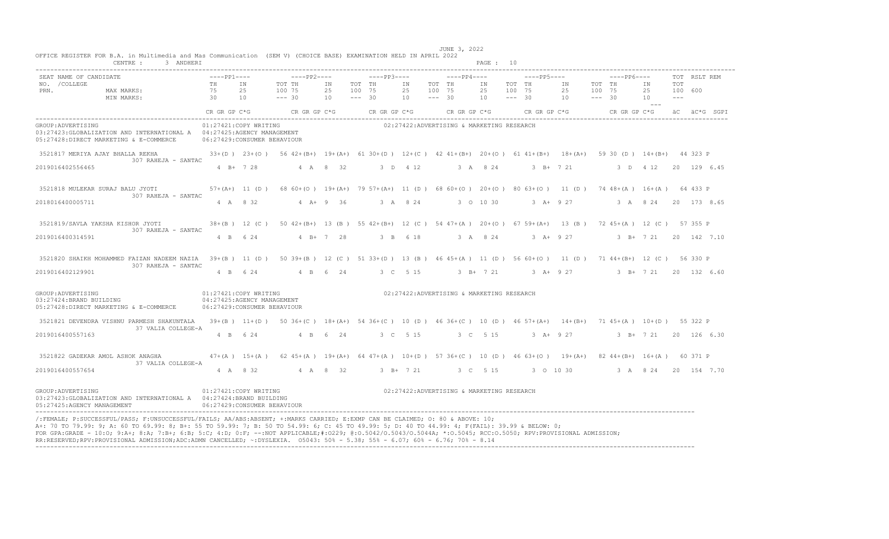OFFICE REGISTER FOR B.A. in Multimedia and Mas Communication (SEM V) (CHOICE BASE) EXAMINATION HELD IN APRIL 2022

JUNE 3, 2022

CENTRE : 3 ANDHERI

| SEAT NO. | NAME OF CANDIDATE /COLLEGE | PRN. | PP1 TH (75/30) | PP1 IN (25/10) | PP1 TOT (100) | PP2 TH (75/30) | PP2 IN (25/10) | PP2 TOT (100) | PP3 TH (75/30) | PP3 IN (25/10) | PP3 TOT (100) | PP4 TH (75/30) | PP4 IN (25/10) | PP4 TOT (100) | PP5 TH (75/30) | PP5 IN (25/10) | PP5 TOT (100) | PP6 TH (75/30) | PP6 IN (25/10) | PP6 TOT (100) | TOT (600) | RSLT | REM |
|---|---|---|---|---|---|---|---|---|---|---|---|---|---|---|---|---|---|---|---|---|---|---|---|
| | | | CR GR GP C*G | | | CR GR GP C*G | | | CR GR GP C*G | | | CR GR GP C*G | | | CR GR GP C*G | | | CR GR GP C*G | | | äC äC*G SGPI | | |

GROUP:ADVERTISING
01:27421:COPY WRITING
02:27422:ADVERTISING & MARKETING RESEARCH
03:27423:GLOBALIZATION AND INTERNATIONAL A
04:27425:AGENCY MANAGEMENT
05:27428:DIRECT MARKETING & E-COMMERCE
06:27429:CONSUMER BEHAVIOUR

| SEAT NO. | NAME / COLLEGE | PRN | PP1 TH | PP1 IN | PP1 TOT | PP2 TH | PP2 IN | PP2 TOT | PP3 TH | PP3 IN | PP3 TOT | PP4 TH | PP4 IN | PP4 TOT | PP5 TH | PP5 IN | PP5 TOT | PP6 TH | PP6 IN | PP6 TOT | TOT | RSLT |
|---|---|---|---|---|---|---|---|---|---|---|---|---|---|---|---|---|---|---|---|---|---|---|
| 3521817 | MERIYA AJAY BHALLA REKHA / 307 RAHEJA - SANTAC | 2019016402556465 | 33+(D ) | 23+(O ) | 56 | 42+(B+) | 19+(A+) | 61 | 30+(D ) | 12+(C ) | 42 | 41+(B+) | 20+(O ) | 61 | 41+(B+) | 18+(A+) | 59 | 30 (D ) | 14+(B+) | 44 | 323 | P |
| | | | 4 B+ 7 28 | | | 4 A 8 32 | | | 3 D 4 12 | | | 3 A 8 24 | | | 3 B+ 7 21 | | | 3 D 4 12 | | | 20 129 6.45 | |
| 3521818 | MULEKAR SURAJ BALU JYOTI / 307 RAHEJA - SANTAC | 2018016400005711 | 57+(A+) | 11 (D ) | 68 | 60+(O ) | 19+(A+) | 79 | 57+(A+) | 11 (D ) | 68 | 60+(O ) | 20+(O ) | 80 | 63+(O ) | 11 (D ) | 74 | 48+(A ) | 16+(A ) | 64 | 433 | P |
| | | | 4 A 8 32 | | | 4 A+ 9 36 | | | 3 A 8 24 | | | 3 O 10 30 | | | 3 A+ 9 27 | | | 3 A 8 24 | | | 20 173 8.65 | |
| 3521819 | /SAVLA YAKSHA KISHOR JYOTI / 307 RAHEJA - SANTAC | 2019016400314591 | 38+(B ) | 12 (C ) | 50 | 42+(B+) | 13 (B ) | 55 | 42+(B+) | 12 (C ) | 54 | 47+(A ) | 20+(O ) | 67 | 59+(A+) | 13 (B ) | 72 | 45+(A ) | 12 (C ) | 57 | 355 | P |
| | | | 4 B 6 24 | | | 4 B+ 7 28 | | | 3 B 6 18 | | | 3 A 8 24 | | | 3 A+ 9 27 | | | 3 B+ 7 21 | | | 20 142 7.10 | |
| 3521820 | SHAIKH MOHAMMED FAIZAN NADEEM NAZIA / 307 RAHEJA - SANTAC | 2019016402129901 | 39+(B ) | 11 (D ) | 50 | 39+(B ) | 12 (C ) | 51 | 33+(D ) | 13 (B ) | 46 | 45+(A ) | 11 (D ) | 56 | 60+(O ) | 11 (D ) | 71 | 44+(B+) | 12 (C ) | 56 | 330 | P |
| | | | 4 B 6 24 | | | 4 B 6 24 | | | 3 C 5 15 | | | 3 B+ 7 21 | | | 3 A+ 9 27 | | | 3 B+ 7 21 | | | 20 132 6.60 | |

GROUP:ADVERTISING
01:27421:COPY WRITING
02:27422:ADVERTISING & MARKETING RESEARCH
03:27424:BRAND BUILDING
04:27425:AGENCY MANAGEMENT
05:27428:DIRECT MARKETING & E-COMMERCE
06:27429:CONSUMER BEHAVIOUR

| SEAT NO. | NAME / COLLEGE | PRN | PP1 TH | PP1 IN | PP1 TOT | PP2 TH | PP2 IN | PP2 TOT | PP3 TH | PP3 IN | PP3 TOT | PP4 TH | PP4 IN | PP4 TOT | PP5 TH | PP5 IN | PP5 TOT | PP6 TH | PP6 IN | PP6 TOT | TOT | RSLT |
|---|---|---|---|---|---|---|---|---|---|---|---|---|---|---|---|---|---|---|---|---|---|---|
| 3521821 | DEVENDRA VISHNU PARMESH SHAKUNTALA / 37 VALIA COLLEGE-A | 2019016400557163 | 39+(B ) | 11+(D ) | 50 | 36+(C ) | 18+(A+) | 54 | 36+(C ) | 10 (D ) | 46 | 36+(C ) | 10 (D ) | 46 | 57+(A+) | 14+(B+) | 71 | 45+(A ) | 10+(D ) | 55 | 322 | P |
| | | | 4 B 6 24 | | | 4 B 6 24 | | | 3 C 5 15 | | | 3 C 5 15 | | | 3 A+ 9 27 | | | 3 B+ 7 21 | | | 20 126 6.30 | |
| 3521822 | GADEKAR AMOL ASHOK ANAGHA / 37 VALIA COLLEGE-A | 2019016400557654 | 47+(A ) | 15+(A ) | 62 | 45+(A ) | 19+(A+) | 64 | 47+(A ) | 10+(D ) | 57 | 36+(C ) | 10 (D ) | 46 | 63+(O ) | 19+(A+) | 82 | 44+(B+) | 16+(A ) | 60 | 371 | P |
| | | | 4 A 8 32 | | | 4 A 8 32 | | | 3 B+ 7 21 | | | 3 C 5 15 | | | 3 O 10 30 | | | 3 A 8 24 | | | 20 154 7.70 | |

GROUP:ADVERTISING
01:27421:COPY WRITING
02:27422:ADVERTISING & MARKETING RESEARCH
03:27423:GLOBALIZATION AND INTERNATIONAL A
04:27424:BRAND BUILDING
05:27425:AGENCY MANAGEMENT
06:27429:CONSUMER BEHAVIOUR

/:FEMALE; P:SUCCESSFUL/PASS; F:UNSUCCESSFUL/FAILS; AA/ABS:ABSENT; +:MARKS CARRIED; E:EXMP CAN BE CLAIMED; O: 80 & ABOVE: 10;
A+: 70 TO 79.99: 9; A: 60 TO 69.99: 8; B+: 55 TO 59.99: 7; B: 50 TO 54.99: 6; C: 45 TO 49.99: 5; D: 40 TO 44.99: 4; F(FAIL): 39.99 & BELOW: 0;
FOR GPA:GRADE - 10:O; 9:A+; 8:A; 7:B+; 6:B; 5:C; 4:D; 0:F; --:NOT APPLICABLE;#:O229; @:O.5042/O.5043/O.5044A; *:O.5045; RCC:O.5050; RPV:PROVISIONAL ADMISSION;
RR:RESERVED;RPV:PROVISIONAL ADMISSION;ADC:ADMN CANCELLED; ~:DYSLEXIA. O5043: 50% - 5.38; 55% - 6.07; 60% - 6.76; 70% - 8.14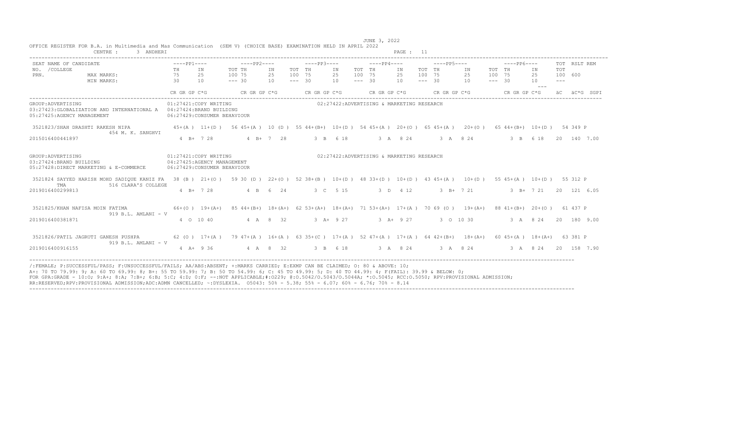JUNE 3, 2022

OFFICE REGISTER FOR B.A. in Multimedia and Mas Communication (SEM V) (CHOICE BASE) EXAMINATION HELD IN APRIL 2022

CENTRE : 3 ANDHERI

| SEAT NO. /COLLEGE PRN. | NAME OF CANDIDATE | PP1 TH | PP1 IN | PP1 TOT | PP2 TH | PP2 IN | PP2 TOT | PP3 TH | PP3 IN | PP3 TOT | PP4 TH | PP4 IN | PP4 TOT | PP5 TH | PP5 IN | PP5 TOT | PP6 TH | PP6 IN | PP6 TOT | TOT | RSLT | REM |
|---|---|---|---|---|---|---|---|---|---|---|---|---|---|---|---|---|---|---|---|---|---|---|
| MAX MARKS: | | 75 | 25 | 100 | 75 | 25 | 100 | 75 | 25 | 100 | 75 | 25 | 100 | 75 | 25 | 100 | 75 | 25 | 100 | 600 | | |
| MIN MARKS: | | 30 | 10 | --- | 30 | 10 | --- | 30 | 10 | --- | 30 | 10 | --- | 30 | 10 | --- | 30 | 10 | --- | --- | | |
| | | CR GR GP C*G | | | CR GR GP C*G | | | CR GR GP C*G | | | CR GR GP C*G | | | CR GR GP C*G | | | CR GR GP C*G | | | äC | äC*G | SGPI |

GROUP:ADVERTISING
01:27421:COPY WRITING
02:27422:ADVERTISING & MARKETING RESEARCH
03:27423:GLOBALIZATION AND INTERNATIONAL A
04:27424:BRAND BUILDING
05:27425:AGENCY MANAGEMENT
06:27429:CONSUMER BEHAVIOUR

| SEAT NO. /COLLEGE PRN. | NAME OF CANDIDATE | PP1 TH | PP1 IN | PP1 TOT | PP2 TH | PP2 IN | PP2 TOT | PP3 TH | PP3 IN | PP3 TOT | PP4 TH | PP4 IN | PP4 TOT | PP5 TH | PP5 IN | PP5 TOT | PP6 TH | PP6 IN | PP6 TOT | TOT | RSLT | REM |
|---|---|---|---|---|---|---|---|---|---|---|---|---|---|---|---|---|---|---|---|---|---|---|
| 3521823 / 454 M. K. SANGHVI | SHAH DRASHTI RAKESH NIPA | 45+(A ) | 11+(D ) | 56 | 45+(A ) | 10 (D ) | 55 | 44+(B+) | 10+(D ) | 54 | 45+(A ) | 20+(O ) | 65 | 45+(A ) | 20+(O ) | 65 | 44+(B+) | 10+(D ) | 54 | 349 | P | |
| 2015016400441897 | | 4 B+ 7 28 | | | 4 B+ 7 28 | | | 3 B 6 18 | | | 3 A 8 24 | | | 3 A 8 24 | | | 3 B 6 18 | | | 20 | 140 | 7.00 |

GROUP:ADVERTISING
01:27421:COPY WRITING
02:27422:ADVERTISING & MARKETING RESEARCH
03:27424:BRAND BUILDING
04:27425:AGENCY MANAGEMENT
05:27428:DIRECT MARKETING & E-COMMERCE
06:27429:CONSUMER BEHAVIOUR

| SEAT NO. /COLLEGE PRN. | NAME OF CANDIDATE | PP1 TH | PP1 IN | PP1 TOT | PP2 TH | PP2 IN | PP2 TOT | PP3 TH | PP3 IN | PP3 TOT | PP4 TH | PP4 IN | PP4 TOT | PP5 TH | PP5 IN | PP5 TOT | PP6 TH | PP6 IN | PP6 TOT | TOT | RSLT | REM |
|---|---|---|---|---|---|---|---|---|---|---|---|---|---|---|---|---|---|---|---|---|---|---|
| 3521824 / 516 CLARA'S COLLEGE | SAYYED HARISH MOHD SADIQUE KANIZ FA TMA | 38 (B ) | 21+(O ) | 59 | 30 (D ) | 22+(O ) | 52 | 38+(B ) | 10+(D ) | 48 | 33+(D ) | 10+(D ) | 43 | 45+(A ) | 10+(D ) | 55 | 45+(A ) | 10+(D ) | 55 | 312 | P | |
| 2019016400299813 | | 4 B+ 7 28 | | | 4 B 6 24 | | | 3 C 5 15 | | | 3 D 4 12 | | | 3 B+ 7 21 | | | 3 B+ 7 21 | | | 20 | 121 | 6.05 |
| 3521825 / 919 B.L. AMLANI - V | KHAN NAFISA MOIN FATIMA | 66+(O ) | 19+(A+) | 85 | 44+(B+) | 18+(A+) | 62 | 53+(A+) | 18+(A+) | 71 | 53+(A+) | 17+(A ) | 70 | 69 (O ) | 19+(A+) | 88 | 41+(B+) | 20+(O ) | 61 | 437 | P | |
| 2019016400381871 | | 4 O 10 40 | | | 4 A 8 32 | | | 3 A+ 9 27 | | | 3 A+ 9 27 | | | 3 O 10 30 | | | 3 A 8 24 | | | 20 | 180 | 9.00 |
| 3521826 / 919 B.L. AMLANI - V | PATIL JAGRUTI GANESH PUSHPA | 62 (O ) | 17+(A ) | 79 | 47+(A ) | 16+(A ) | 63 | 35+(C ) | 17+(A ) | 52 | 47+(A ) | 17+(A ) | 64 | 42+(B+) | 18+(A+) | 60 | 45+(A ) | 18+(A+) | 63 | 381 | P | |
| 2019016400916155 | | 4 A+ 9 36 | | | 4 A 8 32 | | | 3 B 6 18 | | | 3 A 8 24 | | | 3 A 8 24 | | | 3 A 8 24 | | | 20 | 158 | 7.90 |

/:FEMALE; P:SUCCESSFUL/PASS; F:UNSUCCESSFUL/FAILS; AA/ABS:ABSENT; +:MARKS CARRIED; E:EXMP CAN BE CLAIMED; O: 80 & ABOVE: 10;
A+: 70 TO 79.99: 9; A: 60 TO 69.99: 8; B+: 55 TO 59.99: 7; B: 50 TO 54.99: 6; C: 45 TO 49.99: 5; D: 40 TO 44.99: 4; F(FAIL): 39.99 & BELOW: 0;
FOR GPA:GRADE - 10:O; 9:A+; 8:A; 7:B+; 6:B; 5:C; 4:D; 0:F; --:NOT APPLICABLE;#:O229; @:O.5042/O.5043/O.5044A; *:O.5045; RCC:O.5050; RPV:PROVISIONAL ADMISSION;
RR:RESERVED;RPV:PROVISIONAL ADMISSION;ADC:ADMN CANCELLED; ~:DYSLEXIA. O5043: 50% - 5.38; 55% - 6.07; 60% - 6.76; 70% - 8.14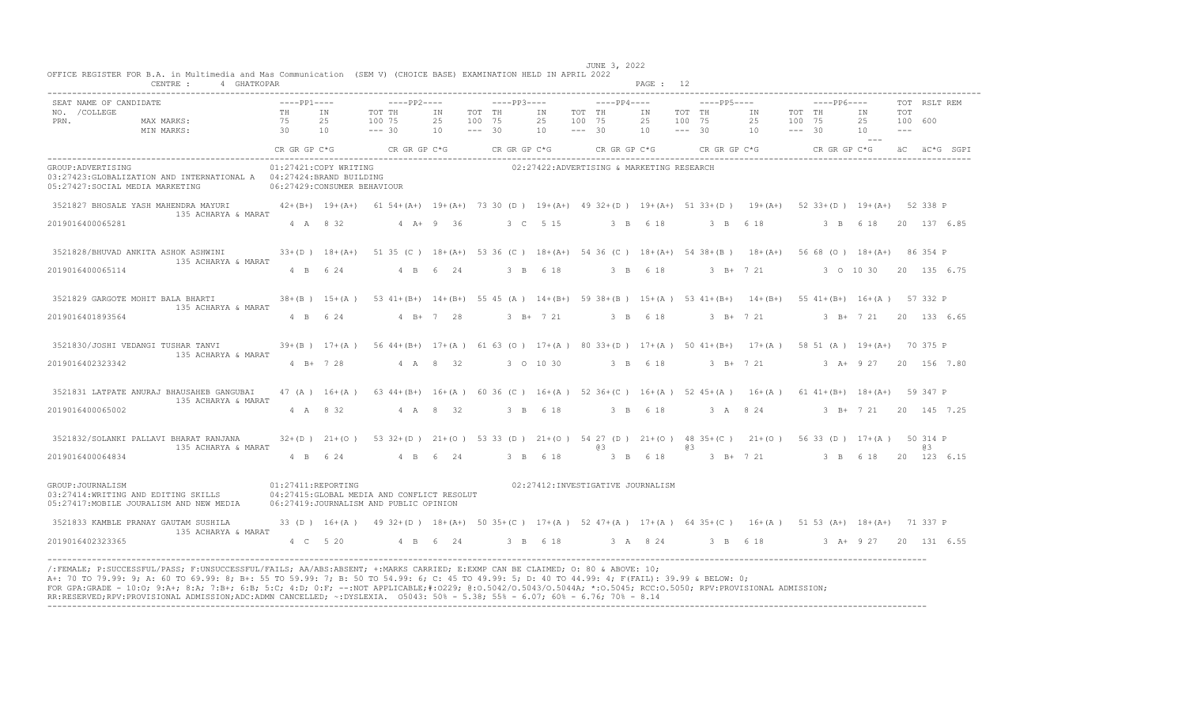JUNE 3, 2022

OFFICE REGISTER FOR B.A. in Multimedia and Mas Communication (SEM V) (CHOICE BASE) EXAMINATION HELD IN APRIL 2022

CENTRE : 4 GHATKOPAR PAGE : 12

| SEAT NO. /COLLEGE PRN. | NAME OF CANDIDATE | PP1 TH | PP1 IN | PP1 TOT | PP2 TH | PP2 IN | PP2 TOT | PP3 TH | PP3 IN | PP3 TOT | PP4 TH | PP4 IN | PP4 TOT | PP5 TH | PP5 IN | PP5 TOT | PP6 TH | PP6 IN | PP6 TOT | TOT | RSLT | REM |
|---|---|---|---|---|---|---|---|---|---|---|---|---|---|---|---|---|---|---|---|---|---|---|
| MAX MARKS: | | 75 | 25 | 100 | 75 | 25 | 100 | 75 | 25 | 100 | 75 | 25 | 100 | 75 | 25 | 100 | 75 | 25 | 100 | 600 | | |
| MIN MARKS: | | 30 | 10 | --- | 30 | 10 | --- | 30 | 10 | --- | 30 | 10 | --- | 30 | 10 | --- | 30 | 10 | --- | --- | | |
| | | CR GR GP C*G | | | CR GR GP C*G | | | CR GR GP C*G | | | CR GR GP C*G | | | CR GR GP C*G | | | CR GR GP C*G | | | äC | äC*G | SGPI |

GROUP:ADVERTISING
01:27421:COPY WRITING
02:27422:ADVERTISING & MARKETING RESEARCH
03:27423:GLOBALIZATION AND INTERNATIONAL A
04:27424:BRAND BUILDING
05:27427:SOCIAL MEDIA MARKETING
06:27429:CONSUMER BEHAVIOUR

| SEAT NO. / PRN | NAME / COLLEGE | PP1 TH | PP1 IN | PP1 TOT | PP2 TH | PP2 IN | PP2 TOT | PP3 TH | PP3 IN | PP3 TOT | PP4 TH | PP4 IN | PP4 TOT | PP5 TH | PP5 IN | PP5 TOT | PP6 TH | PP6 IN | PP6 TOT | TOT | RSLT | REM |
|---|---|---|---|---|---|---|---|---|---|---|---|---|---|---|---|---|---|---|---|---|---|---|
| 3521827 | BHOSALE YASH MAHENDRA MAYURI | 42+(B+) | 19+(A+) | 61 | 54+(A+) | 19+(A+) | 73 | 30 (D ) | 19+(A+) | 49 | 32+(D ) | 19+(A+) | 51 | 33+(D ) | 19+(A+) | 52 | 33+(D ) | 19+(A+) | 52 | 338 | P | |
| 2019016400065281 | 135 ACHARYA & MARAT | 4 A 8 32 | | | 4 A+ 9 36 | | | 3 C 5 15 | | | 3 B 6 18 | | | 3 B 6 18 | | | 3 B 6 18 | | | 20 | 137 | 6.85 |
| 3521828/ | BHUVAD ANKITA ASHOK ASHWINI | 33+(D ) | 18+(A+) | 51 | 35 (C ) | 18+(A+) | 53 | 36 (C ) | 18+(A+) | 54 | 36 (C ) | 18+(A+) | 54 | 38+(B ) | 18+(A+) | 56 | 68 (O ) | 18+(A+) | 86 | 354 | P | |
| 2019016400065114 | 135 ACHARYA & MARAT | 4 B 6 24 | | | 4 B 6 24 | | | 3 B 6 18 | | | 3 B 6 18 | | | 3 B+ 7 21 | | | 3 O 10 30 | | | 20 | 135 | 6.75 |
| 3521829 | GARGOTE MOHIT BALA BHARTI | 38+(B ) | 15+(A ) | 53 | 41+(B+) | 14+(B+) | 55 | 45 (A ) | 14+(B+) | 59 | 38+(B ) | 15+(A ) | 53 | 41+(B+) | 14+(B+) | 55 | 41+(B+) | 16+(A ) | 57 | 332 | P | |
| 2019016401893564 | 135 ACHARYA & MARAT | 4 B 6 24 | | | 4 B+ 7 28 | | | 3 B+ 7 21 | | | 3 B 6 18 | | | 3 B+ 7 21 | | | 3 B+ 7 21 | | | 20 | 133 | 6.65 |
| 3521830/ | JOSHI VEDANGI TUSHAR TANVI | 39+(B ) | 17+(A ) | 56 | 44+(B+) | 17+(A ) | 61 | 63 (O ) | 17+(A ) | 80 | 33+(D ) | 17+(A ) | 50 | 41+(B+) | 17+(A ) | 58 | 51 (A ) | 19+(A+) | 70 | 375 | P | |
| 2019016402323342 | 135 ACHARYA & MARAT | 4 B+ 7 28 | | | 4 A 8 32 | | | 3 O 10 30 | | | 3 B 6 18 | | | 3 B+ 7 21 | | | 3 A+ 9 27 | | | 20 | 156 | 7.80 |
| 3521831 | LATPATE ANURAJ BHAUSAHEB GANGUBAI | 47 (A ) | 16+(A ) | 63 | 44+(B+) | 16+(A ) | 60 | 36 (C ) | 16+(A ) | 52 | 36+(C ) | 16+(A ) | 52 | 45+(A ) | 16+(A ) | 61 | 41+(B+) | 18+(A+) | 59 | 347 | P | |
| 2019016400065002 | 135 ACHARYA & MARAT | 4 A 8 32 | | | 4 A 8 32 | | | 3 B 6 18 | | | 3 B 6 18 | | | 3 A 8 24 | | | 3 B+ 7 21 | | | 20 | 145 | 7.25 |
| 3521832/ | SOLANKI PALLAVI BHARAT RANJANA | 32+(D ) | 21+(O ) | 53 | 32+(D ) | 21+(O ) | 53 | 33 (D ) | 21+(O ) | 54 | 27 (D ) @3 | 21+(O ) | 48 | 35+(C ) @3 | 21+(O ) | 56 | 33 (D ) | 17+(A ) | 50 | 314 @3 | P | |
| 2019016400064834 | 135 ACHARYA & MARAT | 4 B 6 24 | | | 4 B 6 24 | | | 3 B 6 18 | | | 3 B 6 18 | | | 3 B+ 7 21 | | | 3 B 6 18 | | | 20 | 123 | 6.15 |

GROUP:JOURNALISM
01:27411:REPORTING
02:27412:INVESTIGATIVE JOURNALISM
03:27414:WRITING AND EDITING SKILLS
04:27415:GLOBAL MEDIA AND CONFLICT RESOLUT
05:27417:MOBILE JOURALISM AND NEW MEDIA
06:27419:JOURNALISM AND PUBLIC OPINION

| SEAT NO. / PRN | NAME / COLLEGE | PP1 TH | PP1 IN | PP1 TOT | PP2 TH | PP2 IN | PP2 TOT | PP3 TH | PP3 IN | PP3 TOT | PP4 TH | PP4 IN | PP4 TOT | PP5 TH | PP5 IN | PP5 TOT | PP6 TH | PP6 IN | PP6 TOT | TOT | RSLT | REM |
|---|---|---|---|---|---|---|---|---|---|---|---|---|---|---|---|---|---|---|---|---|---|---|
| 3521833 | KAMBLE PRANAY GAUTAM SUSHILA | 33 (D ) | 16+(A ) | 49 | 32+(D ) | 18+(A+) | 50 | 35+(C ) | 17+(A ) | 52 | 47+(A ) | 17+(A ) | 64 | 35+(C ) | 16+(A ) | 51 | 53 (A+) | 18+(A+) | 71 | 337 | P | |
| 2019016402323365 | 135 ACHARYA & MARAT | 4 C 5 20 | | | 4 B 6 24 | | | 3 B 6 18 | | | 3 A 8 24 | | | 3 B 6 18 | | | 3 A+ 9 27 | | | 20 | 131 | 6.55 |

/:FEMALE; P:SUCCESSFUL/PASS; F:UNSUCCESSFUL/FAILS; AA/ABS:ABSENT; +:MARKS CARRIED; E:EXMP CAN BE CLAIMED; O: 80 & ABOVE: 10;
A+: 70 TO 79.99: 9; A: 60 TO 69.99: 8; B+: 55 TO 59.99: 7; B: 50 TO 54.99: 6; C: 45 TO 49.99: 5; D: 40 TO 44.99: 4; F(FAIL): 39.99 & BELOW: 0;
FOR GPA:GRADE - 10:O; 9:A+; 8:A; 7:B+; 6:B; 5:C; 4:D; 0:F; --:NOT APPLICABLE;#:O229; @:O.5042/O.5043/O.5044A; *:O.5045; RCC:O.5050; RPV:PROVISIONAL ADMISSION;
RR:RESERVED;RPV:PROVISIONAL ADMISSION;ADC:ADMN CANCELLED; ~:DYSLEXIA. O5043: 50% - 5.38; 55% - 6.07; 60% - 6.76; 70% - 8.14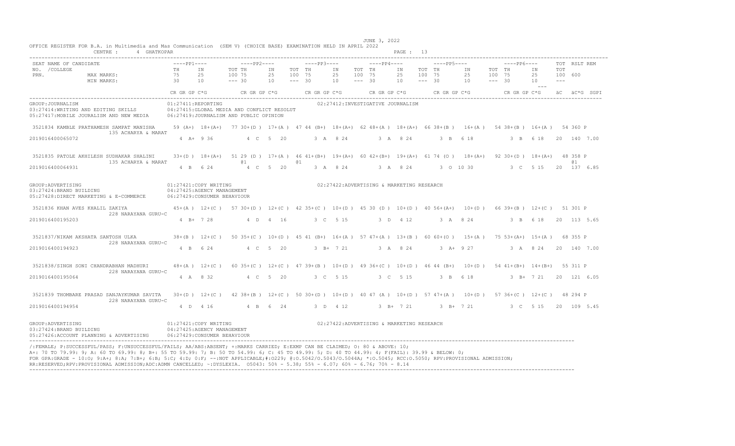OFFICE REGISTER FOR B.A. in Multimedia and Mas Communication (SEM V) (CHOICE BASE) EXAMINATION HELD IN APRIL 2022

JUNE 3, 2022

CENTRE : 4 GHATKOPAR

| SEAT NO. / PRN. | NAME OF CANDIDATE / COLLEGE | PP1 TH | PP1 IN | PP1 TOT | PP2 TH | PP2 IN | PP2 TOT | PP3 TH | PP3 IN | PP3 TOT | PP4 TH | PP4 IN | PP4 TOT | PP5 TH | PP5 IN | PP5 TOT | PP6 TH | PP6 IN | PP6 TOT | TOT | RSLT | REM |
|---|---|---|---|---|---|---|---|---|---|---|---|---|---|---|---|---|---|---|---|---|---|---|
| | MAX MARKS: | 75 | 25 | 100 | 75 | 25 | 100 | 75 | 25 | 100 | 75 | 25 | 100 | 75 | 25 | 100 | 75 | 25 | 100 | 600 | | |
| | MIN MARKS: | 30 | 10 | --- | 30 | 10 | --- | 30 | 10 | --- | 30 | 10 | --- | 30 | 10 | --- | 30 | 10 | --- | --- | | |
| | | CR GR GP C*G | | | CR GR GP C*G | | | CR GR GP C*G | | | CR GR GP C*G | | | CR GR GP C*G | | | CR GR GP C*G | | | äC äC*G | | SGPI |

GROUP:JOURNALISM
01:27411:REPORTING
02:27412:INVESTIGATIVE JOURNALISM
03:27414:WRITING AND EDITING SKILLS
04:27415:GLOBAL MEDIA AND CONFLICT RESOLUT
05:27417:MOBILE JOURALISM AND NEW MEDIA
06:27419:JOURNALISM AND PUBLIC OPINION

| SEAT NO. / PRN. | NAME / COLLEGE | PP1 TH | PP1 IN | PP1 TOT | PP2 TH | PP2 IN | PP2 TOT | PP3 TH | PP3 IN | PP3 TOT | PP4 TH | PP4 IN | PP4 TOT | PP5 TH | PP5 IN | PP5 TOT | PP6 TH | PP6 IN | PP6 TOT | TOT | RSLT | REM |
|---|---|---|---|---|---|---|---|---|---|---|---|---|---|---|---|---|---|---|---|---|---|---|
| 3521834 | KAMBLE PRATHAMESH SAMPAT MANISHA / 135 ACHARYA & MARAT | 59 (A+) | 18+(A+) | 77 | 30+(D ) | 17+(A ) | 47 | 44 (B+) | 18+(A+) | 62 | 48+(A ) | 18+(A+) | 66 | 38+(B ) | 16+(A ) | 54 | 38+(B ) | 16+(A ) | 54 | 360 | P | |
| 2019016400065072 | | 4 A+ 9 36 | | | 4 C 5 20 | | | 3 A 8 24 | | | 3 A 8 24 | | | 3 B 6 18 | | | 3 B 6 18 | | | 20 140 | | 7.00 |
| 3521835 | PATOLE AKHILESH SUDHAKAR SHALINI / 135 ACHARYA & MARAT | 33+(D ) | 18+(A+) | 51 | 29 (D ) @1 | 17+(A ) | 46 | 41+(B+) @1 | 19+(A+) | 60 | 42+(B+) | 19+(A+) | 61 | 74 (O ) | 18+(A+) | 92 | 30+(D ) | 18+(A+) | 48 | 358 @1 | P | |
| 2019016400064931 | | 4 B 6 24 | | | 4 C 5 20 | | | 3 A 8 24 | | | 3 A 8 24 | | | 3 O 10 30 | | | 3 C 5 15 | | | 20 137 | | 6.85 |

GROUP:ADVERTISING
01:27421:COPY WRITING
02:27422:ADVERTISING & MARKETING RESEARCH
03:27424:BRAND BUILDING
04:27425:AGENCY MANAGEMENT
05:27428:DIRECT MARKETING & E-COMMERCE
06:27429:CONSUMER BEHAVIOUR

| SEAT NO. / PRN. | NAME / COLLEGE | PP1 TH | PP1 IN | PP1 TOT | PP2 TH | PP2 IN | PP2 TOT | PP3 TH | PP3 IN | PP3 TOT | PP4 TH | PP4 IN | PP4 TOT | PP5 TH | PP5 IN | PP5 TOT | PP6 TH | PP6 IN | PP6 TOT | TOT | RSLT | REM |
|---|---|---|---|---|---|---|---|---|---|---|---|---|---|---|---|---|---|---|---|---|---|---|
| 3521836 | KHAN AVES KHALIL ZAKIYA / 228 NARAYANA GURU-C | 45+(A ) | 12+(C ) | 57 | 30+(D ) | 12+(C ) | 42 | 35+(C ) | 10+(D ) | 45 | 30 (D ) | 10+(D ) | 40 | 56+(A+) | 10+(D ) | 66 | 39+(B ) | 12+(C ) | 51 | 301 | P | |
| 2019016400195203 | | 4 B+ 7 28 | | | 4 D 4 16 | | | 3 C 5 15 | | | 3 D 4 12 | | | 3 A 8 24 | | | 3 B 6 18 | | | 20 113 | | 5.65 |
| 3521837 | /NIKAM AKSHATA SANTOSH ULKA / 228 NARAYANA GURU-C | 38+(B ) | 12+(C ) | 50 | 35+(C ) | 10+(D ) | 45 | 41 (B+) | 16+(A ) | 57 | 47+(A ) | 13+(B ) | 60 | 60+(O ) | 15+(A ) | 75 | 53+(A+) | 15+(A ) | 68 | 355 | P | |
| 2019016400194923 | | 4 B 6 24 | | | 4 C 5 20 | | | 3 B+ 7 21 | | | 3 A 8 24 | | | 3 A+ 9 27 | | | 3 A 8 24 | | | 20 140 | | 7.00 |
| 3521838 | /SINGH SONI CHANDRABHAN MADHURI / 228 NARAYANA GURU-C | 48+(A ) | 12+(C ) | 60 | 35+(C ) | 12+(C ) | 47 | 39+(B ) | 10+(D ) | 49 | 36+(C ) | 10+(D ) | 46 | 44 (B+) | 10+(D ) | 54 | 41+(B+) | 14+(B+) | 55 | 311 | P | |
| 2019016400195064 | | 4 A 8 32 | | | 4 C 5 20 | | | 3 C 5 15 | | | 3 C 5 15 | | | 3 B 6 18 | | | 3 B+ 7 21 | | | 20 121 | | 6.05 |
| 3521839 | THOMBARE PRASAD SANJAYKUMAR SAVITA / 228 NARAYANA GURU-C | 30+(D ) | 12+(C ) | 42 | 38+(B ) | 12+(C ) | 50 | 30+(D ) | 10+(D ) | 40 | 47 (A ) | 10+(D ) | 57 | 47+(A ) | 10+(D ) | 57 | 36+(C ) | 12+(C ) | 48 | 294 | P | |
| 2019016400194954 | | 4 D 4 16 | | | 4 B 6 24 | | | 3 D 4 12 | | | 3 B+ 7 21 | | | 3 B+ 7 21 | | | 3 C 5 15 | | | 20 109 | | 5.45 |

GROUP:ADVERTISING
01:27421:COPY WRITING
02:27422:ADVERTISING & MARKETING RESEARCH
03:27424:BRAND BUILDING
04:27425:AGENCY MANAGEMENT
05:27426:ACCOUNT PLANNING & ADVERTISING
06:27429:CONSUMER BEHAVIOUR

/:FEMALE; P:SUCCESSFUL/PASS; F:UNSUCCESSFUL/FAILS; AA/ABS:ABSENT; +:MARKS CARRIED; E:EXMP CAN BE CLAIMED; O: 80 & ABOVE: 10;
A+: 70 TO 79.99: 9; A: 60 TO 69.99: 8; B+: 55 TO 59.99: 7; B: 50 TO 54.99: 6; C: 45 TO 49.99: 5; D: 40 TO 44.99: 4; F(FAIL): 39.99 & BELOW: 0;
FOR GPA:GRADE - 10:O; 9:A+; 8:A; 7:B+; 6:B; 5:C; 4:D; 0:F; --:NOT APPLICABLE;#:O229; @:O.5042/O.5043/O.5044A; *:O.5045; RCC:O.5050; RPV:PROVISIONAL ADMISSION;
RR:RESERVED;RPV:PROVISIONAL ADMISSION;ADC:ADMN CANCELLED; ~:DYSLEXIA. O5043: 50% - 5.38; 55% - 6.07; 60% - 6.76; 70% - 8.14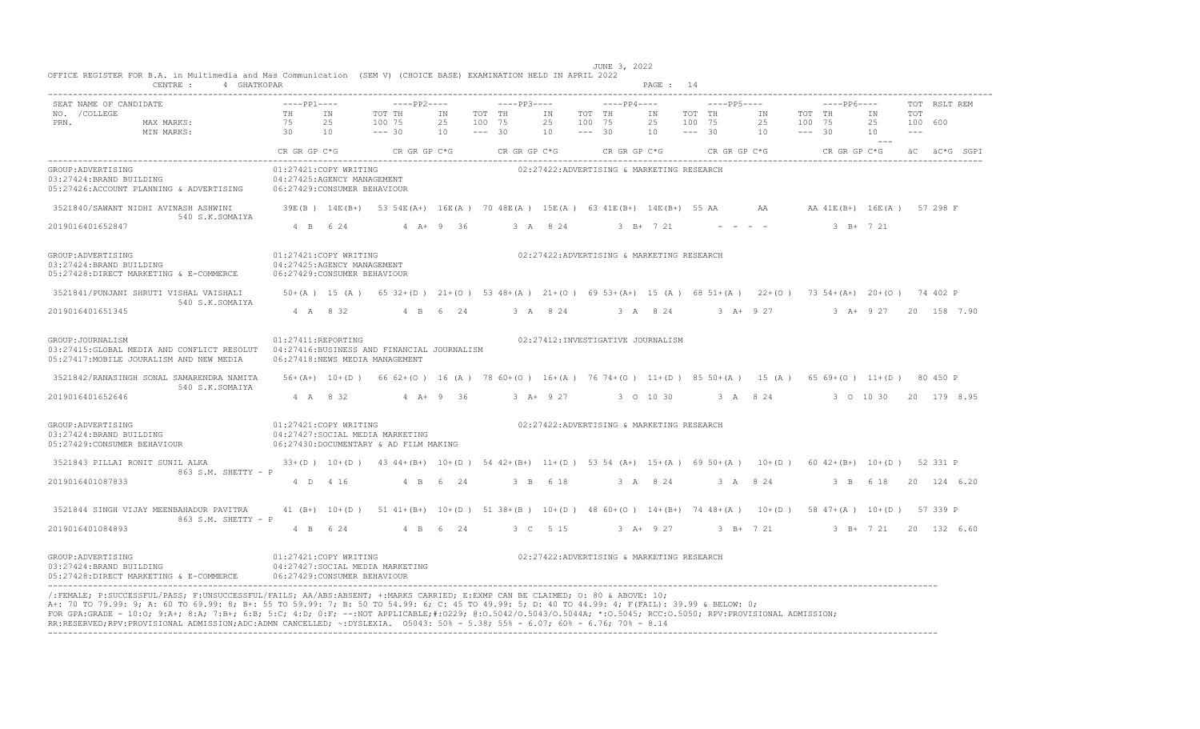OFFICE REGISTER FOR B.A. in Multimedia and Mas Communication (SEM V) (CHOICE BASE) EXAMINATION HELD IN APRIL 2022

JUNE 3, 2022

CENTRE : 4 GHATKOPAR

| SEAT NO. / NAME OF CANDIDATE / COLLEGE / PRN. | ----PP1---- | | | ----PP2---- | | | ----PP3---- | | | ----PP4---- | | | ----PP5---- | | | ----PP6---- | | | TOT | RSLT | REM |
|---|---|---|---|---|---|---|---|---|---|---|---|---|---|---|---|---|---|---|---|---|---|
| | TH | IN | TOT | TH | IN | TOT | TH | IN | TOT | TH | IN | TOT | TH | IN | TOT | TH | IN | TOT | TOT | | |
| MAX MARKS: | 75 | 25 | 100 | 75 | 25 | 100 | 75 | 25 | 100 | 75 | 25 | 100 | 75 | 25 | 100 | 75 | 25 | 100 | 600 | | |
| MIN MARKS: | 30 | 10 | --- | 30 | 10 | --- | 30 | 10 | --- | 30 | 10 | --- | 30 | 10 | --- | 30 | 10 | --- | --- | | |
| | CR GR GP C*G | | | CR GR GP C*G | | | CR GR GP C*G | | | CR GR GP C*G | | | CR GR GP C*G | | | CR GR GP C*G | | | äC | äC*G | SGPI |

GROUP:ADVERTISING
01:27421:COPY WRITING
02:27422:ADVERTISING & MARKETING RESEARCH
03:27424:BRAND BUILDING
04:27425:AGENCY MANAGEMENT
05:27426:ACCOUNT PLANNING & ADVERTISING
06:27429:CONSUMER BEHAVIOUR

| SEAT NO. / NAME | PP1 TH | PP1 IN | PP1 TOT | PP2 TH | PP2 IN | PP2 TOT | PP3 TH | PP3 IN | PP3 TOT | PP4 TH | PP4 IN | PP4 TOT | PP5 TH | PP5 IN | PP5 TOT | PP6 TH | PP6 IN | PP6 TOT | TOT | RSLT |
|---|---|---|---|---|---|---|---|---|---|---|---|---|---|---|---|---|---|---|---|---|
| 3521840/SAWANT NIDHI AVINASH ASHWINI 540 S.K.SOMAIYA | 39E(B ) | 14E(B+) | 53 | 54E(A+) | 16E(A ) | 70 | 48E(A ) | 15E(A ) | 63 | 41E(B+) | 14E(B+) | 55 | AA | AA | AA | 41E(B+) | 16E(A ) | 57 | 298 | F |
| 2019016401652847 | 4 B 6 24 | | | 4 A+ 9 36 | | | 3 A 8 24 | | | 3 B+ 7 21 | | | - - - - | | | 3 B+ 7 21 | | | | |

GROUP:ADVERTISING
01:27421:COPY WRITING
02:27422:ADVERTISING & MARKETING RESEARCH
03:27424:BRAND BUILDING
04:27425:AGENCY MANAGEMENT
05:27428:DIRECT MARKETING & E-COMMERCE
06:27429:CONSUMER BEHAVIOUR

| SEAT NO. / NAME | PP1 TH | PP1 IN | PP1 TOT | PP2 TH | PP2 IN | PP2 TOT | PP3 TH | PP3 IN | PP3 TOT | PP4 TH | PP4 IN | PP4 TOT | PP5 TH | PP5 IN | PP5 TOT | PP6 TH | PP6 IN | PP6 TOT | TOT | RSLT |
|---|---|---|---|---|---|---|---|---|---|---|---|---|---|---|---|---|---|---|---|---|
| 3521841/PUNJANI SHRUTI VISHAL VAISHALI 540 S.K.SOMAIYA | 50+(A ) | 15 (A ) | 65 | 32+(D ) | 21+(O ) | 53 | 48+(A ) | 21+(O ) | 69 | 53+(A+) | 15 (A ) | 68 | 51+(A ) | 22+(O ) | 73 | 54+(A+) | 20+(O ) | 74 | 402 | P |
| 2019016401651345 | 4 A 8 32 | | | 4 B 6 24 | | | 3 A 8 24 | | | 3 A 8 24 | | | 3 A+ 9 27 | | | 3 A+ 9 27 | | | 20 158 | 7.90 |

GROUP:JOURNALISM
01:27411:REPORTING
02:27412:INVESTIGATIVE JOURNALISM
03:27415:GLOBAL MEDIA AND CONFLICT RESOLUT
04:27416:BUSINESS AND FINANCIAL JOURNALISM
05:27417:MOBILE JOURALISM AND NEW MEDIA
06:27418:NEWS MEDIA MANAGEMENT

| SEAT NO. / NAME | PP1 TH | PP1 IN | PP1 TOT | PP2 TH | PP2 IN | PP2 TOT | PP3 TH | PP3 IN | PP3 TOT | PP4 TH | PP4 IN | PP4 TOT | PP5 TH | PP5 IN | PP5 TOT | PP6 TH | PP6 IN | PP6 TOT | TOT | RSLT |
|---|---|---|---|---|---|---|---|---|---|---|---|---|---|---|---|---|---|---|---|---|
| 3521842/RANASINGH SONAL SAMARENDRA NAMITA 540 S.K.SOMAIYA | 56+(A+) | 10+(D ) | 66 | 62+(O ) | 16 (A ) | 78 | 60+(O ) | 16+(A ) | 76 | 74+(O ) | 11+(D ) | 85 | 50+(A ) | 15 (A ) | 65 | 69+(O ) | 11+(D ) | 80 | 450 | P |
| 2019016401652646 | 4 A 8 32 | | | 4 A+ 9 36 | | | 3 A+ 9 27 | | | 3 O 10 30 | | | 3 A 8 24 | | | 3 O 10 30 | | | 20 179 | 8.95 |

GROUP:ADVERTISING
01:27421:COPY WRITING
02:27422:ADVERTISING & MARKETING RESEARCH
03:27424:BRAND BUILDING
04:27427:SOCIAL MEDIA MARKETING
05:27429:CONSUMER BEHAVIOUR
06:27430:DOCUMENTARY & AD FILM MAKING

| SEAT NO. / NAME | PP1 TH | PP1 IN | PP1 TOT | PP2 TH | PP2 IN | PP2 TOT | PP3 TH | PP3 IN | PP3 TOT | PP4 TH | PP4 IN | PP4 TOT | PP5 TH | PP5 IN | PP5 TOT | PP6 TH | PP6 IN | PP6 TOT | TOT | RSLT |
|---|---|---|---|---|---|---|---|---|---|---|---|---|---|---|---|---|---|---|---|---|
| 3521843 PILLAI RONIT SUNIL ALKA 863 S.M. SHETTY - P | 33+(D ) | 10+(D ) | 43 | 44+(B+) | 10+(D ) | 54 | 42+(B+) | 11+(D ) | 53 | 54 (A+) | 15+(A ) | 69 | 50+(A ) | 10+(D ) | 60 | 42+(B+) | 10+(D ) | 52 | 331 | P |
| 2019016401087833 | 4 D 4 16 | | | 4 B 6 24 | | | 3 B 6 18 | | | 3 A 8 24 | | | 3 A 8 24 | | | 3 B 6 18 | | | 20 124 | 6.20 |
| 3521844 SINGH VIJAY MEENBAHADUR PAVITRA 863 S.M. SHETTY - P | 41 (B+) | 10+(D ) | 51 | 41+(B+) | 10+(D ) | 51 | 38+(B ) | 10+(D ) | 48 | 60+(O ) | 14+(B+) | 74 | 48+(A ) | 10+(D ) | 58 | 47+(A ) | 10+(D ) | 57 | 339 | P |
| 2019016401084893 | 4 B 6 24 | | | 4 B 6 24 | | | 3 C 5 15 | | | 3 A+ 9 27 | | | 3 B+ 7 21 | | | 3 B+ 7 21 | | | 20 132 | 6.60 |

GROUP:ADVERTISING
01:27421:COPY WRITING
02:27422:ADVERTISING & MARKETING RESEARCH
03:27424:BRAND BUILDING
04:27427:SOCIAL MEDIA MARKETING
05:27428:DIRECT MARKETING & E-COMMERCE
06:27429:CONSUMER BEHAVIOUR

/:FEMALE; P:SUCCESSFUL/PASS; F:UNSUCCESSFUL/FAILS; AA/ABS:ABSENT; +:MARKS CARRIED; E:EXMP CAN BE CLAIMED; O: 80 & ABOVE: 10;
A+: 70 TO 79.99: 9; A: 60 TO 69.99: 8; B+: 55 TO 59.99: 7; B: 50 TO 54.99: 6; C: 45 TO 49.99: 5; D: 40 TO 44.99: 4; F(FAIL): 39.99 & BELOW: 0;
FOR GPA:GRADE - 10:O; 9:A+; 8:A; 7:B+; 6:B; 5:C; 4:D; 0:F; --:NOT APPLICABLE;#:O229; @:O.5042/O.5043/O.5044A; *:O.5045; RCC:O.5050; RPV:PROVISIONAL ADMISSION;
RR:RESERVED;RPV:PROVISIONAL ADMISSION;ADC:ADMN CANCELLED; ~:DYSLEXIA. O5043: 50% - 5.38; 55% - 6.07; 60% - 6.76; 70% - 8.14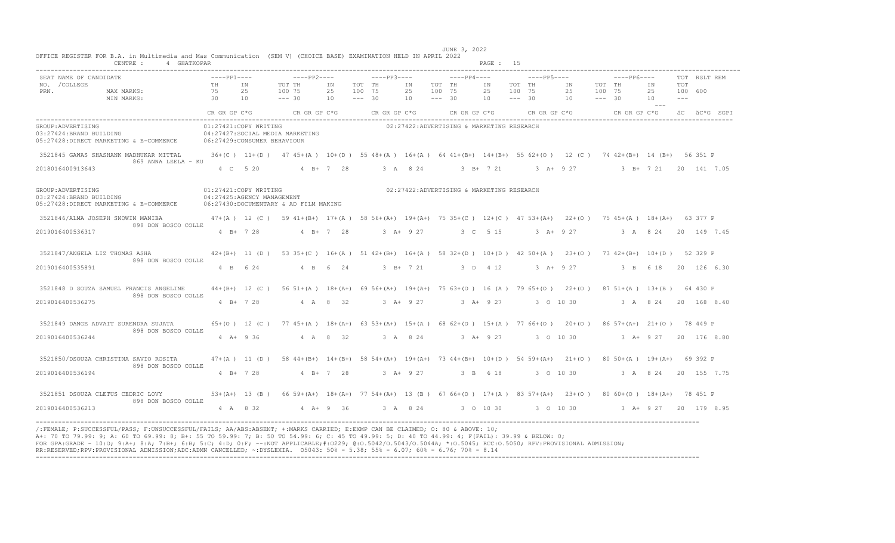JUNE 3, 2022

OFFICE REGISTER FOR B.A. in Multimedia and Mas Communication (SEM V) (CHOICE BASE) EXAMINATION HELD IN APRIL 2022

CENTRE : 4 GHATKOPAR

| SEAT NO. /COLLEGE PRN. | NAME OF CANDIDATE | PP1 TH | PP1 IN | PP1 TOT | PP2 TH | PP2 IN | PP2 TOT | PP3 TH | PP3 IN | PP3 TOT | PP4 TH | PP4 IN | PP4 TOT | PP5 TH | PP5 IN | PP5 TOT | PP6 TH | PP6 IN | TOT | RSLT REM |
|---|---|---|---|---|---|---|---|---|---|---|---|---|---|---|---|---|---|---|---|---|
| | MAX MARKS: | 75 | 25 | 100 | 75 | 25 | 100 | 75 | 25 | 100 | 75 | 25 | 100 | 75 | 25 | 100 | 75 | 25 | 100 600 | |
| | MIN MARKS: | 30 | 10 | --- | 30 | 10 | --- | 30 | 10 | --- | 30 | 10 | --- | 30 | 10 | --- | 30 | 10 | --- | |
| | | CR GR GP C*G | | | CR GR GP C*G | | | CR GR GP C*G | | | CR GR GP C*G | | | CR GR GP C*G | | | CR GR GP C*G | | äC äC*G SGPI | |

GROUP:ADVERTISING | 01:27421:COPY WRITING | 02:27422:ADVERTISING & MARKETING RESEARCH
03:27424:BRAND BUILDING | 04:27427:SOCIAL MEDIA MARKETING
05:27428:DIRECT MARKETING & E-COMMERCE | 06:27429:CONSUMER BEHAVIOUR

| SEAT NO. / PRN | NAME / COLLEGE | PP1 | PP2 | PP3 | PP4 | PP5 | PP6 | TOT / RSLT |
|---|---|---|---|---|---|---|---|---|
| 3521845 | GAWAS SHASHANK MADHUKAR MITTAL / 869 ANNA LEELA - KU | 36+(C ) 11+(D ) 47 | 45+(A ) 10+(D ) 55 | 48+(A ) 16+(A ) 64 | 41+(B+) 14+(B+) 55 | 62+(O ) 12 (C ) 74 | 42+(B+) 14 (B+) 56 | 351 P |
| 2018016400913643 | | 4 C 5 20 | 4 B+ 7 28 | 3 A 8 24 | 3 B+ 7 21 | 3 A+ 9 27 | 3 B+ 7 21 | 20 141 7.05 |

GROUP:ADVERTISING | 01:27421:COPY WRITING | 02:27422:ADVERTISING & MARKETING RESEARCH
03:27424:BRAND BUILDING | 04:27425:AGENCY MANAGEMENT
05:27428:DIRECT MARKETING & E-COMMERCE | 06:27430:DOCUMENTARY & AD FILM MAKING

| SEAT NO. / PRN | NAME / COLLEGE | PP1 | PP2 | PP3 | PP4 | PP5 | PP6 | TOT / RSLT |
|---|---|---|---|---|---|---|---|---|
| 3521846/ | ALMA JOSEPH SNOWIN MANIBA / 898 DON BOSCO COLLE | 47+(A ) 12 (C ) 59 | 41+(B+) 17+(A ) 58 | 56+(A+) 19+(A+) 75 | 35+(C ) 12+(C ) 47 | 53+(A+) 22+(O ) 75 | 45+(A ) 18+(A+) 63 | 377 P |
| 2019016400536317 | | 4 B+ 7 28 | 4 B+ 7 28 | 3 A+ 9 27 | 3 C 5 15 | 3 A+ 9 27 | 3 A 8 24 | 20 149 7.45 |
| 3521847/ | ANGELA LIZ THOMAS ASHA / 898 DON BOSCO COLLE | 42+(B+) 11 (D ) 53 | 35+(C ) 16+(A ) 51 | 42+(B+) 16+(A ) 58 | 32+(D ) 10+(D ) 42 | 50+(A ) 23+(O ) 73 | 42+(B+) 10+(D ) 52 | 329 P |
| 2019016400535891 | | 4 B 6 24 | 4 B 6 24 | 3 B+ 7 21 | 3 D 4 12 | 3 A+ 9 27 | 3 B 6 18 | 20 126 6.30 |
| 3521848 | D SOUZA SAMUEL FRANCIS ANGELINE / 898 DON BOSCO COLLE | 44+(B+) 12 (C ) 56 | 51+(A ) 18+(A+) 69 | 56+(A+) 19+(A+) 75 | 63+(O ) 16 (A ) 79 | 65+(O ) 22+(O ) 87 | 51+(A ) 13+(B ) 64 | 430 P |
| 2019016400536275 | | 4 B+ 7 28 | 4 A 8 32 | 3 A+ 9 27 | 3 A+ 9 27 | 3 O 10 30 | 3 A 8 24 | 20 168 8.40 |
| 3521849 | DANGE ADVAIT SURENDRA SUJATA / 898 DON BOSCO COLLE | 65+(O ) 12 (C ) 77 | 45+(A ) 18+(A+) 63 | 53+(A+) 15+(A ) 68 | 62+(O ) 15+(A ) 77 | 66+(O ) 20+(O ) 86 | 57+(A+) 21+(O ) 78 | 449 P |
| 2019016400536244 | | 4 A+ 9 36 | 4 A 8 32 | 3 A 8 24 | 3 A+ 9 27 | 3 O 10 30 | 3 A+ 9 27 | 20 176 8.80 |
| 3521850/ | DSOUZA CHRISTINA SAVIO ROSITA / 898 DON BOSCO COLLE | 47+(A ) 11 (D ) 58 | 44+(B+) 14+(B+) 58 | 54+(A+) 19+(A+) 73 | 44+(B+) 10+(D ) 54 | 59+(A+) 21+(O ) 80 | 50+(A ) 19+(A+) 69 | 392 P |
| 2019016400536194 | | 4 B+ 7 28 | 4 B+ 7 28 | 3 A+ 9 27 | 3 B 6 18 | 3 O 10 30 | 3 A 8 24 | 20 155 7.75 |
| 3521851 | DSOUZA CLETUS CEDRIC LOVY / 898 DON BOSCO COLLE | 53+(A+) 13 (B ) 66 | 59+(A+) 18+(A+) 77 | 54+(A+) 13 (B ) 67 | 66+(O ) 17+(A ) 83 | 57+(A+) 23+(O ) 80 | 60+(O ) 18+(A+) 78 | 451 P |
| 2019016400536213 | | 4 A 8 32 | 4 A+ 9 36 | 3 A 8 24 | 3 O 10 30 | 3 O 10 30 | 3 A+ 9 27 | 20 179 8.95 |

/:FEMALE; P:SUCCESSFUL/PASS; F:UNSUCCESSFUL/FAILS; AA/ABS:ABSENT; +:MARKS CARRIED; E:EXMP CAN BE CLAIMED; O: 80 & ABOVE: 10;
A+: 70 TO 79.99: 9; A: 60 TO 69.99: 8; B+: 55 TO 59.99: 7; B: 50 TO 54.99: 6; C: 45 TO 49.99: 5; D: 40 TO 44.99: 4; F(FAIL): 39.99 & BELOW: 0;
FOR GPA:GRADE - 10:O; 9:A+; 8:A; 7:B+; 6:B; 5:C; 4:D; 0:F; --:NOT APPLICABLE;#:O229; @:O.5042/O.5043/O.5044A; *:O.5045; RCC:O.5050; RPV:PROVISIONAL ADMISSION;
RR:RESERVED;RPV:PROVISIONAL ADMISSION;ADC:ADMN CANCELLED; ~:DYSLEXIA. O5043: 50% - 5.38; 55% - 6.07; 60% - 6.76; 70% - 8.14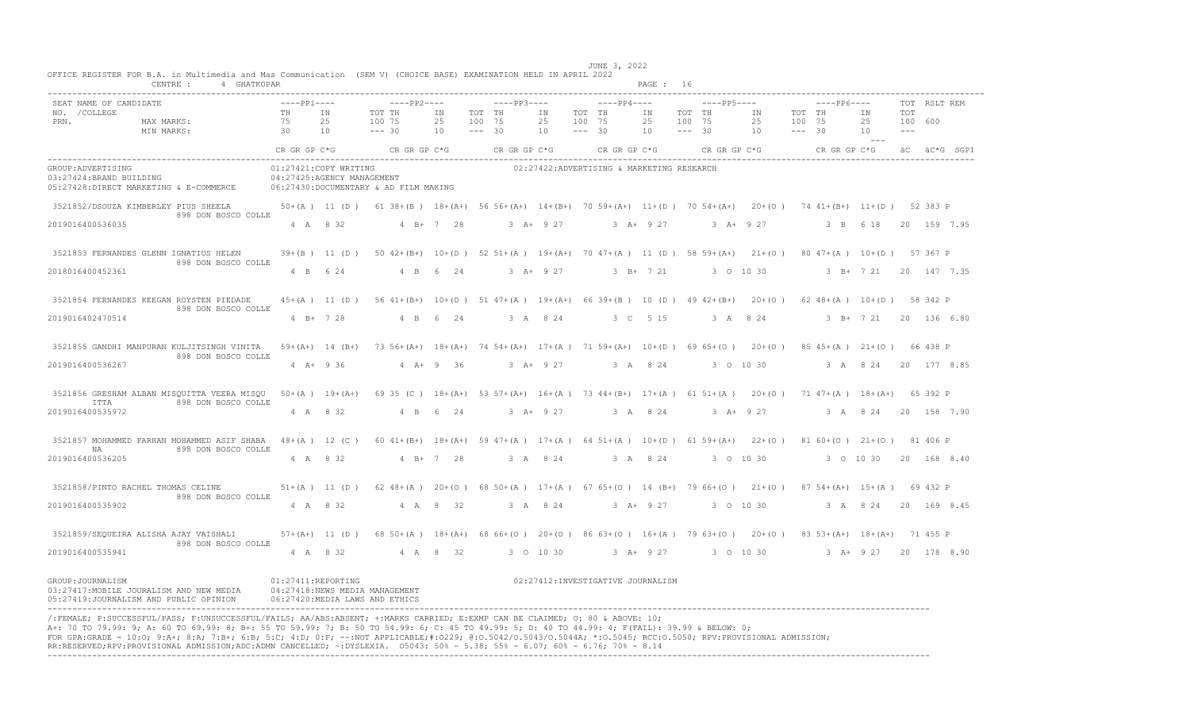JUNE 3, 2022

OFFICE REGISTER FOR B.A. in Multimedia and Mas Communication (SEM V) (CHOICE BASE) EXAMINATION HELD IN APRIL 2022

CENTRE : 4 GHATKOPAR

| SEAT NO. / PRN. | NAME OF CANDIDATE / COLLEGE | PP1 TH (75/30) | PP1 IN (25/10) | PP1 TOT (100) | PP2 TH (75/30) | PP2 IN (25/10) | PP2 TOT (100) | PP3 TH (75/30) | PP3 IN (25/10) | PP3 TOT (100) | PP4 TH (75/30) | PP4 IN (25/10) | PP4 TOT (100) | PP5 TH (75/30) | PP5 IN (25/10) | PP5 TOT (100) | PP6 TH (75/30) | PP6 IN (25/10) | PP6 TOT (100) | TOT (600) | RSLT | REM |
|---|---|---|---|---|---|---|---|---|---|---|---|---|---|---|---|---|---|---|---|---|---|---|
| | | CR GR GP C*G | | | CR GR GP C*G | | | CR GR GP C*G | | | CR GR GP C*G | | | CR GR GP C*G | | | CR GR GP C*G | | | äC äC*G SGPI | | |

GROUP:ADVERTISING — 01:27421:COPY WRITING; 02:27422:ADVERTISING & MARKETING RESEARCH; 03:27424:BRAND BUILDING; 04:27425:AGENCY MANAGEMENT; 05:27428:DIRECT MARKETING & E-COMMERCE; 06:27430:DOCUMENTARY & AD FILM MAKING

| SEAT NO. / PRN. | NAME / COLLEGE | PP1 TH | PP1 IN | PP1 TOT | PP2 TH | PP2 IN | PP2 TOT | PP3 TH | PP3 IN | PP3 TOT | PP4 TH | PP4 IN | PP4 TOT | PP5 TH | PP5 IN | PP5 TOT | PP6 TH | PP6 IN | PP6 TOT | TOT | RSLT |
|---|---|---|---|---|---|---|---|---|---|---|---|---|---|---|---|---|---|---|---|---|---|
| 3521852 | /DSOUZA KIMBERLEY PIUS SHEELA, 898 DON BOSCO COLLE | 50+(A ) | 11 (D ) | 61 | 38+(B ) | 18+(A+) | 56 | 56+(A+) | 14+(B+) | 70 | 59+(A+) | 11+(D ) | 70 | 54+(A+) | 20+(O ) | 74 | 41+(B+) | 11+(D ) | 52 | 383 | P |
| 2019016400536035 | | 4 A 8 32 | | | 4 B+ 7 28 | | | 3 A+ 9 27 | | | 3 A+ 9 27 | | | 3 A+ 9 27 | | | 3 B 6 18 | | | 20 159 7.95 | |
| 3521853 | FERNANDES GLENN IGNATIUS HELEN, 898 DON BOSCO COLLE | 39+(B ) | 11 (D ) | 50 | 42+(B+) | 10+(D ) | 52 | 51+(A ) | 19+(A+) | 70 | 47+(A ) | 11 (D ) | 58 | 59+(A+) | 21+(O ) | 80 | 47+(A ) | 10+(D ) | 57 | 367 | P |
| 2018016400452361 | | 4 B 6 24 | | | 4 B 6 24 | | | 3 A+ 9 27 | | | 3 B+ 7 21 | | | 3 O 10 30 | | | 3 B+ 7 21 | | | 20 147 7.35 | |
| 3521854 | FERNANDES KEEGAN ROYSTEN PIEDADE, 898 DON BOSCO COLLE | 45+(A ) | 11 (D ) | 56 | 41+(B+) | 10+(D ) | 51 | 47+(A ) | 19+(A+) | 66 | 39+(B ) | 10 (D ) | 49 | 42+(B+) | 20+(O ) | 62 | 48+(A ) | 10+(D ) | 58 | 342 | P |
| 2019016402470514 | | 4 B+ 7 28 | | | 4 B 6 24 | | | 3 A 8 24 | | | 3 C 5 15 | | | 3 A 8 24 | | | 3 B+ 7 21 | | | 20 136 6.80 | |
| 3521855 | GANDHI MANPURAN KULJITSINGH VINITA, 898 DON BOSCO COLLE | 59+(A+) | 14 (B+) | 73 | 56+(A+) | 18+(A+) | 74 | 54+(A+) | 17+(A ) | 71 | 59+(A+) | 10+(D ) | 69 | 65+(O ) | 20+(O ) | 85 | 45+(A ) | 21+(O ) | 66 | 438 | P |
| 2019016400536267 | | 4 A+ 9 36 | | | 4 A+ 9 36 | | | 3 A+ 9 27 | | | 3 A 8 24 | | | 3 O 10 30 | | | 3 A 8 24 | | | 20 177 8.85 | |
| 3521856 | GRESHAM ALBAN MISQUITTA VEERA MISQUITTA, 898 DON BOSCO COLLE | 50+(A ) | 19+(A+) | 69 | 35 (C ) | 18+(A+) | 53 | 57+(A+) | 16+(A ) | 73 | 44+(B+) | 17+(A ) | 61 | 51+(A ) | 20+(O ) | 71 | 47+(A ) | 18+(A+) | 65 | 392 | P |
| 2019016400535972 | | 4 A 8 32 | | | 4 B 6 24 | | | 3 A+ 9 27 | | | 3 A 8 24 | | | 3 A+ 9 27 | | | 3 A 8 24 | | | 20 158 7.90 | |
| 3521857 | MOHAMMED FARHAN MOHAMMED ASIF SHABANA, 898 DON BOSCO COLLE | 48+(A ) | 12 (C ) | 60 | 41+(B+) | 18+(A+) | 59 | 47+(A ) | 17+(A ) | 64 | 51+(A ) | 10+(D ) | 61 | 59+(A+) | 22+(O ) | 81 | 60+(O ) | 21+(O ) | 81 | 406 | P |
| 2019016400536205 | | 4 A 8 32 | | | 4 B+ 7 28 | | | 3 A 8 24 | | | 3 A 8 24 | | | 3 O 10 30 | | | 3 O 10 30 | | | 20 168 8.40 | |
| 3521858 | /PINTO RACHEL THOMAS CELINE, 898 DON BOSCO COLLE | 51+(A ) | 11 (D ) | 62 | 48+(A ) | 20+(O ) | 68 | 50+(A ) | 17+(A ) | 67 | 65+(O ) | 14 (B+) | 79 | 66+(O ) | 21+(O ) | 87 | 54+(A+) | 15+(A ) | 69 | 432 | P |
| 2019016400535902 | | 4 A 8 32 | | | 4 A 8 32 | | | 3 A 8 24 | | | 3 A+ 9 27 | | | 3 O 10 30 | | | 3 A 8 24 | | | 20 169 8.45 | |
| 3521859 | /SEQUEIRA ALISHA AJAY VAISHALI, 898 DON BOSCO COLLE | 57+(A+) | 11 (D ) | 68 | 50+(A ) | 18+(A+) | 68 | 66+(O ) | 20+(O ) | 86 | 63+(O ) | 16+(A ) | 79 | 63+(O ) | 20+(O ) | 83 | 53+(A+) | 18+(A+) | 71 | 455 | P |
| 2019016400535941 | | 4 A 8 32 | | | 4 A 8 32 | | | 3 O 10 30 | | | 3 A+ 9 27 | | | 3 O 10 30 | | | 3 A+ 9 27 | | | 20 178 8.90 | |

GROUP:JOURNALISM — 01:27411:REPORTING; 02:27412:INVESTIGATIVE JOURNALISM; 03:27417:MOBILE JOURALISM AND NEW MEDIA; 04:27418:NEWS MEDIA MANAGEMENT; 05:27419:JOURNALISM AND PUBLIC OPINION; 06:27420:MEDIA LAWS AND ETHICS

/:FEMALE; P:SUCCESSFUL/PASS; F:UNSUCCESSFUL/FAILS; AA/ABS:ABSENT; +:MARKS CARRIED; E:EXMP CAN BE CLAIMED; O: 80 & ABOVE: 10; A+: 70 TO 79.99: 9; A: 60 TO 69.99: 8; B+: 55 TO 59.99: 7; B: 50 TO 54.99: 6; C: 45 TO 49.99: 5; D: 40 TO 44.99: 4; F(FAIL): 39.99 & BELOW: 0; FOR GPA:GRADE - 10:O; 9:A+; 8:A; 7:B+; 6:B; 5:C; 4:D; 0:F; --:NOT APPLICABLE;#:O229; @:O.5042/O.5043/O.5044A; *:O.5045; RCC:O.5050; RPV:PROVISIONAL ADMISSION; RR:RESERVED;RPV:PROVISIONAL ADMISSION;ADC:ADMN CANCELLED; ~:DYSLEXIA. O5043: 50% - 5.38; 55% - 6.07; 60% - 6.76; 70% - 8.14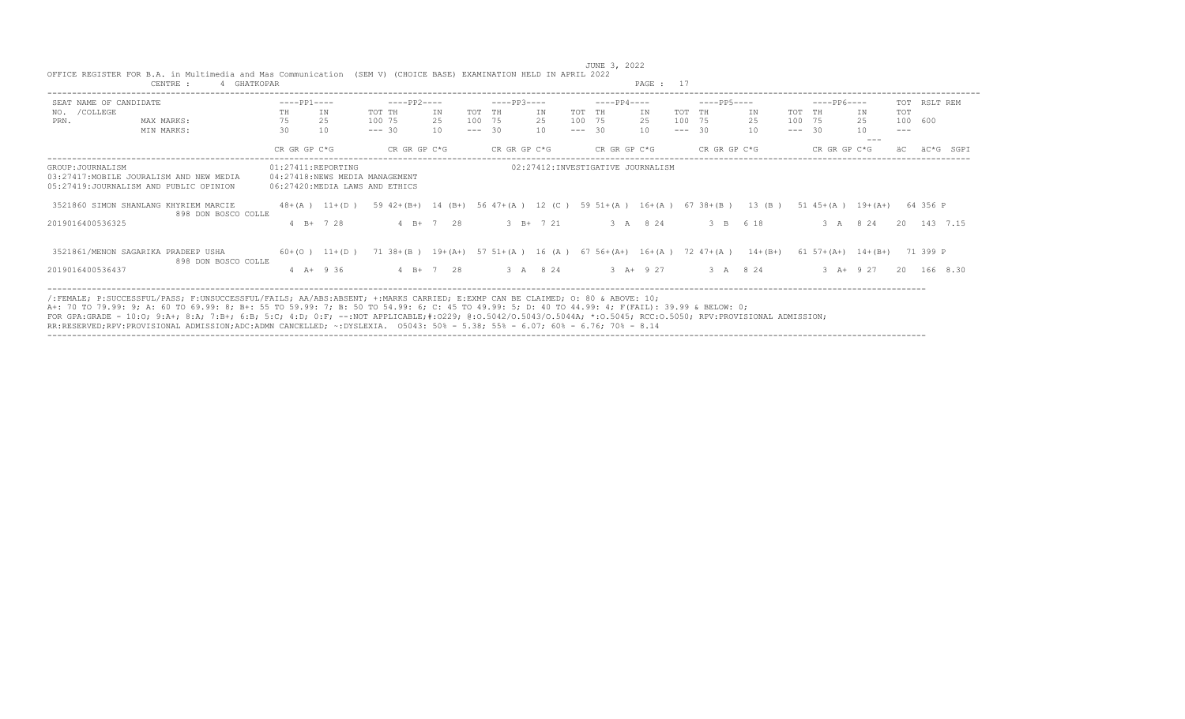JUNE 3, 2022

OFFICE REGISTER FOR B.A. in Multimedia and Mas Communication (SEM V) (CHOICE BASE) EXAMINATION HELD IN APRIL 2022

CENTRE : 4 GHATKOPAR

| SEAT NO. | NAME OF CANDIDATE /COLLEGE PRN. | ----PP1---- TH | IN | TOT | ----PP2---- TH | IN | TOT | ----PP3---- TH | IN | TOT | ----PP4---- TH | IN | TOT | ----PP5---- TH | IN | TOT | ----PP6---- TH | IN | TOT | RSLT | REM |
|---|---|---|---|---|---|---|---|---|---|---|---|---|---|---|---|---|---|---|---|---|---|
| | MAX MARKS: | 75 | 25 | 100 | 75 | 25 | 100 | 75 | 25 | 100 | 75 | 25 | 100 | 75 | 25 | 100 | 75 | 25 | 100 | 600 | |
| | MIN MARKS: | 30 | 10 | --- | 30 | 10 | --- | 30 | 10 | --- | 30 | 10 | --- | 30 | 10 | --- | 30 | 10 | --- | --- | |
| | | CR GR GP C*G | | | CR GR GP C*G | | | CR GR GP C*G | | | CR GR GP C*G | | | CR GR GP C*G | | | CR GR GP C*G | | | äC äC*G | SGPI |

GROUP:JOURNALISM
01:27411:REPORTING
02:27412:INVESTIGATIVE JOURNALISM
03:27417:MOBILE JOURALISM AND NEW MEDIA
04:27418:NEWS MEDIA MANAGEMENT
05:27419:JOURNALISM AND PUBLIC OPINION
06:27420:MEDIA LAWS AND ETHICS

| SEAT NO. | NAME / COLLEGE / PRN | PP1 TH | PP1 IN | PP1 TOT | PP2 TH | PP2 IN | PP2 TOT | PP3 TH | PP3 IN | PP3 TOT | PP4 TH | PP4 IN | PP4 TOT | PP5 TH | PP5 IN | PP5 TOT | PP6 TH | PP6 IN | PP6 TOT | RSLT | REM |
|---|---|---|---|---|---|---|---|---|---|---|---|---|---|---|---|---|---|---|---|---|---|
| 3521860 | SIMON SHANLANG KHYRIEM MARCIE / 898 DON BOSCO COLLE | 48+(A ) | 11+(D ) | 59 | 42+(B+) | 14 (B+) | 56 | 47+(A ) | 12 (C ) | 59 | 51+(A ) | 16+(A ) | 67 | 38+(B ) | 13 (B ) | 51 | 45+(A ) | 19+(A+) | 64 | 356 P | |
| | 2019016400536325 | 4 B+ 7 28 | | | 4 B+ 7 28 | | | 3 B+ 7 21 | | | 3 A 8 24 | | | 3 B 6 18 | | | 3 A 8 24 | | | 20 143 | 7.15 |
| 3521861 | /MENON SAGARIKA PRADEEP USHA / 898 DON BOSCO COLLE | 60+(O ) | 11+(D ) | 71 | 38+(B ) | 19+(A+) | 57 | 51+(A ) | 16 (A ) | 67 | 56+(A+) | 16+(A ) | 72 | 47+(A ) | 14+(B+) | 61 | 57+(A+) | 14+(B+) | 71 | 399 P | |
| | 2019016400536437 | 4 A+ 9 36 | | | 4 B+ 7 28 | | | 3 A 8 24 | | | 3 A+ 9 27 | | | 3 A 8 24 | | | 3 A+ 9 27 | | | 20 166 | 8.30 |

/:FEMALE; P:SUCCESSFUL/PASS; F:UNSUCCESSFUL/FAILS; AA/ABS:ABSENT; +:MARKS CARRIED; E:EXMP CAN BE CLAIMED; O: 80 & ABOVE: 10;
A+: 70 TO 79.99: 9; A: 60 TO 69.99: 8; B+: 55 TO 59.99: 7; B: 50 TO 54.99: 6; C: 45 TO 49.99: 5; D: 40 TO 44.99: 4; F(FAIL): 39.99 & BELOW: 0;
FOR GPA:GRADE - 10:O; 9:A+; 8:A; 7:B+; 6:B; 5:C; 4:D; 0:F; --:NOT APPLICABLE;#:O229; @:O.5042/O.5043/O.5044A; *:O.5045; RCC:O.5050; RPV:PROVISIONAL ADMISSION;
RR:RESERVED;RPV:PROVISIONAL ADMISSION;ADC:ADMN CANCELLED; ~:DYSLEXIA. O5043: 50% - 5.38; 55% - 6.07; 60% - 6.76; 70% - 8.14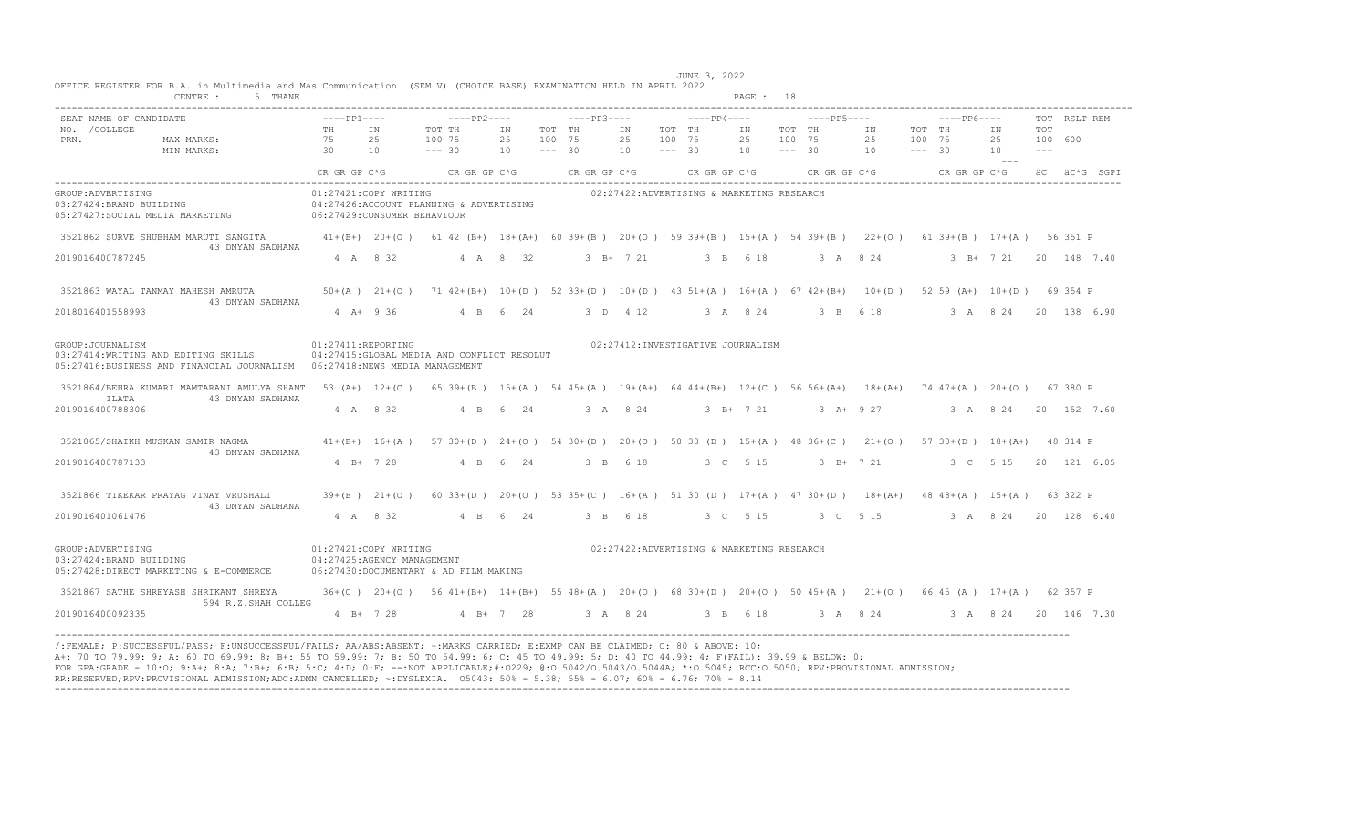OFFICE REGISTER FOR B.A. in Multimedia and Mas Communication (SEM V) (CHOICE BASE) EXAMINATION HELD IN APRIL 2022

JUNE 3, 2022

CENTRE : 5 THANE

| SEAT NO. /COLLEGE PRN. | NAME OF CANDIDATE | PP1 TH | PP1 IN | PP1 TOT | PP2 TH | PP2 IN | PP2 TOT | PP3 TH | PP3 IN | PP3 TOT | PP4 TH | PP4 IN | PP4 TOT | PP5 TH | PP5 IN | PP5 TOT | PP6 TH | PP6 IN | PP6 TOT | TOT | RSLT | REM |
|---|---|---|---|---|---|---|---|---|---|---|---|---|---|---|---|---|---|---|---|---|---|---|
| MAX MARKS: | | 75 | 25 | 100 | 75 | 25 | 100 | 75 | 25 | 100 | 75 | 25 | 100 | 75 | 25 | 100 | 75 | 25 | 100 | 600 | | |
| MIN MARKS: | | 30 | 10 | --- | 30 | 10 | --- | 30 | 10 | --- | 30 | 10 | --- | 30 | 10 | --- | 30 | 10 | --- | --- | | |
| | | CR GR GP C*G | | | CR GR GP C*G | | | CR GR GP C*G | | | CR GR GP C*G | | | CR GR GP C*G | | | CR GR GP C*G | | | äC äC*G SGPI | | |

GROUP:ADVERTISING
01:27421:COPY WRITING
02:27422:ADVERTISING & MARKETING RESEARCH
03:27424:BRAND BUILDING
04:27426:ACCOUNT PLANNING & ADVERTISING
05:27427:SOCIAL MEDIA MARKETING
06:27429:CONSUMER BEHAVIOUR

| SEAT NO. / PRN | NAME / COLLEGE | PP1 | PP2 | PP3 | PP4 | PP5 | PP6 | TOT | RSLT |
|---|---|---|---|---|---|---|---|---|---|
| 3521862 | SURVE SHUBHAM MARUTI SANGITA / 43 DNYAN SADHANA | 41+(B+) 20+(O ) 61 | 42 (B+) 18+(A+) 60 | 39+(B ) 20+(O ) 59 | 39+(B ) 15+(A ) 54 | 39+(B ) 22+(O ) 61 | 39+(B ) 17+(A ) 56 | 351 | P |
| 2019016400787245 | | 4 A 8 32 | 4 A 8 32 | 3 B+ 7 21 | 3 B 6 18 | 3 A 8 24 | 3 B+ 7 21 | 20 148 7.40 | |
| 3521863 | WAYAL TANMAY MAHESH AMRUTA / 43 DNYAN SADHANA | 50+(A ) 21+(O ) 71 | 42+(B+) 10+(D ) 52 | 33+(D ) 10+(D ) 43 | 51+(A ) 16+(A ) 67 | 42+(B+) 10+(D ) 52 | 59 (A+) 10+(D ) 69 | 354 | P |
| 2018016401558993 | | 4 A+ 9 36 | 4 B 6 24 | 3 D 4 12 | 3 A 8 24 | 3 B 6 18 | 3 A 8 24 | 20 138 6.90 | |

GROUP:JOURNALISM
01:27411:REPORTING
02:27412:INVESTIGATIVE JOURNALISM
03:27414:WRITING AND EDITING SKILLS
04:27415:GLOBAL MEDIA AND CONFLICT RESOLUT
05:27416:BUSINESS AND FINANCIAL JOURNALISM
06:27418:NEWS MEDIA MANAGEMENT

| SEAT NO. / PRN | NAME / COLLEGE | PP1 | PP2 | PP3 | PP4 | PP5 | PP6 | TOT | RSLT |
|---|---|---|---|---|---|---|---|---|---|
| 3521864 | /BEHRA KUMARI MAMTARANI AMULYA SHANT ILATA / 43 DNYAN SADHANA | 53 (A+) 12+(C ) 65 | 39+(B ) 15+(A ) 54 | 45+(A ) 19+(A+) 64 | 44+(B+) 12+(C ) 56 | 56+(A+) 18+(A+) 74 | 47+(A ) 20+(O ) 67 | 380 | P |
| 2019016400788306 | | 4 A 8 32 | 4 B 6 24 | 3 A 8 24 | 3 B+ 7 21 | 3 A+ 9 27 | 3 A 8 24 | 20 152 7.60 | |
| 3521865 | /SHAIKH MUSKAN SAMIR NAGMA / 43 DNYAN SADHANA | 41+(B+) 16+(A ) 57 | 30+(D ) 24+(O ) 54 | 30+(D ) 20+(O ) 50 | 33 (D ) 15+(A ) 48 | 36+(C ) 21+(O ) 57 | 30+(D ) 18+(A+) 48 | 314 | P |
| 2019016400787133 | | 4 B+ 7 28 | 4 B 6 24 | 3 B 6 18 | 3 C 5 15 | 3 B+ 7 21 | 3 C 5 15 | 20 121 6.05 | |
| 3521866 | TIKEKAR PRAYAG VINAY VRUSHALI / 43 DNYAN SADHANA | 39+(B ) 21+(O ) 60 | 33+(D ) 20+(O ) 53 | 35+(C ) 16+(A ) 51 | 30 (D ) 17+(A ) 47 | 30+(D ) 18+(A+) 48 | 48+(A ) 15+(A ) 63 | 322 | P |
| 2019016401061476 | | 4 A 8 32 | 4 B 6 24 | 3 B 6 18 | 3 C 5 15 | 3 C 5 15 | 3 A 8 24 | 20 128 6.40 | |

GROUP:ADVERTISING
01:27421:COPY WRITING
02:27422:ADVERTISING & MARKETING RESEARCH
03:27424:BRAND BUILDING
04:27425:AGENCY MANAGEMENT
05:27428:DIRECT MARKETING & E-COMMERCE
06:27430:DOCUMENTARY & AD FILM MAKING

| SEAT NO. / PRN | NAME / COLLEGE | PP1 | PP2 | PP3 | PP4 | PP5 | PP6 | TOT | RSLT |
|---|---|---|---|---|---|---|---|---|---|
| 3521867 | SATHE SHREYASH SHRIKANT SHREYA / 594 R.Z.SHAH COLLEG | 36+(C ) 20+(O ) 56 | 41+(B+) 14+(B+) 55 | 48+(A ) 20+(O ) 68 | 30+(D ) 20+(O ) 50 | 45+(A ) 21+(O ) 66 | 45 (A ) 17+(A ) 62 | 357 | P |
| 2019016400092335 | | 4 B+ 7 28 | 4 B+ 7 28 | 3 A 8 24 | 3 B 6 18 | 3 A 8 24 | 3 A 8 24 | 20 146 7.30 | |

/:FEMALE; P:SUCCESSFUL/PASS; F:UNSUCCESSFUL/FAILS; AA/ABS:ABSENT; +:MARKS CARRIED; E:EXMP CAN BE CLAIMED; O: 80 & ABOVE: 10;
A+: 70 TO 79.99: 9; A: 60 TO 69.99: 8; B+: 55 TO 59.99: 7; B: 50 TO 54.99: 6; C: 45 TO 49.99: 5; D: 40 TO 44.99: 4; F(FAIL): 39.99 & BELOW: 0;
FOR GPA:GRADE - 10:O; 9:A+; 8:A; 7:B+; 6:B; 5:C; 4:D; 0:F; --:NOT APPLICABLE;#:O229; @:O.5042/O.5043/O.5044A; *:O.5045; RCC:O.5050; RPV:PROVISIONAL ADMISSION;
RR:RESERVED;RPV:PROVISIONAL ADMISSION;ADC:ADMN CANCELLED; ~:DYSLEXIA. O5043: 50% - 5.38; 55% - 6.07; 60% - 6.76; 70% - 8.14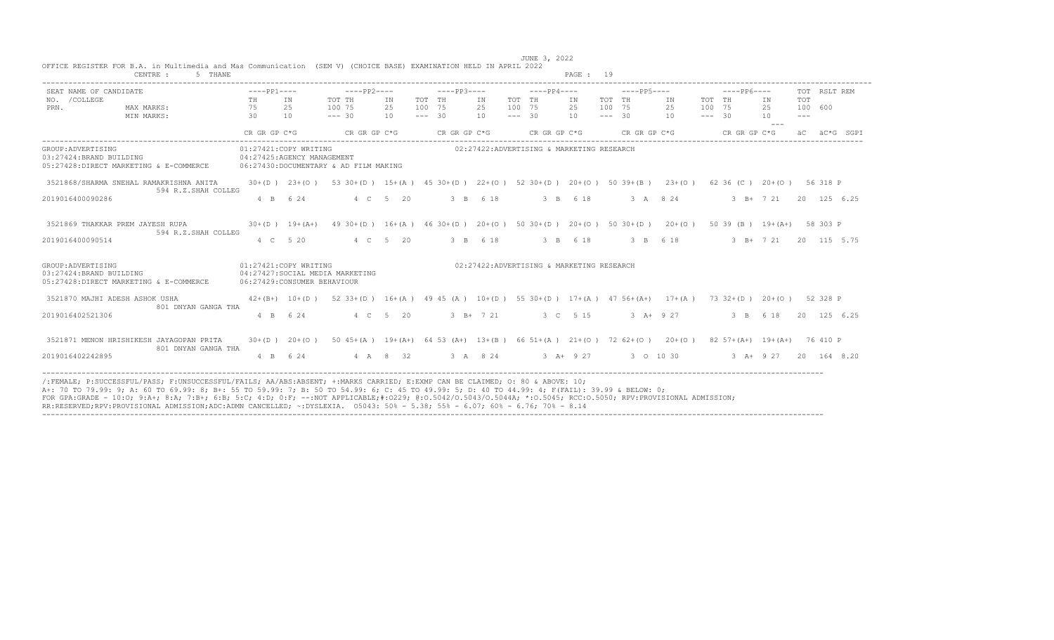OFFICE REGISTER FOR B.A. in Multimedia and Mas Communication (SEM V) (CHOICE BASE) EXAMINATION HELD IN APRIL 2022

JUNE 3, 2022

CENTRE : 5 THANE

PAGE : 19

| SEAT NO. / PRN. | NAME OF CANDIDATE / COLLEGE | PP1 TH | PP1 IN | PP1 TOT | PP2 TH | PP2 IN | PP2 TOT | PP3 TH | PP3 IN | PP3 TOT | PP4 TH | PP4 IN | PP4 TOT | PP5 TH | PP5 IN | PP5 TOT | PP6 TH | PP6 IN | PP6 TOT | TOT | RSLT | REM |
|---|---|---|---|---|---|---|---|---|---|---|---|---|---|---|---|---|---|---|---|---|---|---|
| | MAX MARKS: | 75 | 25 | 100 | 75 | 25 | 100 | 75 | 25 | 100 | 75 | 25 | 100 | 75 | 25 | 100 | 75 | 25 | 100 | 600 | | |
| | MIN MARKS: | 30 | 10 | --- | 30 | 10 | --- | 30 | 10 | --- | 30 | 10 | --- | 30 | 10 | --- | 30 | 10 | --- | --- | | |
| | | CR GR GP C*G | | | CR GR GP C*G | | | CR GR GP C*G | | | CR GR GP C*G | | | CR GR GP C*G | | | CR GR GP C*G | | | äC | äC*G | SGPI |

GROUP:ADVERTISING
01:27421:COPY WRITING
02:27422:ADVERTISING & MARKETING RESEARCH
03:27424:BRAND BUILDING
04:27425:AGENCY MANAGEMENT
05:27428:DIRECT MARKETING & E-COMMERCE
06:27430:DOCUMENTARY & AD FILM MAKING

| SEAT NO. / PRN. | NAME OF CANDIDATE / COLLEGE | PP1 TH | PP1 IN | PP1 TOT | PP2 TH | PP2 IN | PP2 TOT | PP3 TH | PP3 IN | PP3 TOT | PP4 TH | PP4 IN | PP4 TOT | PP5 TH | PP5 IN | PP5 TOT | PP6 TH | PP6 IN | PP6 TOT | TOT | RSLT | REM |
|---|---|---|---|---|---|---|---|---|---|---|---|---|---|---|---|---|---|---|---|---|---|---|
| 3521868 | /SHARMA SNEHAL RAMAKRISHNA ANITA / 594 R.Z.SHAH COLLEG | 30+(D ) | 23+(O ) | 53 | 30+(D ) | 15+(A ) | 45 | 30+(D ) | 22+(O ) | 52 | 30+(D ) | 20+(O ) | 50 | 39+(B ) | 23+(O ) | 62 | 36 (C ) | 20+(O ) | 56 | 318 | P | |
| 2019016400090286 | | 4 B 6 24 | | | 4 C 5 20 | | | 3 B 6 18 | | | 3 B 6 18 | | | 3 A 8 24 | | | 3 B+ 7 21 | | | 20 | 125 | 6.25 |
| 3521869 | THAKKAR PREM JAYESH RUPA / 594 R.Z.SHAH COLLEG | 30+(D ) | 19+(A+) | 49 | 30+(D ) | 16+(A ) | 46 | 30+(D ) | 20+(O ) | 50 | 30+(D ) | 20+(O ) | 50 | 30+(D ) | 20+(O ) | 50 | 39 (B ) | 19+(A+) | 58 | 303 | P | |
| 2019016400090514 | | 4 C 5 20 | | | 4 C 5 20 | | | 3 B 6 18 | | | 3 B 6 18 | | | 3 B 6 18 | | | 3 B+ 7 21 | | | 20 | 115 | 5.75 |

GROUP:ADVERTISING
01:27421:COPY WRITING
02:27422:ADVERTISING & MARKETING RESEARCH
03:27424:BRAND BUILDING
04:27427:SOCIAL MEDIA MARKETING
05:27428:DIRECT MARKETING & E-COMMERCE
06:27429:CONSUMER BEHAVIOUR

| SEAT NO. / PRN. | NAME OF CANDIDATE / COLLEGE | PP1 TH | PP1 IN | PP1 TOT | PP2 TH | PP2 IN | PP2 TOT | PP3 TH | PP3 IN | PP3 TOT | PP4 TH | PP4 IN | PP4 TOT | PP5 TH | PP5 IN | PP5 TOT | PP6 TH | PP6 IN | PP6 TOT | TOT | RSLT | REM |
|---|---|---|---|---|---|---|---|---|---|---|---|---|---|---|---|---|---|---|---|---|---|---|
| 3521870 | MAJHI ADESH ASHOK USHA / 801 DNYAN GANGA THA | 42+(B+) | 10+(D ) | 52 | 33+(D ) | 16+(A ) | 49 | 45 (A ) | 10+(D ) | 55 | 30+(D ) | 17+(A ) | 47 | 56+(A+) | 17+(A ) | 73 | 32+(D ) | 20+(O ) | 52 | 328 | P | |
| 2019016402521306 | | 4 B 6 24 | | | 4 C 5 20 | | | 3 B+ 7 21 | | | 3 C 5 15 | | | 3 A+ 9 27 | | | 3 B 6 18 | | | 20 | 125 | 6.25 |
| 3521871 | MENON HRISHIKESH JAYAGOPAN PRITA / 801 DNYAN GANGA THA | 30+(D ) | 20+(O ) | 50 | 45+(A ) | 19+(A+) | 64 | 53 (A+) | 13+(B ) | 66 | 51+(A ) | 21+(O ) | 72 | 62+(O ) | 20+(O ) | 82 | 57+(A+) | 19+(A+) | 76 | 410 | P | |
| 2019016402242895 | | 4 B 6 24 | | | 4 A 8 32 | | | 3 A 8 24 | | | 3 A+ 9 27 | | | 3 O 10 30 | | | 3 A+ 9 27 | | | 20 | 164 | 8.20 |

/:FEMALE; P:SUCCESSFUL/PASS; F:UNSUCCESSFUL/FAILS; AA/ABS:ABSENT; +:MARKS CARRIED; E:EXMP CAN BE CLAIMED; O: 80 & ABOVE: 10;
A+: 70 TO 79.99: 9; A: 60 TO 69.99: 8; B+: 55 TO 59.99: 7; B: 50 TO 54.99: 6; C: 45 TO 49.99: 5; D: 40 TO 44.99: 4; F(FAIL): 39.99 & BELOW: 0;
FOR GPA:GRADE - 10:O; 9:A+; 8:A; 7:B+; 6:B; 5:C; 4:D; 0:F; --:NOT APPLICABLE;#:O229; @:O.5042/O.5043/O.5044A; *:O.5045; RCC:O.5050; RPV:PROVISIONAL ADMISSION;
RR:RESERVED;RPV:PROVISIONAL ADMISSION;ADC:ADMN CANCELLED; ~:DYSLEXIA. O5043: 50% - 5.38; 55% - 6.07; 60% - 6.76; 70% - 8.14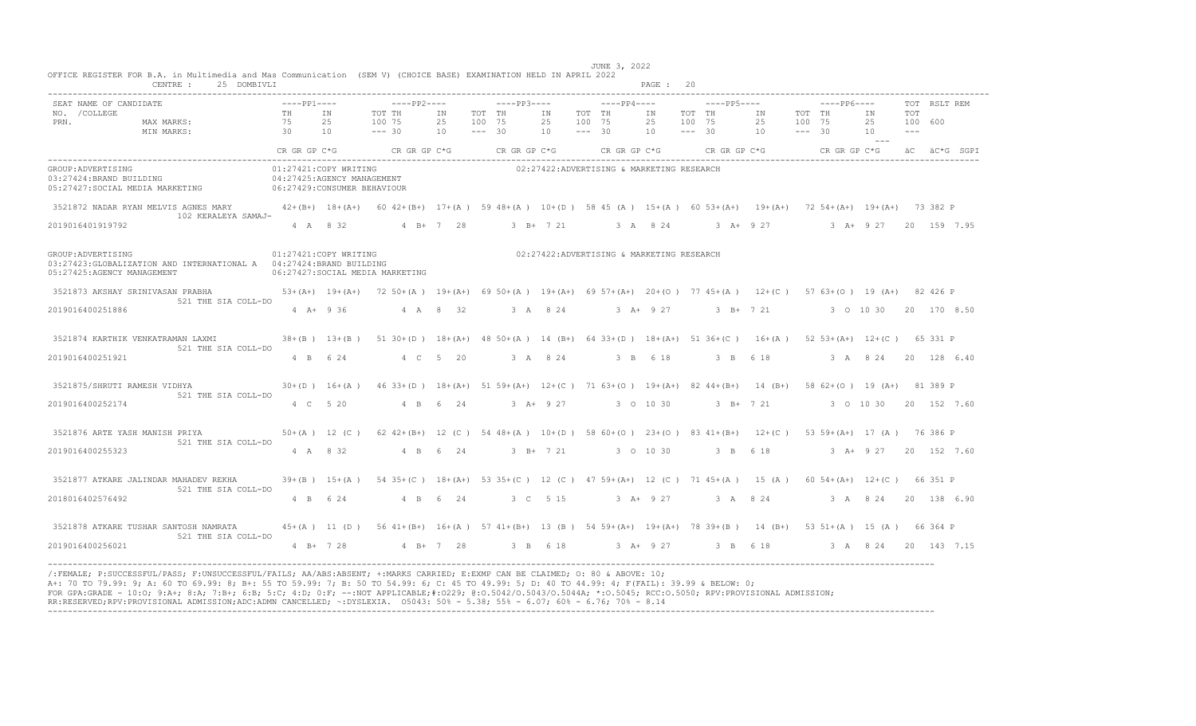OFFICE REGISTER FOR B.A. in Multimedia and Mas Communication (SEM V) (CHOICE BASE) EXAMINATION HELD IN APRIL 2022 — JUNE 3, 2022

CENTRE : 25 DOMBIVLI — PAGE : 20

| SEAT NO. / PRN. | NAME OF CANDIDATE / COLLEGE | PP1 TH | PP1 IN | PP1 TOT | PP2 TH | PP2 IN | PP2 TOT | PP3 TH | PP3 IN | PP3 TOT | PP4 TH | PP4 IN | PP4 TOT | PP5 TH | PP5 IN | PP5 TOT | PP6 TH | PP6 IN | PP6 TOT | TOT | RSLT | REM |
|---|---|---|---|---|---|---|---|---|---|---|---|---|---|---|---|---|---|---|---|---|---|---|
| | MAX MARKS: | 75 | 25 | 100 | 75 | 25 | 100 | 75 | 25 | 100 | 75 | 25 | 100 | 75 | 25 | 100 | 75 | 25 | 100 | 600 | | |
| | MIN MARKS: | 30 | 10 | --- | 30 | 10 | --- | 30 | 10 | --- | 30 | 10 | --- | 30 | 10 | --- | 30 | 10 | --- | --- | | |
| | | CR GR GP C*G | | | CR GR GP C*G | | | CR GR GP C*G | | | CR GR GP C*G | | | CR GR GP C*G | | | CR GR GP C*G | | | äC äC*G SGPI | | |

GROUP:ADVERTISING
01:27421:COPY WRITING; 02:27422:ADVERTISING & MARKETING RESEARCH; 03:27424:BRAND BUILDING; 04:27425:AGENCY MANAGEMENT; 05:27427:SOCIAL MEDIA MARKETING; 06:27429:CONSUMER BEHAVIOUR

| SEAT NO. / PRN. | NAME / COLLEGE | PP1 | PP2 | PP3 | PP4 | PP5 | PP6 | TOT | RSLT |
|---|---|---|---|---|---|---|---|---|---|
| 3521872 | NADAR RYAN MELVIS AGNES MARY / 102 KERALEYA SAMAJ- | 42+(B+) 18+(A+) 60 | 42+(B+) 17+(A ) 59 | 48+(A ) 10+(D ) 58 | 45 (A ) 15+(A ) 60 | 53+(A+) 19+(A+) 72 | 54+(A+) 19+(A+) 73 | 382 | P |
| 2019016401919792 | | 4 A 8 32 | 4 B+ 7 28 | 3 B+ 7 21 | 3 A 8 24 | 3 A+ 9 27 | 3 A+ 9 27 | 20 159 7.95 | |

GROUP:ADVERTISING
01:27421:COPY WRITING; 02:27422:ADVERTISING & MARKETING RESEARCH; 03:27423:GLOBALIZATION AND INTERNATIONAL A; 04:27424:BRAND BUILDING; 05:27425:AGENCY MANAGEMENT; 06:27427:SOCIAL MEDIA MARKETING

| SEAT NO. / PRN. | NAME / COLLEGE | PP1 | PP2 | PP3 | PP4 | PP5 | PP6 | TOT | RSLT |
|---|---|---|---|---|---|---|---|---|---|
| 3521873 | AKSHAY SRINIVASAN PRABHA / 521 THE SIA COLL-DO | 53+(A+) 19+(A+) 72 | 50+(A ) 19+(A+) 69 | 50+(A ) 19+(A+) 69 | 57+(A+) 20+(O ) 77 | 45+(A ) 12+(C ) 57 | 63+(O ) 19 (A+) 82 | 426 | P |
| 2019016400251886 | | 4 A+ 9 36 | 4 A 8 32 | 3 A 8 24 | 3 A+ 9 27 | 3 B+ 7 21 | 3 O 10 30 | 20 170 8.50 | |
| 3521874 | KARTHIK VENKATRAMAN LAXMI / 521 THE SIA COLL-DO | 38+(B ) 13+(B ) 51 | 30+(D ) 18+(A+) 48 | 50+(A ) 14 (B+) 64 | 33+(D ) 18+(A+) 51 | 36+(C ) 16+(A ) 52 | 53+(A+) 12+(C ) 65 | 331 | P |
| 2019016400251921 | | 4 B 6 24 | 4 C 5 20 | 3 A 8 24 | 3 B 6 18 | 3 B 6 18 | 3 A 8 24 | 20 128 6.40 | |
| 3521875/ | SHRUTI RAMESH VIDHYA / 521 THE SIA COLL-DO | 30+(D ) 16+(A ) 46 | 33+(D ) 18+(A+) 51 | 59+(A+) 12+(C ) 71 | 63+(O ) 19+(A+) 82 | 44+(B+) 14 (B+) 58 | 62+(O ) 19 (A+) 81 | 389 | P |
| 2019016400252174 | | 4 C 5 20 | 4 B 6 24 | 3 A+ 9 27 | 3 O 10 30 | 3 B+ 7 21 | 3 O 10 30 | 20 152 7.60 | |
| 3521876 | ARTE YASH MANISH PRIYA / 521 THE SIA COLL-DO | 50+(A ) 12 (C ) 62 | 42+(B+) 12 (C ) 54 | 48+(A ) 10+(D ) 58 | 60+(O ) 23+(O ) 83 | 41+(B+) 12+(C ) 53 | 59+(A+) 17 (A ) 76 | 386 | P |
| 2019016400255323 | | 4 A 8 32 | 4 B 6 24 | 3 B+ 7 21 | 3 O 10 30 | 3 B 6 18 | 3 A+ 9 27 | 20 152 7.60 | |
| 3521877 | ATKARE JALINDAR MAHADEV REKHA / 521 THE SIA COLL-DO | 39+(B ) 15+(A ) 54 | 35+(C ) 18+(A+) 53 | 35+(C ) 12 (C ) 47 | 59+(A+) 12 (C ) 71 | 45+(A ) 15 (A ) 60 | 54+(A+) 12+(C ) 66 | 351 | P |
| 2018016402576492 | | 4 B 6 24 | 4 B 6 24 | 3 C 5 15 | 3 A+ 9 27 | 3 A 8 24 | 3 A 8 24 | 20 138 6.90 | |
| 3521878 | ATKARE TUSHAR SANTOSH NAMRATA / 521 THE SIA COLL-DO | 45+(A ) 11 (D ) 56 | 41+(B+) 16+(A ) 57 | 41+(B+) 13 (B ) 54 | 59+(A+) 19+(A+) 78 | 39+(B ) 14 (B+) 53 | 51+(A ) 15 (A ) 66 | 364 | P |
| 2019016400256021 | | 4 B+ 7 28 | 4 B+ 7 28 | 3 B 6 18 | 3 A+ 9 27 | 3 B 6 18 | 3 A 8 24 | 20 143 7.15 | |

/:FEMALE; P:SUCCESSFUL/PASS; F:UNSUCCESSFUL/FAILS; AA/ABS:ABSENT; +:MARKS CARRIED; E:EXMP CAN BE CLAIMED; O: 80 & ABOVE: 10;
A+: 70 TO 79.99: 9; A: 60 TO 69.99: 8; B+: 55 TO 59.99: 7; B: 50 TO 54.99: 6; C: 45 TO 49.99: 5; D: 40 TO 44.99: 4; F(FAIL): 39.99 & BELOW: 0;
FOR GPA:GRADE - 10:O; 9:A+; 8:A; 7:B+; 6:B; 5:C; 4:D; 0:F; --:NOT APPLICABLE;#:O229; @:O.5042/O.5043/O.5044A; *:O.5045; RCC:O.5050; RPV:PROVISIONAL ADMISSION;
RR:RESERVED;RPV:PROVISIONAL ADMISSION;ADC:ADMN CANCELLED; ~:DYSLEXIA. O5043: 50% - 5.38; 55% - 6.07; 60% - 6.76; 70% - 8.14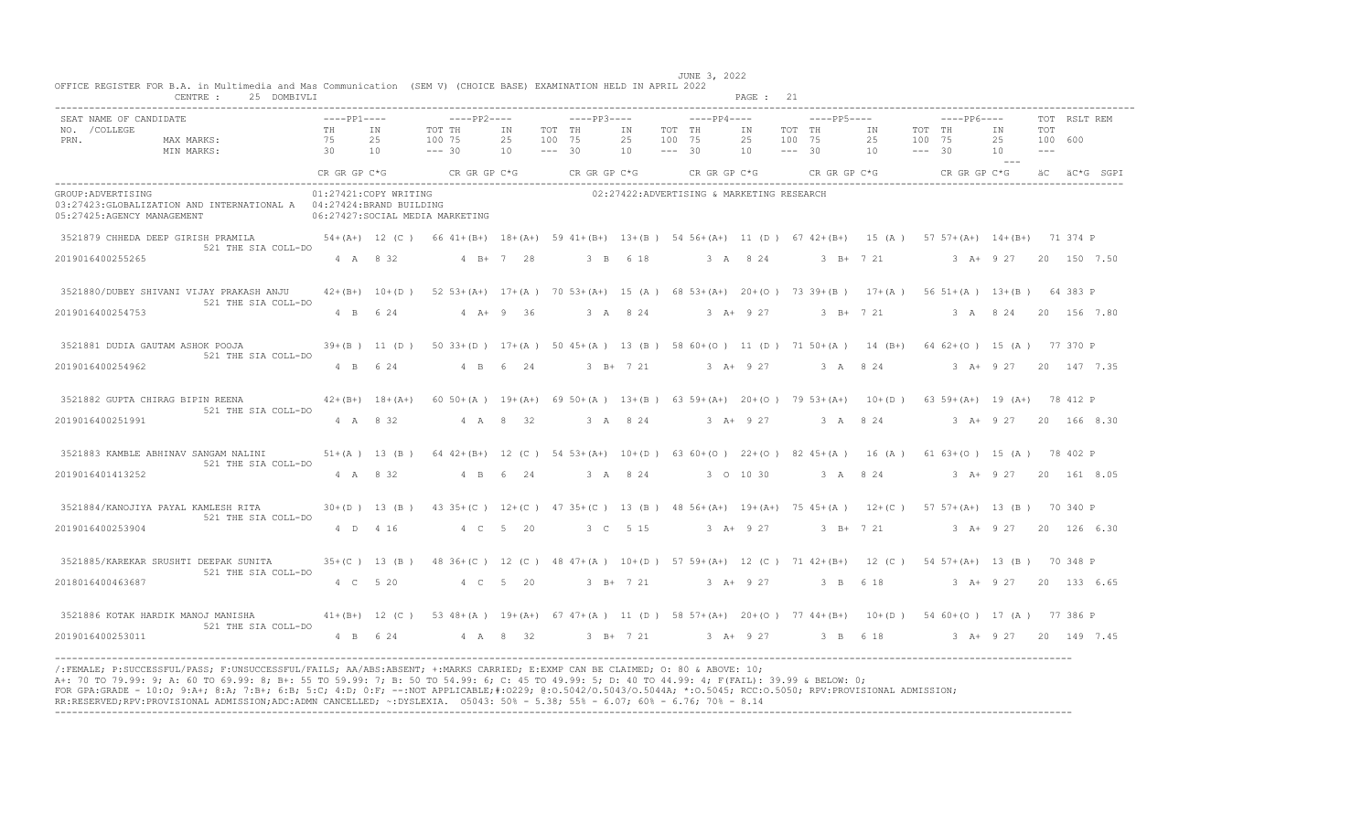JUNE 3, 2022

OFFICE REGISTER FOR B.A. in Multimedia and Mas Communication (SEM V) (CHOICE BASE) EXAMINATION HELD IN APRIL 2022

CENTRE : 25 DOMBIVLI

| SEAT NO. | NAME OF CANDIDATE / COLLEGE / PRN. | PP1 TH | PP1 IN | PP1 TOT | PP2 TH | PP2 IN | PP2 TOT | PP3 TH | PP3 IN | PP3 TOT | PP4 TH | PP4 IN | PP4 TOT | PP5 TH | PP5 IN | PP5 TOT | PP6 TH | PP6 IN | PP6 TOT | TOT | RSLT | REM |
|---|---|---|---|---|---|---|---|---|---|---|---|---|---|---|---|---|---|---|---|---|---|---|
| | MAX MARKS: | 75 | 25 | 100 | 75 | 25 | 100 | 75 | 25 | 100 | 75 | 25 | 100 | 75 | 25 | 100 | 75 | 25 | 100 | 600 | | |
| | MIN MARKS: | 30 | 10 | --- | 30 | 10 | --- | 30 | 10 | --- | 30 | 10 | --- | 30 | 10 | --- | 30 | 10 | --- | --- | | |
| | | CR GR GP C*G | | | CR GR GP C*G | | | CR GR GP C*G | | | CR GR GP C*G | | | CR GR GP C*G | | | CR GR GP C*G | | | äC äC*G | SGPI | |

GROUP:ADVERTISING
01:27421:COPY WRITING
02:27422:ADVERTISING & MARKETING RESEARCH
03:27423:GLOBALIZATION AND INTERNATIONAL A
04:27424:BRAND BUILDING
05:27425:AGENCY MANAGEMENT
06:27427:SOCIAL MEDIA MARKETING

| SEAT NO. | NAME / COLLEGE / PRN | PP1 TH | PP1 IN | PP1 TOT | PP2 TH | PP2 IN | PP2 TOT | PP3 TH | PP3 IN | PP3 TOT | PP4 TH | PP4 IN | PP4 TOT | PP5 TH | PP5 IN | PP5 TOT | PP6 TH | PP6 IN | PP6 TOT | TOT | RSLT |
|---|---|---|---|---|---|---|---|---|---|---|---|---|---|---|---|---|---|---|---|---|---|
| 3521879 | CHHEDA DEEP GIRISH PRAMILA / 521 THE SIA COLL-DO | 54+(A+) | 12 (C ) | 66 | 41+(B+) | 18+(A+) | 59 | 41+(B+) | 13+(B ) | 54 | 56+(A+) | 11 (D ) | 67 | 42+(B+) | 15 (A ) | 57 | 57+(A+) | 14+(B+) | 71 | 374 | P |
| | 2019016400255265 | 4 A 8 32 | | | 4 B+ 7 28 | | | 3 B 6 18 | | | 3 A 8 24 | | | 3 B+ 7 21 | | | 3 A+ 9 27 | | | 20 150 | 7.50 |
| 3521880 | /DUBEY SHIVANI VIJAY PRAKASH ANJU / 521 THE SIA COLL-DO | 42+(B+) | 10+(D ) | 52 | 53+(A+) | 17+(A ) | 70 | 53+(A+) | 15 (A ) | 68 | 53+(A+) | 20+(O ) | 73 | 39+(B ) | 17+(A ) | 56 | 51+(A ) | 13+(B ) | 64 | 383 | P |
| | 2019016400254753 | 4 B 6 24 | | | 4 A+ 9 36 | | | 3 A 8 24 | | | 3 A+ 9 27 | | | 3 B+ 7 21 | | | 3 A 8 24 | | | 20 156 | 7.80 |
| 3521881 | DUDIA GAUTAM ASHOK POOJA / 521 THE SIA COLL-DO | 39+(B ) | 11 (D ) | 50 | 33+(D ) | 17+(A ) | 50 | 45+(A ) | 13 (B ) | 58 | 60+(O ) | 11 (D ) | 71 | 50+(A ) | 14 (B+) | 64 | 62+(O ) | 15 (A ) | 77 | 370 | P |
| | 2019016400254962 | 4 B 6 24 | | | 4 B 6 24 | | | 3 B+ 7 21 | | | 3 A+ 9 27 | | | 3 A 8 24 | | | 3 A+ 9 27 | | | 20 147 | 7.35 |
| 3521882 | GUPTA CHIRAG BIPIN REENA / 521 THE SIA COLL-DO | 42+(B+) | 18+(A+) | 60 | 50+(A ) | 19+(A+) | 69 | 50+(A ) | 13+(B ) | 63 | 59+(A+) | 20+(O ) | 79 | 53+(A+) | 10+(D ) | 63 | 59+(A+) | 19 (A+) | 78 | 412 | P |
| | 2019016400251991 | 4 A 8 32 | | | 4 A 8 32 | | | 3 A 8 24 | | | 3 A+ 9 27 | | | 3 A 8 24 | | | 3 A+ 9 27 | | | 20 166 | 8.30 |
| 3521883 | KAMBLE ABHINAV SANGAM NALINI / 521 THE SIA COLL-DO | 51+(A ) | 13 (B ) | 64 | 42+(B+) | 12 (C ) | 54 | 53+(A+) | 10+(D ) | 63 | 60+(O ) | 22+(O ) | 82 | 45+(A ) | 16 (A ) | 61 | 63+(O ) | 15 (A ) | 78 | 402 | P |
| | 2019016401413252 | 4 A 8 32 | | | 4 B 6 24 | | | 3 A 8 24 | | | 3 O 10 30 | | | 3 A 8 24 | | | 3 A+ 9 27 | | | 20 161 | 8.05 |
| 3521884 | /KANOJIYA PAYAL KAMLESH RITA / 521 THE SIA COLL-DO | 30+(D ) | 13 (B ) | 43 | 35+(C ) | 12+(C ) | 47 | 35+(C ) | 13 (B ) | 48 | 56+(A+) | 19+(A+) | 75 | 45+(A ) | 12+(C ) | 57 | 57+(A+) | 13 (B ) | 70 | 340 | P |
| | 2019016400253904 | 4 D 4 16 | | | 4 C 5 20 | | | 3 C 5 15 | | | 3 A+ 9 27 | | | 3 B+ 7 21 | | | 3 A+ 9 27 | | | 20 126 | 6.30 |
| 3521885 | /KAREKAR SRUSHTI DEEPAK SUNITA / 521 THE SIA COLL-DO | 35+(C ) | 13 (B ) | 48 | 36+(C ) | 12 (C ) | 48 | 47+(A ) | 10+(D ) | 57 | 59+(A+) | 12 (C ) | 71 | 42+(B+) | 12 (C ) | 54 | 57+(A+) | 13 (B ) | 70 | 348 | P |
| | 2018016400463687 | 4 C 5 20 | | | 4 C 5 20 | | | 3 B+ 7 21 | | | 3 A+ 9 27 | | | 3 B 6 18 | | | 3 A+ 9 27 | | | 20 133 | 6.65 |
| 3521886 | KOTAK HARDIK MANOJ MANISHA / 521 THE SIA COLL-DO | 41+(B+) | 12 (C ) | 53 | 48+(A ) | 19+(A+) | 67 | 47+(A ) | 11 (D ) | 58 | 57+(A+) | 20+(O ) | 77 | 44+(B+) | 10+(D ) | 54 | 60+(O ) | 17 (A ) | 77 | 386 | P |
| | 2019016400253011 | 4 B 6 24 | | | 4 A 8 32 | | | 3 B+ 7 21 | | | 3 A+ 9 27 | | | 3 B 6 18 | | | 3 A+ 9 27 | | | 20 149 | 7.45 |

/:FEMALE; P:SUCCESSFUL/PASS; F:UNSUCCESSFUL/FAILS; AA/ABS:ABSENT; +:MARKS CARRIED; E:EXMP CAN BE CLAIMED; O: 80 & ABOVE: 10;
A+: 70 TO 79.99: 9; A: 60 TO 69.99: 8; B+: 55 TO 59.99: 7; B: 50 TO 54.99: 6; C: 45 TO 49.99: 5; D: 40 TO 44.99: 4; F(FAIL): 39.99 & BELOW: 0;
FOR GPA:GRADE - 10:O; 9:A+; 8:A; 7:B+; 6:B; 5:C; 4:D; 0:F; --:NOT APPLICABLE;#:O229; @:O.5042/O.5043/O.5044A; *:O.5045; RCC:O.5050; RPV:PROVISIONAL ADMISSION;
RR:RESERVED;RPV:PROVISIONAL ADMISSION;ADC:ADMN CANCELLED; ~:DYSLEXIA. O5043: 50% - 5.38; 55% - 6.07; 60% - 6.76; 70% - 8.14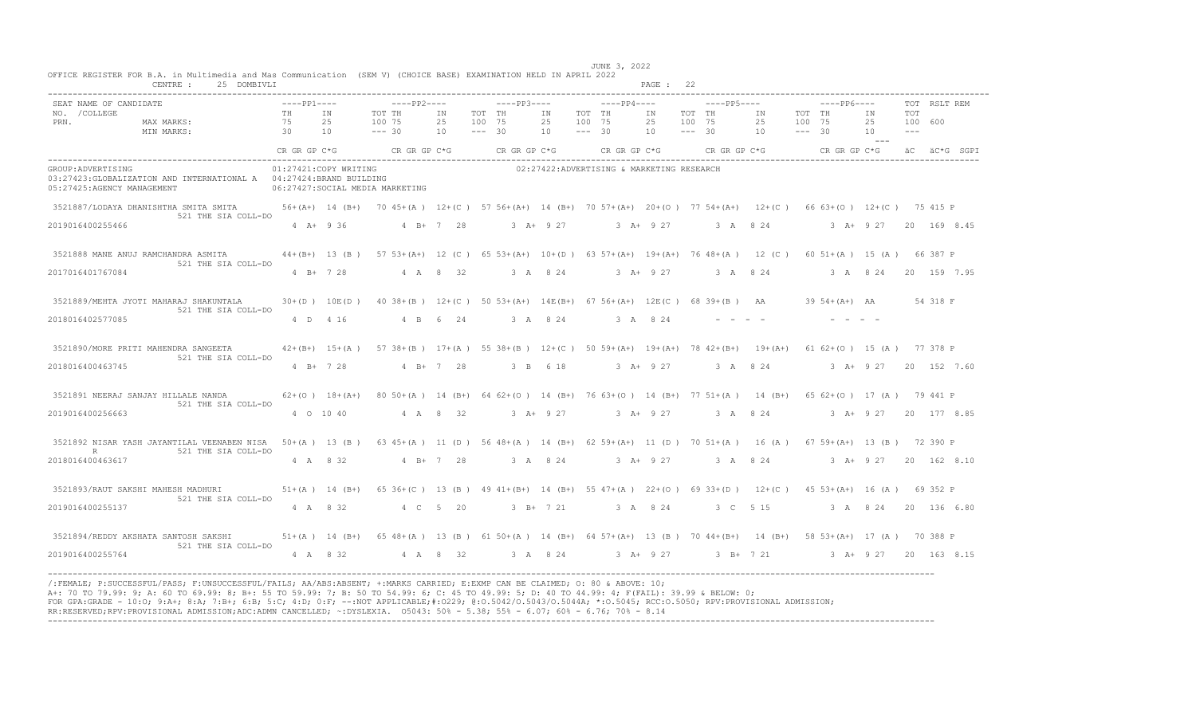JUNE 3, 2022

OFFICE REGISTER FOR B.A. in Multimedia and Mas Communication (SEM V) (CHOICE BASE) EXAMINATION HELD IN APRIL 2022

CENTRE : 25 DOMBIVLI

PAGE : 22

| SEAT NO. / NAME OF CANDIDATE / COLLEGE / PRN. | PP1 TH | PP1 IN | PP1 TOT | PP2 TH | PP2 IN | PP2 TOT | PP3 TH | PP3 IN | PP3 TOT | PP4 TH | PP4 IN | PP4 TOT | PP5 TH | PP5 IN | PP5 TOT | PP6 TH | PP6 IN | PP6 TOT | TOT | RSLT | REM |
|---|---|---|---|---|---|---|---|---|---|---|---|---|---|---|---|---|---|---|---|---|---|
| MAX MARKS: | 75 | 25 | 100 | 75 | 25 | 100 | 75 | 25 | 100 | 75 | 25 | 100 | 75 | 25 | 100 | 75 | 25 | 100 | 600 | | |
| MIN MARKS: | 30 | 10 | --- | 30 | 10 | --- | 30 | 10 | --- | 30 | 10 | --- | 30 | 10 | --- | 30 | 10 | --- | --- | | |
| | CR GR GP C*G | | | CR GR GP C*G | | | CR GR GP C*G | | | CR GR GP C*G | | | CR GR GP C*G | | | CR GR GP C*G | | | äC | äC*G | SGPI |

GROUP:ADVERTISING
01:27421:COPY WRITING
02:27422:ADVERTISING & MARKETING RESEARCH
03:27423:GLOBALIZATION AND INTERNATIONAL A
04:27424:BRAND BUILDING
05:27425:AGENCY MANAGEMENT
06:27427:SOCIAL MEDIA MARKETING

| SEAT NO. / NAME / COLLEGE / PRN | PP1 TH | PP1 IN | PP1 TOT | PP2 TH | PP2 IN | PP2 TOT | PP3 TH | PP3 IN | PP3 TOT | PP4 TH | PP4 IN | PP4 TOT | PP5 TH | PP5 IN | PP5 TOT | PP6 TH | PP6 IN | PP6 TOT | TOT | RSLT |
|---|---|---|---|---|---|---|---|---|---|---|---|---|---|---|---|---|---|---|---|---|
| 3521887 /LODAYA DHANISHTHA SMITA SMITA, 521 THE SIA COLL-DO | 56+(A+) | 14 (B+) | 70 | 45+(A ) | 12+(C ) | 57 | 56+(A+) | 14 (B+) | 70 | 57+(A+) | 20+(O ) | 77 | 54+(A+) | 12+(C ) | 66 | 63+(O ) | 12+(C ) | 75 | 415 | P |
| 2019016400255466 | 4 A+ 9 36 | | | 4 B+ 7 28 | | | 3 A+ 9 27 | | | 3 A+ 9 27 | | | 3 A 8 24 | | | 3 A+ 9 27 | | | 20 169 8.45 | |
| 3521888 MANE ANUJ RAMCHANDRA ASMITA, 521 THE SIA COLL-DO | 44+(B+) | 13 (B ) | 57 | 53+(A+) | 12 (C ) | 65 | 53+(A+) | 10+(D ) | 63 | 57+(A+) | 19+(A+) | 76 | 48+(A ) | 12 (C ) | 60 | 51+(A ) | 15 (A ) | 66 | 387 | P |
| 2017016401767084 | 4 B+ 7 28 | | | 4 A 8 32 | | | 3 A 8 24 | | | 3 A+ 9 27 | | | 3 A 8 24 | | | 3 A 8 24 | | | 20 159 7.95 | |
| 3521889 /MEHTA JYOTI MAHARAJ SHAKUNTALA, 521 THE SIA COLL-DO | 30+(D ) | 10E(D ) | 40 | 38+(B ) | 12+(C ) | 50 | 53+(A+) | 14E(B+) | 67 | 56+(A+) | 12E(C ) | 68 | 39+(B ) | AA | 39 | 54+(A+) | AA | 54 | 318 | F |
| 2018016402577085 | 4 D 4 16 | | | 4 B 6 24 | | | 3 A 8 24 | | | 3 A 8 24 | | | - - - - | | | - - - - | | | | |
| 3521890 /MORE PRITI MAHENDRA SANGEETA, 521 THE SIA COLL-DO | 42+(B+) | 15+(A ) | 57 | 38+(B ) | 17+(A ) | 55 | 38+(B ) | 12+(C ) | 50 | 59+(A+) | 19+(A+) | 78 | 42+(B+) | 19+(A+) | 61 | 62+(O ) | 15 (A ) | 77 | 378 | P |
| 2018016400463745 | 4 B+ 7 28 | | | 4 B+ 7 28 | | | 3 B 6 18 | | | 3 A+ 9 27 | | | 3 A 8 24 | | | 3 A+ 9 27 | | | 20 152 7.60 | |
| 3521891 NEERAJ SANJAY HILLALE NANDA, 521 THE SIA COLL-DO | 62+(O ) | 18+(A+) | 80 | 50+(A ) | 14 (B+) | 64 | 62+(O ) | 14 (B+) | 76 | 63+(O ) | 14 (B+) | 77 | 51+(A ) | 14 (B+) | 65 | 62+(O ) | 17 (A ) | 79 | 441 | P |
| 2019016400256663 | 4 O 10 40 | | | 4 A 8 32 | | | 3 A+ 9 27 | | | 3 A+ 9 27 | | | 3 A 8 24 | | | 3 A+ 9 27 | | | 20 177 8.85 | |
| 3521892 NISAR YASH JAYANTILAL VEENABEN NISA R, 521 THE SIA COLL-DO | 50+(A ) | 13 (B ) | 63 | 45+(A ) | 11 (D ) | 56 | 48+(A ) | 14 (B+) | 62 | 59+(A+) | 11 (D ) | 70 | 51+(A ) | 16 (A ) | 67 | 59+(A+) | 13 (B ) | 72 | 390 | P |
| 2018016400463617 | 4 A 8 32 | | | 4 B+ 7 28 | | | 3 A 8 24 | | | 3 A+ 9 27 | | | 3 A 8 24 | | | 3 A+ 9 27 | | | 20 162 8.10 | |
| 3521893 /RAUT SAKSHI MAHESH MADHURI, 521 THE SIA COLL-DO | 51+(A ) | 14 (B+) | 65 | 36+(C ) | 13 (B ) | 49 | 41+(B+) | 14 (B+) | 55 | 47+(A ) | 22+(O ) | 69 | 33+(D ) | 12+(C ) | 45 | 53+(A+) | 16 (A ) | 69 | 352 | P |
| 2019016400255137 | 4 A 8 32 | | | 4 C 5 20 | | | 3 B+ 7 21 | | | 3 A 8 24 | | | 3 C 5 15 | | | 3 A 8 24 | | | 20 136 6.80 | |
| 3521894 /REDDY AKSHATA SANTOSH SAKSHI, 521 THE SIA COLL-DO | 51+(A ) | 14 (B+) | 65 | 48+(A ) | 13 (B ) | 61 | 50+(A ) | 14 (B+) | 64 | 57+(A+) | 13 (B ) | 70 | 44+(B+) | 14 (B+) | 58 | 53+(A+) | 17 (A ) | 70 | 388 | P |
| 2019016400255764 | 4 A 8 32 | | | 4 A 8 32 | | | 3 A 8 24 | | | 3 A+ 9 27 | | | 3 B+ 7 21 | | | 3 A+ 9 27 | | | 20 163 8.15 | |

/:FEMALE; P:SUCCESSFUL/PASS; F:UNSUCCESSFUL/FAILS; AA/ABS:ABSENT; +:MARKS CARRIED; E:EXMP CAN BE CLAIMED; O: 80 & ABOVE: 10;
A+: 70 TO 79.99: 9; A: 60 TO 69.99: 8; B+: 55 TO 59.99: 7; B: 50 TO 54.99: 6; C: 45 TO 49.99: 5; D: 40 TO 44.99: 4; F(FAIL): 39.99 & BELOW: 0;
FOR GPA:GRADE - 10:O; 9:A+; 8:A; 7:B+; 6:B; 5:C; 4:D; 0:F; --:NOT APPLICABLE;#:O229; @:O.5042/O.5043/O.5044A; *:O.5045; RCC:O.5050; RPV:PROVISIONAL ADMISSION;
RR:RESERVED;RPV:PROVISIONAL ADMISSION;ADC:ADMN CANCELLED; ~:DYSLEXIA. O5043: 50% - 5.38; 55% - 6.07; 60% - 6.76; 70% - 8.14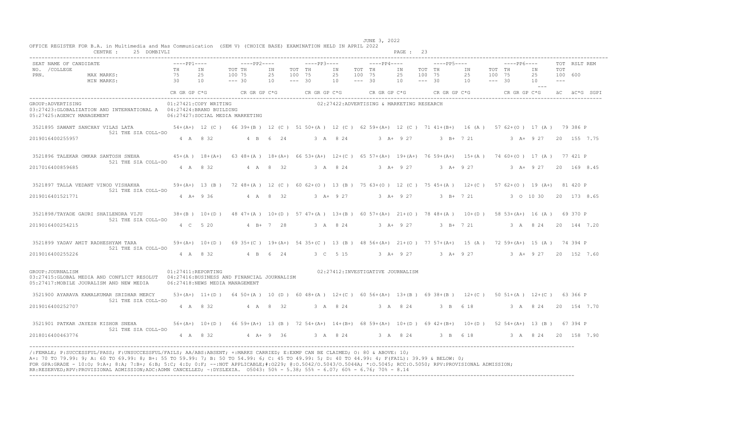OFFICE REGISTER FOR B.A. in Multimedia and Mas Communication (SEM V) (CHOICE BASE) EXAMINATION HELD IN APRIL 2022

JUNE 3, 2022

CENTRE : 25 DOMBIVLI

| SEAT NO. / COLLEGE PRN. | NAME OF CANDIDATE | PP1 TH | PP1 IN | PP1 TOT | PP2 TH | PP2 IN | PP2 TOT | PP3 TH | PP3 IN | PP3 TOT | PP4 TH | PP4 IN | PP4 TOT | PP5 TH | PP5 IN | PP5 TOT | PP6 TH | PP6 IN | TOT | RSLT REM |
|---|---|---|---|---|---|---|---|---|---|---|---|---|---|---|---|---|---|---|---|---|
| MAX MARKS: | | 75 | 25 | 100 | 75 | 25 | 100 | 75 | 25 | 100 | 75 | 25 | 100 | 75 | 25 | 100 | 75 | 25 | 100 | 600 |
| MIN MARKS: | | 30 | 10 | --- | 30 | 10 | --- | 30 | 10 | --- | 30 | 10 | --- | 30 | 10 | --- | 30 | 10 | --- | |
| | | CR GR GP C*G | | | CR GR GP C*G | | | CR GR GP C*G | | | CR GR GP C*G | | | CR GR GP C*G | | | CR GR GP C*G | | äC äC*G | SGPI |

GROUP:ADVERTISING
01:27421:COPY WRITING
02:27422:ADVERTISING & MARKETING RESEARCH
03:27423:GLOBALIZATION AND INTERNATIONAL A
04:27424:BRAND BUILDING
05:27425:AGENCY MANAGEMENT
06:27427:SOCIAL MEDIA MARKETING

| SEAT NO. / PRN. | NAME / COLLEGE | PP1 TH | PP1 IN | PP1 TOT | PP2 TH | PP2 IN | PP2 TOT | PP3 TH | PP3 IN | PP3 TOT | PP4 TH | PP4 IN | PP4 TOT | PP5 TH | PP5 IN | PP5 TOT | PP6 TH | PP6 IN | TOT | RSLT |
|---|---|---|---|---|---|---|---|---|---|---|---|---|---|---|---|---|---|---|---|---|
| 3521895 | SAWANT SANCHAY VILAS LATA | 54+(A+) | 12 (C ) | 66 | 39+(B ) | 12 (C ) | 51 | 50+(A ) | 12 (C ) | 62 | 59+(A+) | 12 (C ) | 71 | 41+(B+) | 16 (A ) | 57 | 62+(O ) | 17 (A ) | 79 | 386 P |
| 2019016400255957 | 521 THE SIA COLL-DO | 4 A 8 32 | | | 4 B 6 24 | | | 3 A 8 24 | | | 3 A+ 9 27 | | | 3 B+ 7 21 | | | 3 A+ 9 27 | | | 20 155 7.75 |
| 3521896 | TALEKAR OMKAR SANTOSH SNEHA | 45+(A ) | 18+(A+) | 63 | 48+(A ) | 18+(A+) | 66 | 53+(A+) | 12+(C ) | 65 | 57+(A+) | 19+(A+) | 76 | 59+(A+) | 15+(A ) | 74 | 60+(O ) | 17 (A ) | 77 | 421 P |
| 2017016400859685 | 521 THE SIA COLL-DO | 4 A 8 32 | | | 4 A 8 32 | | | 3 A 8 24 | | | 3 A+ 9 27 | | | 3 A+ 9 27 | | | 3 A+ 9 27 | | | 20 169 8.45 |
| 3521897 | TALLA VEDANT VINOD VISHAKHA | 59+(A+) | 13 (B ) | 72 | 48+(A ) | 12 (C ) | 60 | 62+(O ) | 13 (B ) | 75 | 63+(O ) | 12 (C ) | 75 | 45+(A ) | 12+(C ) | 57 | 62+(O ) | 19 (A+) | 81 | 420 P |
| 2019016401521771 | 521 THE SIA COLL-DO | 4 A+ 9 36 | | | 4 A 8 32 | | | 3 A+ 9 27 | | | 3 A+ 9 27 | | | 3 B+ 7 21 | | | 3 O 10 30 | | | 20 173 8.65 |
| 3521898/ | TAYADE GAURI SHAILENDRA VIJU | 38+(B ) | 10+(D ) | 48 | 47+(A ) | 10+(D ) | 57 | 47+(A ) | 13+(B ) | 60 | 57+(A+) | 21+(O ) | 78 | 48+(A ) | 10+(D ) | 58 | 53+(A+) | 16 (A ) | 69 | 370 P |
| 2019016400254215 | 521 THE SIA COLL-DO | 4 C 5 20 | | | 4 B+ 7 28 | | | 3 A 8 24 | | | 3 A+ 9 27 | | | 3 B+ 7 21 | | | 3 A 8 24 | | | 20 144 7.20 |
| 3521899 | YADAV AMIT RADHESHYAM TARA | 59+(A+) | 10+(D ) | 69 | 35+(C ) | 19+(A+) | 54 | 35+(C ) | 13 (B ) | 48 | 56+(A+) | 21+(O ) | 77 | 57+(A+) | 15 (A ) | 72 | 59+(A+) | 15 (A ) | 74 | 394 P |
| 2019016400255226 | 521 THE SIA COLL-DO | 4 A 8 32 | | | 4 B 6 24 | | | 3 C 5 15 | | | 3 A+ 9 27 | | | 3 A+ 9 27 | | | 3 A+ 9 27 | | | 20 152 7.60 |

GROUP:JOURNALISM
01:27411:REPORTING
02:27412:INVESTIGATIVE JOURNALISM
03:27415:GLOBAL MEDIA AND CONFLICT RESOLUT
04:27416:BUSINESS AND FINANCIAL JOURNALISM
05:27417:MOBILE JOURALISM AND NEW MEDIA
06:27418:NEWS MEDIA MANAGEMENT

| SEAT NO. / PRN. | NAME / COLLEGE | PP1 TH | PP1 IN | PP1 TOT | PP2 TH | PP2 IN | PP2 TOT | PP3 TH | PP3 IN | PP3 TOT | PP4 TH | PP4 IN | PP4 TOT | PP5 TH | PP5 IN | PP5 TOT | PP6 TH | PP6 IN | TOT | RSLT |
|---|---|---|---|---|---|---|---|---|---|---|---|---|---|---|---|---|---|---|---|---|
| 3521900 | AYARAVA KAMALKUMAR SRIDHAR MERCY | 53+(A+) | 11+(D ) | 64 | 50+(A ) | 10 (D ) | 60 | 48+(A ) | 12+(C ) | 60 | 56+(A+) | 13+(B ) | 69 | 38+(B ) | 12+(C ) | 50 | 51+(A ) | 12+(C ) | 63 | 366 P |
| 2019016400252707 | 521 THE SIA COLL-DO | 4 A 8 32 | | | 4 A 8 32 | | | 3 A 8 24 | | | 3 A 8 24 | | | 3 B 6 18 | | | 3 A 8 24 | | | 20 154 7.70 |
| 3521901 | PATKAR JAYESH KISHOR SNEHA | 56+(A+) | 10+(D ) | 66 | 59+(A+) | 13 (B ) | 72 | 54+(A+) | 14+(B+) | 68 | 59+(A+) | 10+(D ) | 69 | 42+(B+) | 10+(D ) | 52 | 54+(A+) | 13 (B ) | 67 | 394 P |
| 2018016400463776 | 521 THE SIA COLL-DO | 4 A 8 32 | | | 4 A+ 9 36 | | | 3 A 8 24 | | | 3 A 8 24 | | | 3 B 6 18 | | | 3 A 8 24 | | | 20 158 7.90 |

/:FEMALE; P:SUCCESSFUL/PASS; F:UNSUCCESSFUL/FAILS; AA/ABS:ABSENT; +:MARKS CARRIED; E:EXMP CAN BE CLAIMED; O: 80 & ABOVE: 10;
A+: 70 TO 79.99: 9; A: 60 TO 69.99: 8; B+: 55 TO 59.99: 7; B: 50 TO 54.99: 6; C: 45 TO 49.99: 5; D: 40 TO 44.99: 4; F(FAIL): 39.99 & BELOW: 0;
FOR GPA:GRADE - 10:O; 9:A+; 8:A; 7:B+; 6:B; 5:C; 4:D; 0:F; --:NOT APPLICABLE;#:O229; @:O.5042/O.5043/O.5044A; *:O.5045; RCC:O.5050; RPV:PROVISIONAL ADMISSION;
RR:RESERVED;RPV:PROVISIONAL ADMISSION;ADC:ADMN CANCELLED; ~:DYSLEXIA. O5043: 50% - 5.38; 55% - 6.07; 60% - 6.76; 70% - 8.14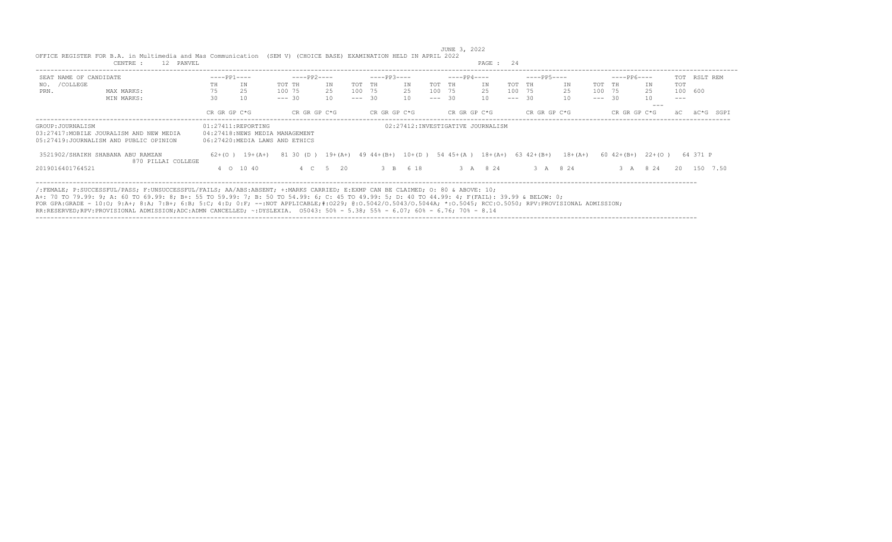OFFICE REGISTER FOR B.A. in Multimedia and Mas Communication (SEM V) (CHOICE BASE) EXAMINATION HELD IN APRIL 2022 JUNE 3, 2022

CENTRE : 12 PANVEL

| SEAT NAME OF CANDIDATE NO. /COLLEGE PRN. | ----PP1---- | | ----PP2---- | | | ----PP3---- | | | ----PP4---- | | | ----PP5---- | | | ----PP6---- | | | TOT | RSLT REM |
|---|---|---|---|---|---|---|---|---|---|---|---|---|---|---|---|---|---|---|---|
| | TH | IN | TOT | TH | IN | TOT | TH | IN | TOT | TH | IN | TOT | TH | IN | TOT | TH | IN | TOT | |
| MAX MARKS: | 75 | 25 | 100 | 75 | 25 | 100 | 75 | 25 | 100 | 75 | 25 | 100 | 75 | 25 | 100 | 75 | 25 | 100 | 600 |
| MIN MARKS: | 30 | 10 | --- | 30 | 10 | --- | 30 | 10 | --- | 30 | 10 | --- | 30 | 10 | --- | 30 | 10 | --- | |
| | CR GR GP C*G | | | CR GR GP C*G | | | CR GR GP C*G | | | CR GR GP C*G | | | CR GR GP C*G | | | CR GR GP C*G | | | äC äC*G SGPI |

GROUP:JOURNALISM

01:27411:REPORTING
02:27412:INVESTIGATIVE JOURNALISM
03:27417:MOBILE JOURALISM AND NEW MEDIA
04:27418:NEWS MEDIA MANAGEMENT
05:27419:JOURNALISM AND PUBLIC OPINION
06:27420:MEDIA LAWS AND ETHICS

| SEAT NO. / NAME | PP1 | PP2 | PP3 | PP4 | PP5 | PP6 | TOT / RSLT |
|---|---|---|---|---|---|---|---|
| 3521902/SHAIKH SHABANA ABU RAMZAN<br>870 PILLAI COLLEGE | 62+(O ) 19+(A+) 81 | 30 (D ) 19+(A+) 49 | 44+(B+) 10+(D ) 54 | 45+(A ) 18+(A+) 63 | 42+(B+) 18+(A+) 60 | 42+(B+) 22+(O ) 64 | 371 P |
| 2019016401764521 | 4 O 10 40 | 4 C 5 20 | 3 B 6 18 | 3 A 8 24 | 3 A 8 24 | 3 A 8 24 | 20 150 7.50 |

/:FEMALE; P:SUCCESSFUL/PASS; F:UNSUCCESSFUL/FAILS; AA/ABS:ABSENT; +:MARKS CARRIED; E:EXMP CAN BE CLAIMED; O: 80 & ABOVE: 10;
A+: 70 TO 79.99: 9; A: 60 TO 69.99: 8; B+: 55 TO 59.99: 7; B: 50 TO 54.99: 6; C: 45 TO 49.99: 5; D: 40 TO 44.99: 4; F(FAIL): 39.99 & BELOW: 0;
FOR GPA:GRADE - 10:O; 9:A+; 8:A; 7:B+; 6:B; 5:C; 4:D; 0:F; --:NOT APPLICABLE;#:O229; @:O.5042/O.5043/O.5044A; *:O.5045; RCC:O.5050; RPV:PROVISIONAL ADMISSION;
RR:RESERVED;RPV:PROVISIONAL ADMISSION;ADC:ADMN CANCELLED; ~:DYSLEXIA. O5043: 50% - 5.38; 55% - 6.07; 60% - 6.76; 70% - 8.14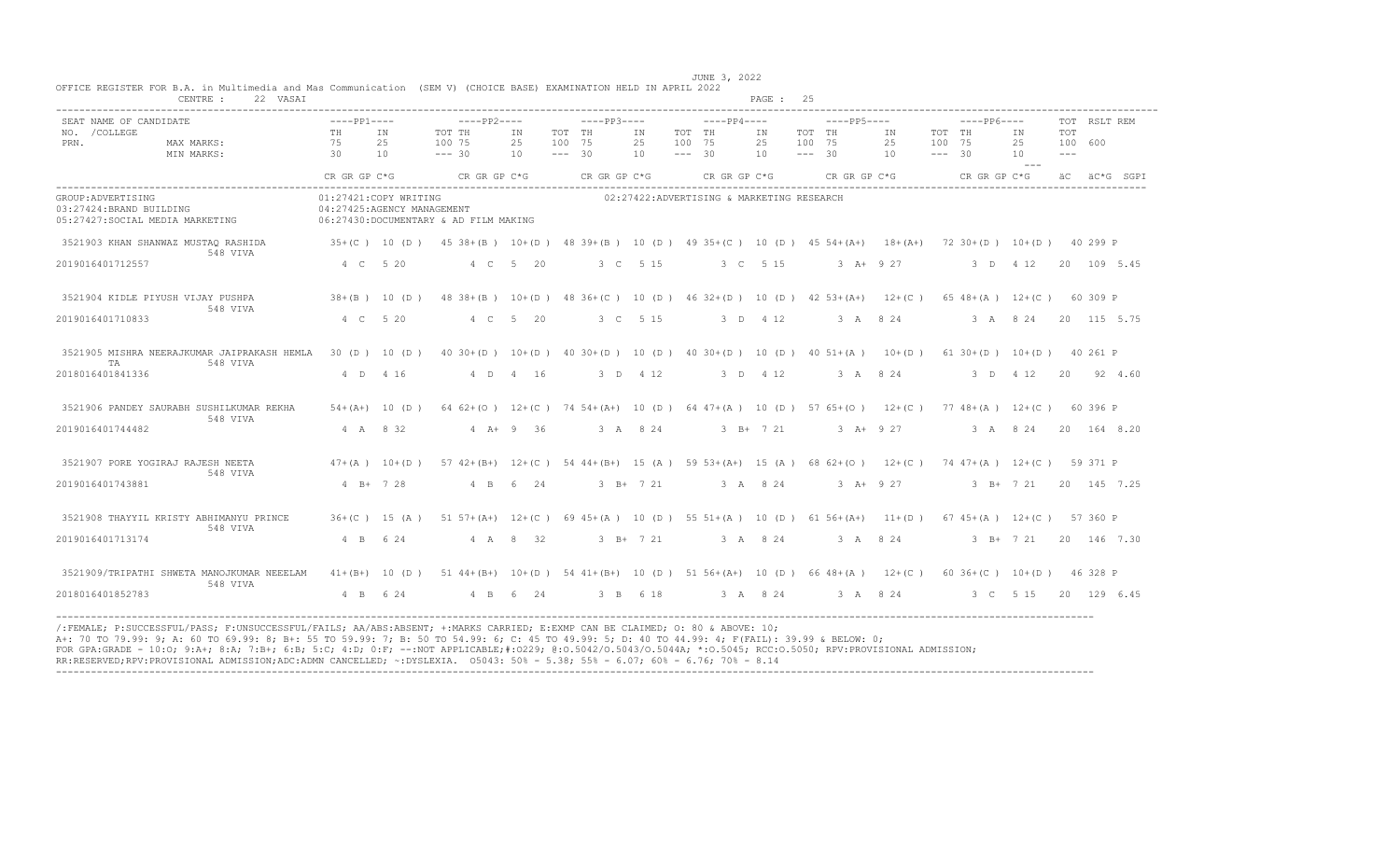OFFICE REGISTER FOR B.A. in Multimedia and Mas Communication (SEM V) (CHOICE BASE) EXAMINATION HELD IN APRIL 2022

JUNE 3, 2022

CENTRE : 22 VASAI

| SEAT NO. / PRN. | NAME OF CANDIDATE / COLLEGE | PP1 TH | PP1 IN | PP1 TOT | PP2 TH | PP2 IN | PP2 TOT | PP3 TH | PP3 IN | PP3 TOT | PP4 TH | PP4 IN | PP4 TOT | PP5 TH | PP5 IN | PP5 TOT | PP6 TH | PP6 IN | PP6 TOT | TOT | RSLT | REM |
|---|---|---|---|---|---|---|---|---|---|---|---|---|---|---|---|---|---|---|---|---|---|---|
| | MAX MARKS: | 75 | 25 | 100 | 75 | 25 | 100 | 75 | 25 | 100 | 75 | 25 | 100 | 75 | 25 | 100 | 75 | 25 | 100 | 600 | | |
| | MIN MARKS: | 30 | 10 | --- | 30 | 10 | --- | 30 | 10 | --- | 30 | 10 | --- | 30 | 10 | --- | 30 | 10 | --- | --- | | |
| | | CR GR GP C*G | | | CR GR GP C*G | | | CR GR GP C*G | | | CR GR GP C*G | | | CR GR GP C*G | | | CR GR GP C*G | | | äC äC*G | SGPI | |

GROUP:ADVERTISING

01:27421:COPY WRITING; 02:27422:ADVERTISING & MARKETING RESEARCH; 03:27424:BRAND BUILDING; 04:27425:AGENCY MANAGEMENT; 05:27427:SOCIAL MEDIA MARKETING; 06:27430:DOCUMENTARY & AD FILM MAKING

| SEAT NO. / PRN. | NAME OF CANDIDATE | PP1 TH | PP1 IN | PP1 TOT | PP2 TH | PP2 IN | PP2 TOT | PP3 TH | PP3 IN | PP3 TOT | PP4 TH | PP4 IN | PP4 TOT | PP5 TH | PP5 IN | PP5 TOT | PP6 TH | PP6 IN | PP6 TOT | TOT | RSLT |
|---|---|---|---|---|---|---|---|---|---|---|---|---|---|---|---|---|---|---|---|---|---|
| 3521903 | KHAN SHANWAZ MUSTAQ RASHIDA 548 VIVA | 35+(C ) | 10 (D ) | 45 | 38+(B ) | 10+(D ) | 48 | 39+(B ) | 10 (D ) | 49 | 35+(C ) | 10 (D ) | 45 | 54+(A+) | 18+(A+) | 72 | 30+(D ) | 10+(D ) | 40 | 299 | P |
| 2019016401712557 | | 4 C 5 20 | | | 4 C 5 20 | | | 3 C 5 15 | | | 3 C 5 15 | | | 3 A+ 9 27 | | | 3 D 4 12 | | | 20 109 | 5.45 |
| 3521904 | KIDLE PIYUSH VIJAY PUSHPA 548 VIVA | 38+(B ) | 10 (D ) | 48 | 38+(B ) | 10+(D ) | 48 | 36+(C ) | 10 (D ) | 46 | 32+(D ) | 10 (D ) | 42 | 53+(A+) | 12+(C ) | 65 | 48+(A ) | 12+(C ) | 60 | 309 | P |
| 2019016401710833 | | 4 C 5 20 | | | 4 C 5 20 | | | 3 C 5 15 | | | 3 D 4 12 | | | 3 A 8 24 | | | 3 A 8 24 | | | 20 115 | 5.75 |
| 3521905 | MISHRA NEERAJKUMAR JAIPRAKASH HEMLA TA 548 VIVA | 30 (D ) | 10 (D ) | 40 | 30+(D ) | 10+(D ) | 40 | 30+(D ) | 10 (D ) | 40 | 30+(D ) | 10 (D ) | 40 | 51+(A ) | 10+(D ) | 61 | 30+(D ) | 10+(D ) | 40 | 261 | P |
| 2018016401841336 | | 4 D 4 16 | | | 4 D 4 16 | | | 3 D 4 12 | | | 3 D 4 12 | | | 3 A 8 24 | | | 3 D 4 12 | | | 20 92 | 4.60 |
| 3521906 | PANDEY SAURABH SUSHILKUMAR REKHA 548 VIVA | 54+(A+) | 10 (D ) | 64 | 62+(O ) | 12+(C ) | 74 | 54+(A+) | 10 (D ) | 64 | 47+(A ) | 10 (D ) | 57 | 65+(O ) | 12+(C ) | 77 | 48+(A ) | 12+(C ) | 60 | 396 | P |
| 2019016401744482 | | 4 A 8 32 | | | 4 A+ 9 36 | | | 3 A 8 24 | | | 3 B+ 7 21 | | | 3 A+ 9 27 | | | 3 A 8 24 | | | 20 164 | 8.20 |
| 3521907 | PORE YOGIRAJ RAJESH NEETA 548 VIVA | 47+(A ) | 10+(D ) | 57 | 42+(B+) | 12+(C ) | 54 | 44+(B+) | 15 (A ) | 59 | 53+(A+) | 15 (A ) | 68 | 62+(O ) | 12+(C ) | 74 | 47+(A ) | 12+(C ) | 59 | 371 | P |
| 2019016401743881 | | 4 B+ 7 28 | | | 4 B 6 24 | | | 3 B+ 7 21 | | | 3 A 8 24 | | | 3 A+ 9 27 | | | 3 B+ 7 21 | | | 20 145 | 7.25 |
| 3521908 | THAYYIL KRISTY ABHIMANYU PRINCE 548 VIVA | 36+(C ) | 15 (A ) | 51 | 57+(A+) | 12+(C ) | 69 | 45+(A ) | 10 (D ) | 55 | 51+(A ) | 10 (D ) | 61 | 56+(A+) | 11+(D ) | 67 | 45+(A ) | 12+(C ) | 57 | 360 | P |
| 2019016401713174 | | 4 B 6 24 | | | 4 A 8 32 | | | 3 B+ 7 21 | | | 3 A 8 24 | | | 3 A 8 24 | | | 3 B+ 7 21 | | | 20 146 | 7.30 |
| 3521909/ | TRIPATHI SHWETA MANOJKUMAR NEEELAM 548 VIVA | 41+(B+) | 10 (D ) | 51 | 44+(B+) | 10+(D ) | 54 | 41+(B+) | 10 (D ) | 51 | 56+(A+) | 10 (D ) | 66 | 48+(A ) | 12+(C ) | 60 | 36+(C ) | 10+(D ) | 46 | 328 | P |
| 2018016401852783 | | 4 B 6 24 | | | 4 B 6 24 | | | 3 B 6 18 | | | 3 A 8 24 | | | 3 A 8 24 | | | 3 C 5 15 | | | 20 129 | 6.45 |

/:FEMALE; P:SUCCESSFUL/PASS; F:UNSUCCESSFUL/FAILS; AA/ABS:ABSENT; +:MARKS CARRIED; E:EXMP CAN BE CLAIMED; O: 80 & ABOVE: 10;
A+: 70 TO 79.99: 9; A: 60 TO 69.99: 8; B+: 55 TO 59.99: 7; B: 50 TO 54.99: 6; C: 45 TO 49.99: 5; D: 40 TO 44.99: 4; F(FAIL): 39.99 & BELOW: 0;
FOR GPA:GRADE - 10:O; 9:A+; 8:A; 7:B+; 6:B; 5:C; 4:D; 0:F; --:NOT APPLICABLE;#:O229; @:O.5042/O.5043/O.5044A; *:O.5045; RCC:O.5050; RPV:PROVISIONAL ADMISSION;
RR:RESERVED;RPV:PROVISIONAL ADMISSION;ADC:ADMN CANCELLED; ~:DYSLEXIA. O5043: 50% - 5.38; 55% - 6.07; 60% - 6.76; 70% - 8.14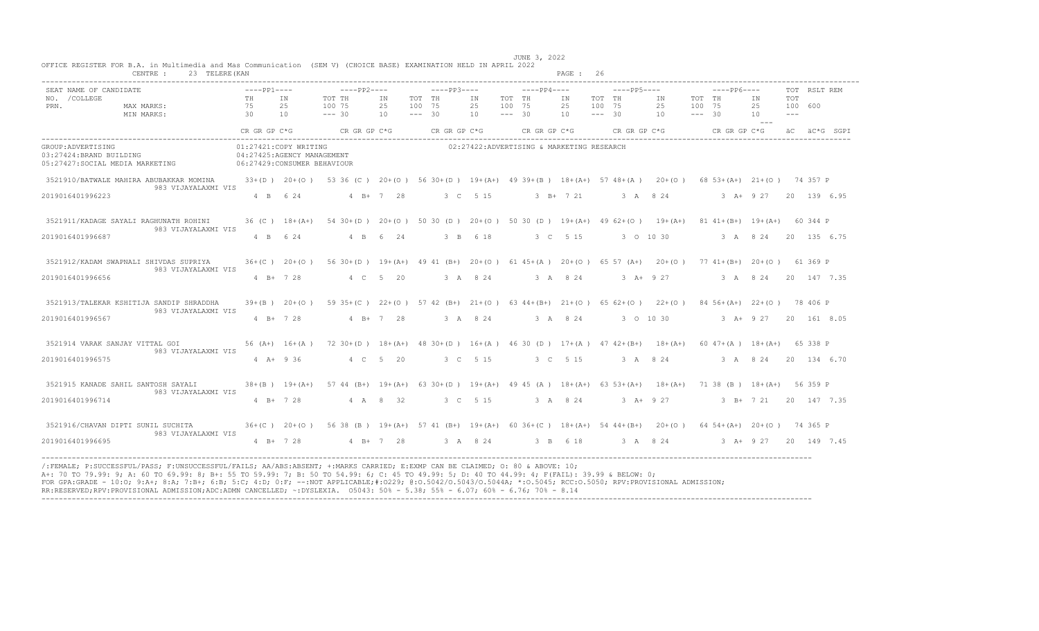OFFICE REGISTER FOR B.A. in Multimedia and Mas Communication (SEM V) (CHOICE BASE) EXAMINATION HELD IN APRIL 2022

JUNE 3, 2022

CENTRE : 23 TELERE(KAN

| SEAT NO. /COLLEGE PRN. | NAME OF CANDIDATE | PP1 TH | PP1 IN | PP1 TOT | PP2 TH | PP2 IN | PP2 TOT | PP3 TH | PP3 IN | PP3 TOT | PP4 TH | PP4 IN | PP4 TOT | PP5 TH | PP5 IN | PP5 TOT | PP6 TH | PP6 IN | PP6 TOT | TOT | RSLT REM |
|---|---|---|---|---|---|---|---|---|---|---|---|---|---|---|---|---|---|---|---|---|---|
| | MAX MARKS: | 75 | 25 | 100 | 75 | 25 | 100 | 75 | 25 | 100 | 75 | 25 | 100 | 75 | 25 | 100 | 75 | 25 | 100 | 600 | |
| | MIN MARKS: | 30 | 10 | --- | 30 | 10 | --- | 30 | 10 | --- | 30 | 10 | --- | 30 | 10 | --- | 30 | 10 | --- | --- | |
| | | CR GR GP C*G | | | CR GR GP C*G | | | CR GR GP C*G | | | CR GR GP C*G | | | CR GR GP C*G | | | CR GR GP C*G | | | äC | äC*G SGPI |

GROUP:ADVERTISING
01:27421:COPY WRITING
02:27422:ADVERTISING & MARKETING RESEARCH
03:27424:BRAND BUILDING
04:27425:AGENCY MANAGEMENT
05:27427:SOCIAL MEDIA MARKETING
06:27429:CONSUMER BEHAVIOUR

| SEAT NO. / PRN | NAME OF CANDIDATE / COLLEGE | PP1 | PP2 | PP3 | PP4 | PP5 | PP6 | TOT RSLT | äC äC*G SGPI |
|---|---|---|---|---|---|---|---|---|---|
| 3521910 | /BATWALE MAHIRA ABUBAKKAR MOMINA, 983 VIJAYALAXMI VIS | 33+(D) 20+(O) 53 36 (C) | 20+(O) 56 30+(D) | 19+(A+) 49 39+(B) | 18+(A+) 57 48+(A) | 20+(O) 68 53+(A+) | 21+(O) 74 | 357 P | |
| 2019016401996223 | | 4 B 6 24 | 4 B+ 7 28 | 3 C 5 15 | 3 B+ 7 21 | 3 A 8 24 | 3 A+ 9 27 | | 20 139 6.95 |
| 3521911 | /KADAGE SAYALI RAGHUNATH ROHINI, 983 VIJAYALAXMI VIS | 36 (C) 18+(A+) 54 30+(D) | 20+(O) 50 30 (D) | 20+(O) 50 30 (D) | 19+(A+) 49 62+(O) | 19+(A+) 81 41+(B+) | 19+(A+) 60 | 344 P | |
| 2019016401996687 | | 4 B 6 24 | 4 B 6 24 | 3 B 6 18 | 3 C 5 15 | 3 O 10 30 | 3 A 8 24 | | 20 135 6.75 |
| 3521912 | /KADAM SWAPNALI SHIVDAS SUPRIYA, 983 VIJAYALAXMI VIS | 36+(C) 20+(O) 56 30+(D) | 19+(A+) 49 41 (B+) | 20+(O) 61 45+(A) | 20+(O) 65 57 (A+) | 20+(O) 77 41+(B+) | 20+(O) 61 | 369 P | |
| 2019016401996656 | | 4 B+ 7 28 | 4 C 5 20 | 3 A 8 24 | 3 A 8 24 | 3 A+ 9 27 | 3 A 8 24 | | 20 147 7.35 |
| 3521913 | /TALEKAR KSHITIJA SANDIP SHRADDHA, 983 VIJAYALAXMI VIS | 39+(B) 20+(O) 59 35+(C) | 22+(O) 57 42 (B+) | 21+(O) 63 44+(B+) | 21+(O) 65 62+(O) | 22+(O) 84 56+(A+) | 22+(O) 78 | 406 P | |
| 2019016401996567 | | 4 B+ 7 28 | 4 B+ 7 28 | 3 A 8 24 | 3 A 8 24 | 3 O 10 30 | 3 A+ 9 27 | | 20 161 8.05 |
| 3521914 | VARAK SANJAY VITTAL GOI, 983 VIJAYALAXMI VIS | 56 (A+) 16+(A) 72 30+(D) | 18+(A+) 48 30+(D) | 16+(A) 46 30 (D) | 17+(A) 47 42+(B+) | 18+(A+) 60 47+(A) | 18+(A+) 65 | 338 P | |
| 2019016401996575 | | 4 A+ 9 36 | 4 C 5 20 | 3 C 5 15 | 3 C 5 15 | 3 A 8 24 | 3 A 8 24 | | 20 134 6.70 |
| 3521915 | KANADE SAHIL SANTOSH SAYALI, 983 VIJAYALAXMI VIS | 38+(B) 19+(A+) 57 44 (B+) | 19+(A+) 63 30+(D) | 19+(A+) 49 45 (A) | 18+(A+) 63 53+(A+) | 18+(A+) 71 38 (B) | 18+(A+) 56 | 359 P | |
| 2019016401996714 | | 4 B+ 7 28 | 4 A 8 32 | 3 C 5 15 | 3 A 8 24 | 3 A+ 9 27 | 3 B+ 7 21 | | 20 147 7.35 |
| 3521916 | /CHAVAN DIPTI SUNIL SUCHITA, 983 VIJAYALAXMI VIS | 36+(C) 20+(O) 56 38 (B) | 19+(A+) 57 41 (B+) | 19+(A+) 60 36+(C) | 18+(A+) 54 44+(B+) | 20+(O) 64 54+(A+) | 20+(O) 74 | 365 P | |
| 2019016401996695 | | 4 B+ 7 28 | 4 B+ 7 28 | 3 A 8 24 | 3 B 6 18 | 3 A 8 24 | 3 A+ 9 27 | | 20 149 7.45 |

/:FEMALE; P:SUCCESSFUL/PASS; F:UNSUCCESSFUL/FAILS; AA/ABS:ABSENT; +:MARKS CARRIED; E:EXMP CAN BE CLAIMED; O: 80 & ABOVE: 10;
A+: 70 TO 79.99: 9; A: 60 TO 69.99: 8; B+: 55 TO 59.99: 7; B: 50 TO 54.99: 6; C: 45 TO 49.99: 5; D: 40 TO 44.99: 4; F(FAIL): 39.99 & BELOW: 0;
FOR GPA:GRADE - 10:O; 9:A+; 8:A; 7:B+; 6:B; 5:C; 4:D; 0:F; --:NOT APPLICABLE;#:O229; @:O.5042/O.5043/O.5044A; *:O.5045; RCC:O.5050; RPV:PROVISIONAL ADMISSION;
RR:RESERVED;RPV:PROVISIONAL ADMISSION;ADC:ADMN CANCELLED; ~:DYSLEXIA. O5043: 50% - 5.38; 55% - 6.07; 60% - 6.76; 70% - 8.14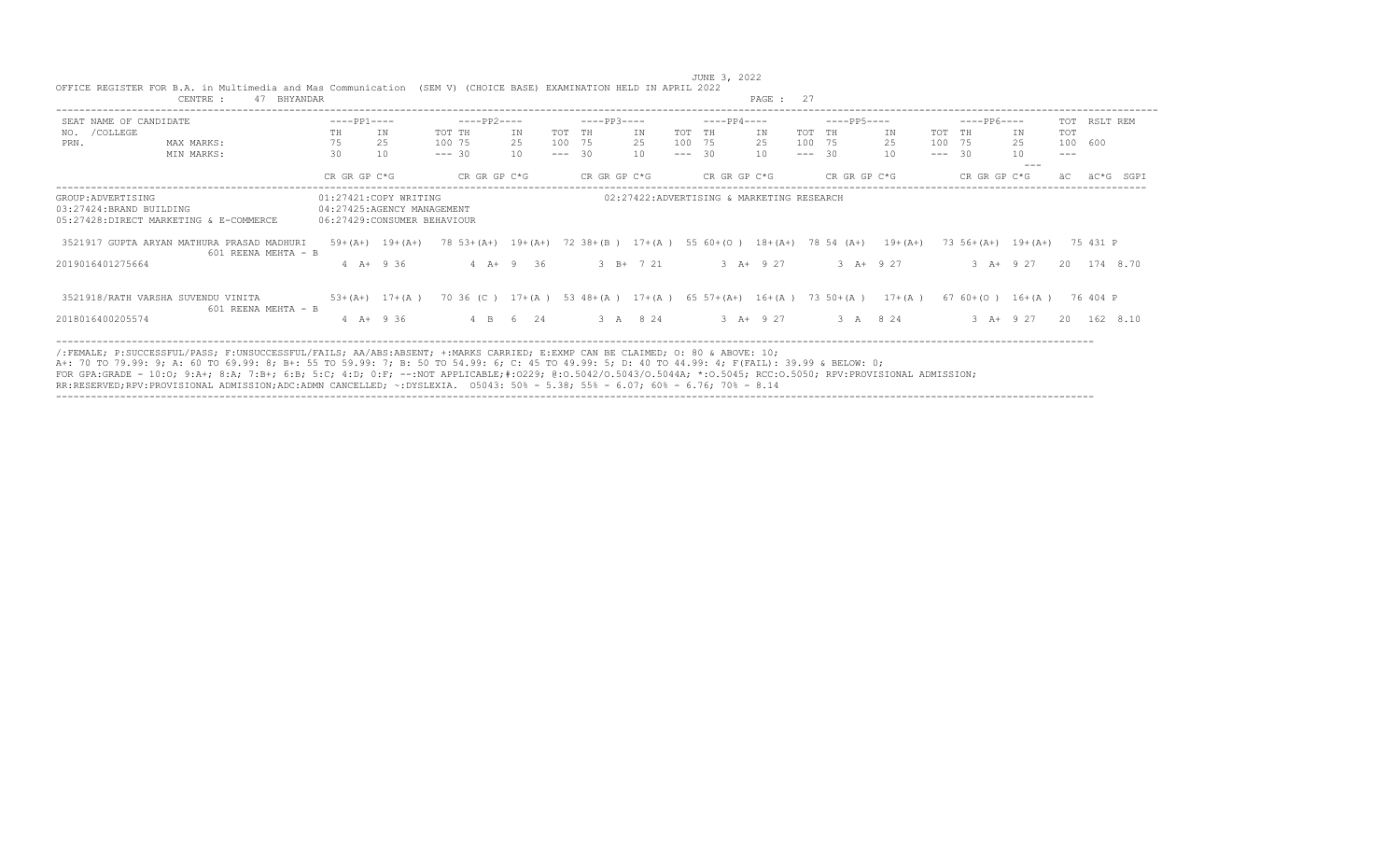JUNE 3, 2022

OFFICE REGISTER FOR B.A. in Multimedia and Mas Communication (SEM V) (CHOICE BASE) EXAMINATION HELD IN APRIL 2022

CENTRE : 47 BHYANDAR

| SEAT NO. / PRN. | NAME OF CANDIDATE / COLLEGE | PP1 TH | PP1 IN | PP1 TOT | PP2 TH | PP2 IN | PP2 TOT | PP3 TH | PP3 IN | PP3 TOT | PP4 TH | PP4 IN | PP4 TOT | PP5 TH | PP5 IN | PP5 TOT | PP6 TH | PP6 IN | PP6 TOT | TOT | RSLT | REM |
|---|---|---|---|---|---|---|---|---|---|---|---|---|---|---|---|---|---|---|---|---|---|---|
| | MAX MARKS: | 75 | 25 | 100 | 75 | 25 | 100 | 75 | 25 | 100 | 75 | 25 | 100 | 75 | 25 | 100 | 75 | 25 | 100 | 600 | | |
| | MIN MARKS: | 30 | 10 | --- | 30 | 10 | --- | 30 | 10 | --- | 30 | 10 | --- | 30 | 10 | --- | 30 | 10 | --- | --- | | |
| | | CR GR GP C*G | | | CR GR GP C*G | | | CR GR GP C*G | | | CR GR GP C*G | | | CR GR GP C*G | | | CR GR GP C*G | | | äC | äC*G | SGPI |

GROUP:ADVERTISING

01:27421:COPY WRITING

02:27422:ADVERTISING & MARKETING RESEARCH

03:27424:BRAND BUILDING

04:27425:AGENCY MANAGEMENT

05:27428:DIRECT MARKETING & E-COMMERCE

06:27429:CONSUMER BEHAVIOUR

| SEAT NO. / PRN. | NAME OF CANDIDATE / COLLEGE | PP1 TH | PP1 IN | PP1 TOT | PP2 TH | PP2 IN | PP2 TOT | PP3 TH | PP3 IN | PP3 TOT | PP4 TH | PP4 IN | PP4 TOT | PP5 TH | PP5 IN | PP5 TOT | PP6 TH | PP6 IN | PP6 TOT | TOT | RSLT | REM |
|---|---|---|---|---|---|---|---|---|---|---|---|---|---|---|---|---|---|---|---|---|---|---|
| 3521917 | GUPTA ARYAN MATHURA PRASAD MADHURI / 601 REENA MEHTA - B | 59+(A+) | 19+(A+) | 78 | 53+(A+) | 19+(A+) | 72 | 38+(B ) | 17+(A ) | 55 | 60+(O ) | 18+(A+) | 78 | 54 (A+) | 19+(A+) | 73 | 56+(A+) | 19+(A+) | 75 | 431 | P | |
| 2019016401275664 | | 4 A+ 9 36 | | | 4 A+ 9 36 | | | 3 B+ 7 21 | | | 3 A+ 9 27 | | | 3 A+ 9 27 | | | 3 A+ 9 27 | | | 20 | 174 | 8.70 |
| 3521918 | /RATH VARSHA SUVENDU VINITA / 601 REENA MEHTA - B | 53+(A+) | 17+(A ) | 70 | 36 (C ) | 17+(A ) | 53 | 48+(A ) | 17+(A ) | 65 | 57+(A+) | 16+(A ) | 73 | 50+(A ) | 17+(A ) | 67 | 60+(O ) | 16+(A ) | 76 | 404 | P | |
| 2018016400205574 | | 4 A+ 9 36 | | | 4 B 6 24 | | | 3 A 8 24 | | | 3 A+ 9 27 | | | 3 A 8 24 | | | 3 A+ 9 27 | | | 20 | 162 | 8.10 |

/:FEMALE; P:SUCCESSFUL/PASS; F:UNSUCCESSFUL/FAILS; AA/ABS:ABSENT; +:MARKS CARRIED; E:EXMP CAN BE CLAIMED; O: 80 & ABOVE: 10;
A+: 70 TO 79.99: 9; A: 60 TO 69.99: 8; B+: 55 TO 59.99: 7; B: 50 TO 54.99: 6; C: 45 TO 49.99: 5; D: 40 TO 44.99: 4; F(FAIL): 39.99 & BELOW: 0;
FOR GPA:GRADE - 10:O; 9:A+; 8:A; 7:B+; 6:B; 5:C; 4:D; 0:F; --:NOT APPLICABLE;#:O229; @:O.5042/O.5043/O.5044A; *:O.5045; RCC:O.5050; RPV:PROVISIONAL ADMISSION;
RR:RESERVED;RPV:PROVISIONAL ADMISSION;ADC:ADMN CANCELLED; ~:DYSLEXIA. O5043: 50% - 5.38; 55% - 6.07; 60% - 6.76; 70% - 8.14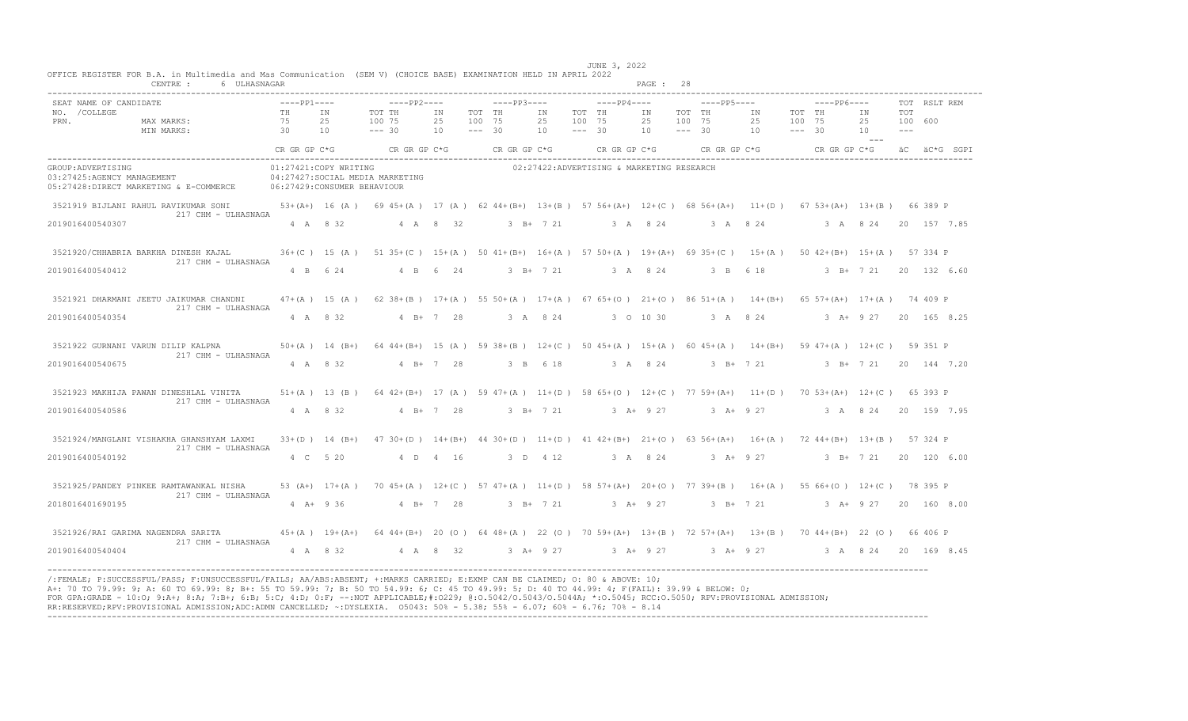JUNE 3, 2022

OFFICE REGISTER FOR B.A. in Multimedia and Mas Communication (SEM V) (CHOICE BASE) EXAMINATION HELD IN APRIL 2022

CENTRE : 6 ULHASNAGAR

PAGE : 28

| SEAT NO. / PRN. | NAME OF CANDIDATE / COLLEGE | PP1 TH | PP1 IN | PP1 TOT | PP2 TH | PP2 IN | PP2 TOT | PP3 TH | PP3 IN | PP3 TOT | PP4 TH | PP4 IN | PP4 TOT | PP5 TH | PP5 IN | PP5 TOT | PP6 TH | PP6 IN | PP6 TOT | TOT | RSLT | REM |
|---|---|---|---|---|---|---|---|---|---|---|---|---|---|---|---|---|---|---|---|---|---|---|
| | MAX MARKS: | 75 | 25 | 100 | 75 | 25 | 100 | 75 | 25 | 100 | 75 | 25 | 100 | 75 | 25 | 100 | 75 | 25 | 100 | 600 | | |
| | MIN MARKS: | 30 | 10 | --- | 30 | 10 | --- | 30 | 10 | --- | 30 | 10 | --- | 30 | 10 | --- | 30 | 10 | --- | --- | | |
| | | CR GR GP C*G | | | CR GR GP C*G | | | CR GR GP C*G | | | CR GR GP C*G | | | CR GR GP C*G | | | CR GR GP C*G | | | äC äC*G SGPI | | |

GROUP:ADVERTISING
01:27421:COPY WRITING
02:27422:ADVERTISING & MARKETING RESEARCH
03:27425:AGENCY MANAGEMENT
04:27427:SOCIAL MEDIA MARKETING
05:27428:DIRECT MARKETING & E-COMMERCE
06:27429:CONSUMER BEHAVIOUR

| SEAT NO. / PRN. | NAME / COLLEGE | PP1 TH | PP1 IN | PP1 TOT | PP2 TH | PP2 IN | PP2 TOT | PP3 TH | PP3 IN | PP3 TOT | PP4 TH | PP4 IN | PP4 TOT | PP5 TH | PP5 IN | PP5 TOT | PP6 TH | PP6 IN | PP6 TOT | TOT | RSLT |
|---|---|---|---|---|---|---|---|---|---|---|---|---|---|---|---|---|---|---|---|---|---|
| 3521919 | BIJLANI RAHUL RAVIKUMAR SONI / 217 CHM - ULHASNAGA | 53+(A+) | 16 (A ) | 69 | 45+(A ) | 17 (A ) | 62 | 44+(B+) | 13+(B ) | 57 | 56+(A+) | 12+(C ) | 68 | 56+(A+) | 11+(D ) | 67 | 53+(A+) | 13+(B ) | 66 | 389 | P |
| 2019016400540307 | | 4 A 8 32 | | | 4 A 8 32 | | | 3 B+ 7 21 | | | 3 A 8 24 | | | 3 A 8 24 | | | 3 A 8 24 | | | 20 157 7.85 | |
| 3521920 | /CHHABRIA BARKHA DINESH KAJAL / 217 CHM - ULHASNAGA | 36+(C ) | 15 (A ) | 51 | 35+(C ) | 15+(A ) | 50 | 41+(B+) | 16+(A ) | 57 | 50+(A ) | 19+(A+) | 69 | 35+(C ) | 15+(A ) | 50 | 42+(B+) | 15+(A ) | 57 | 334 | P |
| 2019016400540412 | | 4 B 6 24 | | | 4 B 6 24 | | | 3 B+ 7 21 | | | 3 A 8 24 | | | 3 B 6 18 | | | 3 B+ 7 21 | | | 20 132 6.60 | |
| 3521921 | DHARMANI JEETU JAIKUMAR CHANDNI / 217 CHM - ULHASNAGA | 47+(A ) | 15 (A ) | 62 | 38+(B ) | 17+(A ) | 55 | 50+(A ) | 17+(A ) | 67 | 65+(O ) | 21+(O ) | 86 | 51+(A ) | 14+(B+) | 65 | 57+(A+) | 17+(A ) | 74 | 409 | P |
| 2019016400540354 | | 4 A 8 32 | | | 4 B+ 7 28 | | | 3 A 8 24 | | | 3 O 10 30 | | | 3 A 8 24 | | | 3 A+ 9 27 | | | 20 165 8.25 | |
| 3521922 | GURNANI VARUN DILIP KALPNA / 217 CHM - ULHASNAGA | 50+(A ) | 14 (B+) | 64 | 44+(B+) | 15 (A ) | 59 | 38+(B ) | 12+(C ) | 50 | 45+(A ) | 15+(A ) | 60 | 45+(A ) | 14+(B+) | 59 | 47+(A ) | 12+(C ) | 59 | 351 | P |
| 2019016400540675 | | 4 A 8 32 | | | 4 B+ 7 28 | | | 3 B 6 18 | | | 3 A 8 24 | | | 3 B+ 7 21 | | | 3 B+ 7 21 | | | 20 144 7.20 | |
| 3521923 | MAKHIJA PAWAN DINESHLAL VINITA / 217 CHM - ULHASNAGA | 51+(A ) | 13 (B ) | 64 | 42+(B+) | 17 (A ) | 59 | 47+(A ) | 11+(D ) | 58 | 65+(O ) | 12+(C ) | 77 | 59+(A+) | 11+(D ) | 70 | 53+(A+) | 12+(C ) | 65 | 393 | P |
| 2019016400540586 | | 4 A 8 32 | | | 4 B+ 7 28 | | | 3 B+ 7 21 | | | 3 A+ 9 27 | | | 3 A+ 9 27 | | | 3 A 8 24 | | | 20 159 7.95 | |
| 3521924 | /MANGLANI VISHAKHA GHANSHYAM LAXMI / 217 CHM - ULHASNAGA | 33+(D ) | 14 (B+) | 47 | 30+(D ) | 14+(B+) | 44 | 30+(D ) | 11+(D ) | 41 | 42+(B+) | 21+(O ) | 63 | 56+(A+) | 16+(A ) | 72 | 44+(B+) | 13+(B ) | 57 | 324 | P |
| 2019016400540192 | | 4 C 5 20 | | | 4 D 4 16 | | | 3 D 4 12 | | | 3 A 8 24 | | | 3 A+ 9 27 | | | 3 B+ 7 21 | | | 20 120 6.00 | |
| 3521925 | /PANDEY PINKEE RAMTAWANKAL NISHA / 217 CHM - ULHASNAGA | 53 (A+) | 17+(A ) | 70 | 45+(A ) | 12+(C ) | 57 | 47+(A ) | 11+(D ) | 58 | 57+(A+) | 20+(O ) | 77 | 39+(B ) | 16+(A ) | 55 | 66+(O ) | 12+(C ) | 78 | 395 | P |
| 2018016401690195 | | 4 A+ 9 36 | | | 4 B+ 7 28 | | | 3 B+ 7 21 | | | 3 A+ 9 27 | | | 3 B+ 7 21 | | | 3 A+ 9 27 | | | 20 160 8.00 | |
| 3521926 | /RAI GARIMA NAGENDRA SARITA / 217 CHM - ULHASNAGA | 45+(A ) | 19+(A+) | 64 | 44+(B+) | 20 (O ) | 64 | 48+(A ) | 22 (O ) | 70 | 59+(A+) | 13+(B ) | 72 | 57+(A+) | 13+(B ) | 70 | 44+(B+) | 22 (O ) | 66 | 406 | P |
| 2019016400540404 | | 4 A 8 32 | | | 4 A 8 32 | | | 3 A+ 9 27 | | | 3 A+ 9 27 | | | 3 A+ 9 27 | | | 3 A 8 24 | | | 20 169 8.45 | |

/:FEMALE; P:SUCCESSFUL/PASS; F:UNSUCCESSFUL/FAILS; AA/ABS:ABSENT; +:MARKS CARRIED; E:EXMP CAN BE CLAIMED; O: 80 & ABOVE: 10;
A+: 70 TO 79.99: 9; A: 60 TO 69.99: 8; B+: 55 TO 59.99: 7; B: 50 TO 54.99: 6; C: 45 TO 49.99: 5; D: 40 TO 44.99: 4; F(FAIL): 39.99 & BELOW: 0;
FOR GPA:GRADE - 10:O; 9:A+; 8:A; 7:B+; 6:B; 5:C; 4:D; 0:F; --:NOT APPLICABLE;#:O229; @:O.5042/O.5043/O.5044A; *:O.5045; RCC:O.5050; RPV:PROVISIONAL ADMISSION;
RR:RESERVED;RPV:PROVISIONAL ADMISSION;ADC:ADMN CANCELLED; ~:DYSLEXIA. O5043: 50% - 5.38; 55% - 6.07; 60% - 6.76; 70% - 8.14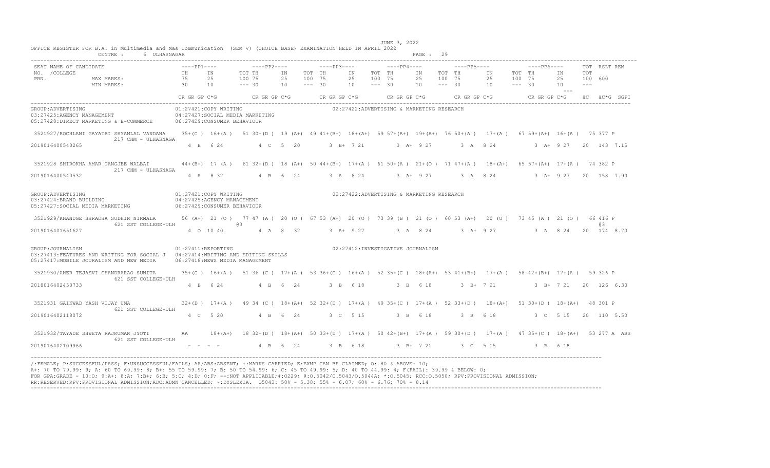JUNE 3, 2022

OFFICE REGISTER FOR B.A. in Multimedia and Mas Communication (SEM V) (CHOICE BASE) EXAMINATION HELD IN APRIL 2022

CENTRE : 6 ULHASNAGAR

| SEAT NO. /COLLEGE PRN. | NAME OF CANDIDATE | PP1 TH | PP1 IN | PP1 TOT | PP2 TH | PP2 IN | PP2 TOT | PP3 TH | PP3 IN | PP3 TOT | PP4 TH | PP4 IN | PP4 TOT | PP5 TH | PP5 IN | PP5 TOT | PP6 TH | PP6 IN | PP6 TOT | TOT | RSLT | REM |
|---|---|---|---|---|---|---|---|---|---|---|---|---|---|---|---|---|---|---|---|---|---|---|
| | MAX MARKS: | 75 | 25 | 100 | 75 | 25 | 100 | 75 | 25 | 100 | 75 | 25 | 100 | 75 | 25 | 100 | 75 | 25 | 100 | 600 | | |
| | MIN MARKS: | 30 | 10 | --- | 30 | 10 | --- | 30 | 10 | --- | 30 | 10 | --- | 30 | 10 | --- | 30 | 10 | --- | --- | | |
| | | CR GR GP C*G | | | CR GR GP C*G | | | CR GR GP C*G | | | CR GR GP C*G | | | CR GR GP C*G | | | CR GR GP C*G | | | äC | äC*G | SGPI |

GROUP:ADVERTISING
01:27421:COPY WRITING
02:27422:ADVERTISING & MARKETING RESEARCH
03:27425:AGENCY MANAGEMENT
04:27427:SOCIAL MEDIA MARKETING
05:27428:DIRECT MARKETING & E-COMMERCE
06:27429:CONSUMER BEHAVIOUR

| SEAT NO. / PRN | NAME / COLLEGE | PP1 | PP2 | PP3 | PP4 | PP5 | PP6 | TOT / RSLT | äC äC*G SGPI |
|---|---|---|---|---|---|---|---|---|---|
| 3521927 / 2019016400540265 | /ROCHLANI GAYATRI SHYAMLAL VANDANA, 217 CHM - ULHASNAGA | 35+(C ) 16+(A ) 51; 4 B 6 24 | 30+(D ) 19 (A+) 49; 4 C 5 20 | 41+(B+) 18+(A+) 59; 3 B+ 7 21 | 57+(A+) 19+(A+) 76; 3 A+ 9 27 | 50+(A ) 17+(A ) 67; 3 A 8 24 | 59+(A+) 16+(A ) 75; 3 A+ 9 27 | 377 P | 20 143 7.15 |
| 3521928 / 2019016400540532 | SHIROKHA AMAR GANGJEE WALBAI, 217 CHM - ULHASNAGA | 44+(B+) 17 (A ) 61; 4 A 8 32 | 32+(D ) 18 (A+) 50; 4 B 6 24 | 44+(B+) 17+(A ) 61; 3 A 8 24 | 50+(A ) 21+(O ) 71; 3 A+ 9 27 | 47+(A ) 18+(A+) 65; 3 A 8 24 | 57+(A+) 17+(A ) 74; 3 A+ 9 27 | 382 P | 20 158 7.90 |

GROUP:ADVERTISING
01:27421:COPY WRITING
02:27422:ADVERTISING & MARKETING RESEARCH
03:27424:BRAND BUILDING
04:27425:AGENCY MANAGEMENT
05:27427:SOCIAL MEDIA MARKETING
06:27429:CONSUMER BEHAVIOUR

| SEAT NO. / PRN | NAME / COLLEGE | PP1 | PP2 | PP3 | PP4 | PP5 | PP6 | TOT / RSLT | äC äC*G SGPI |
|---|---|---|---|---|---|---|---|---|---|
| 3521929 / 2019016401651627 | /KHANDGE SHRADHA SUDHIR NIRMALA, 621 SST COLLEGE-ULH | 56 (A+) 21 (O ) 77 @3; 4 O 10 40 | 47 (A ) 20 (O ) 67; 4 A 8 32 | 53 (A+) 20 (O ) 73; 3 A+ 9 27 | 39 (B ) 21 (O ) 60; 3 A 8 24 | 53 (A+) 20 (O ) 73; 3 A+ 9 27 | 45 (A ) 21 (O ) 66; 3 A 8 24 | 416 P @3 | 20 174 8.70 |

GROUP:JOURNALISM
01:27411:REPORTING
02:27412:INVESTIGATIVE JOURNALISM
03:27413:FEATURES AND WRITING FOR SOCIAL J
04:27414:WRITING AND EDITING SKILLS
05:27417:MOBILE JOURALISM AND NEW MEDIA
06:27418:NEWS MEDIA MANAGEMENT

| SEAT NO. / PRN | NAME / COLLEGE | PP1 | PP2 | PP3 | PP4 | PP5 | PP6 | TOT / RSLT | äC äC*G SGPI |
|---|---|---|---|---|---|---|---|---|---|
| 3521930 / 2018016402450733 | /AHER TEJASVI CHANDRARAO SUNITA, 621 SST COLLEGE-ULH | 35+(C ) 16+(A ) 51; 4 B 6 24 | 36 (C ) 17+(A ) 53; 4 B 6 24 | 36+(C ) 16+(A ) 52; 3 B 6 18 | 35+(C ) 18+(A+) 53; 3 B 6 18 | 41+(B+) 17+(A ) 58; 3 B+ 7 21 | 42+(B+) 17+(A ) 59; 3 B+ 7 21 | 326 P | 20 126 6.30 |
| 3521931 / 2019016402118072 | GAIKWAD YASH VIJAY UMA, 621 SST COLLEGE-ULH | 32+(D ) 17+(A ) 49; 4 C 5 20 | 34 (C ) 18+(A+) 52; 4 B 6 24 | 32+(D ) 17+(A ) 49; 3 C 5 15 | 35+(C ) 17+(A ) 52; 3 B 6 18 | 33+(D ) 18+(A+) 51; 3 B 6 18 | 30+(D ) 18+(A+) 48; 3 C 5 15 | 301 P | 20 110 5.50 |
| 3521932 / 2019016402109966 | /TAYADE SHWETA RAJKUMAR JYOTI, 621 SST COLLEGE-ULH | AA 18+(A+) 18; - - - - | 32+(D ) 18+(A+) 50; 4 B 6 24 | 33+(D ) 17+(A ) 50; 3 B 6 18 | 42+(B+) 17+(A ) 59; 3 B+ 7 21 | 30+(D ) 17+(A ) 47; 3 C 5 15 | 35+(C ) 18+(A+) 53; 3 B 6 18 | 277 A ABS | |

/:FEMALE; P:SUCCESSFUL/PASS; F:UNSUCCESSFUL/FAILS; AA/ABS:ABSENT; +:MARKS CARRIED; E:EXMP CAN BE CLAIMED; O: 80 & ABOVE: 10;
A+: 70 TO 79.99: 9; A: 60 TO 69.99: 8; B+: 55 TO 59.99: 7; B: 50 TO 54.99: 6; C: 45 TO 49.99: 5; D: 40 TO 44.99: 4; F(FAIL): 39.99 & BELOW: 0;
FOR GPA:GRADE - 10:O; 9:A+; 8:A; 7:B+; 6:B; 5:C; 4:D; 0:F; --:NOT APPLICABLE;#:O229; @:O.5042/O.5043/O.5044A; *:O.5045; RCC:O.5050; RPV:PROVISIONAL ADMISSION;
RR:RESERVED;RPV:PROVISIONAL ADMISSION;ADC:ADMN CANCELLED; ~:DYSLEXIA. O5043: 50% - 5.38; 55% - 6.07; 60% - 6.76; 70% - 8.14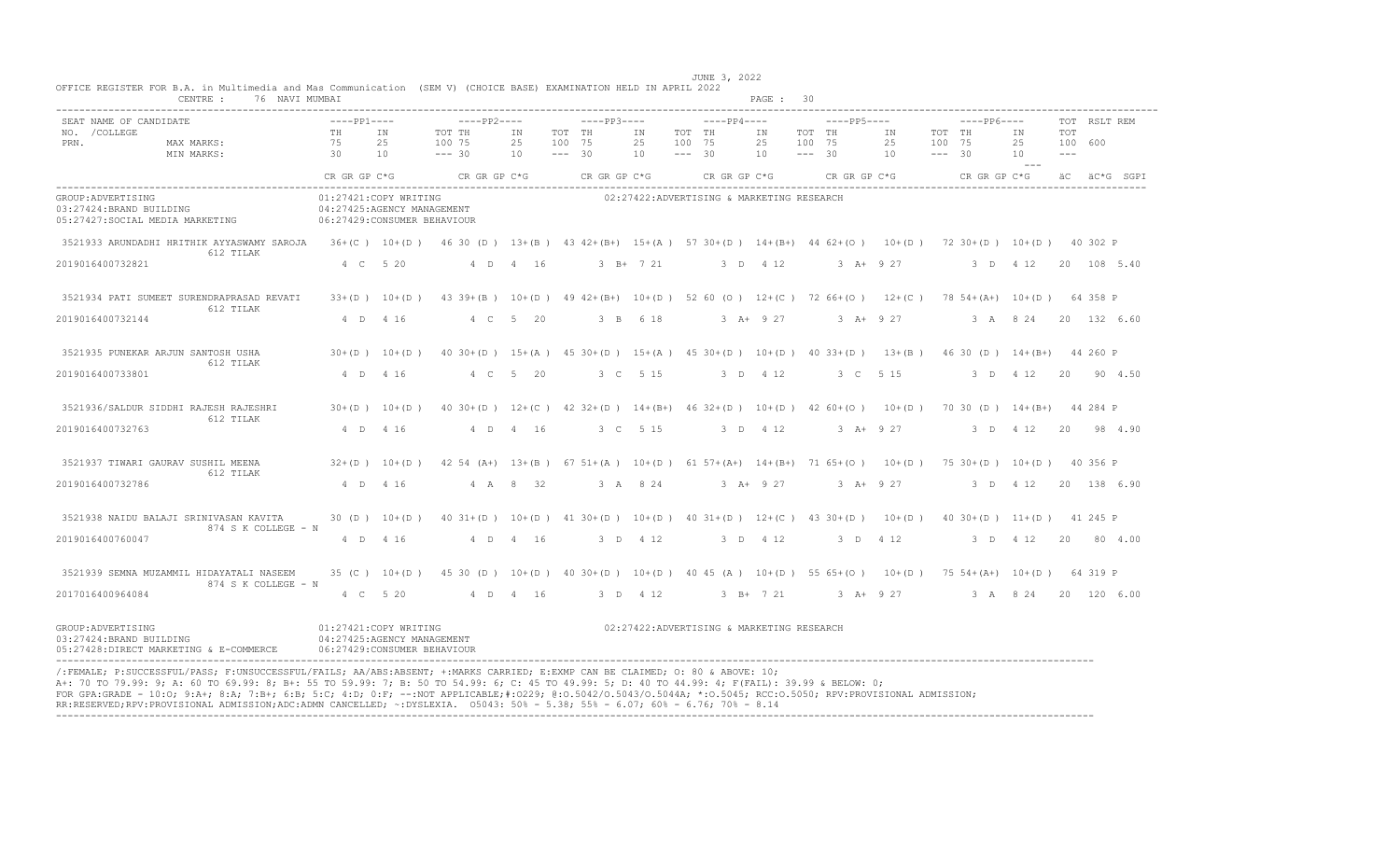JUNE 3, 2022

OFFICE REGISTER FOR B.A. in Multimedia and Mas Communication (SEM V) (CHOICE BASE) EXAMINATION HELD IN APRIL 2022

CENTRE : 76 NAVI MUMBAI

| SEAT NO. / PRN. | NAME OF CANDIDATE / COLLEGE | PP1 TH (MAX 75 / MIN 30) | PP1 IN (MAX 25 / MIN 10) | PP1 TOT (100) | PP2 TH (MAX 75 / MIN 30) | PP2 IN (MAX 25 / MIN 10) | PP2 TOT (100) | PP3 TH (MAX 75 / MIN 30) | PP3 IN (MAX 25 / MIN 10) | PP3 TOT (100) | PP4 TH (MAX 75 / MIN 30) | PP4 IN (MAX 25 / MIN 10) | PP4 TOT (100) | PP5 TH (MAX 75 / MIN 30) | PP5 IN (MAX 25 / MIN 10) | PP5 TOT (100) | PP6 TH (MAX 75 / MIN 30) | PP6 IN (MAX 25 / MIN 10) | PP6 TOT (100) | TOT (600) | RSLT |
|---|---|---|---|---|---|---|---|---|---|---|---|---|---|---|---|---|---|---|---|---|---|
| | | PP1 CR GR GP C*G | | | PP2 CR GR GP C*G | | | PP3 CR GR GP C*G | | | PP4 CR GR GP C*G | | | PP5 CR GR GP C*G | | | PP6 CR GR GP C*G | | | äC äC*G | SGPI |

GROUP:ADVERTISING
01:27421:COPY WRITING
02:27422:ADVERTISING & MARKETING RESEARCH
03:27424:BRAND BUILDING
04:27425:AGENCY MANAGEMENT
05:27427:SOCIAL MEDIA MARKETING
06:27429:CONSUMER BEHAVIOUR

| SEAT NO. / PRN. | NAME OF CANDIDATE / COLLEGE | PP1 TH | PP1 IN | PP1 TOT | PP2 TH | PP2 IN | PP2 TOT | PP3 TH | PP3 IN | PP3 TOT | PP4 TH | PP4 IN | PP4 TOT | PP5 TH | PP5 IN | PP5 TOT | PP6 TH | PP6 IN | PP6 TOT | TOT | RSLT |
|---|---|---|---|---|---|---|---|---|---|---|---|---|---|---|---|---|---|---|---|---|---|
| 3521933 | ARUNDADHI HRITHIK AYYASWAMY SAROJA / 612 TILAK | 36+(C ) | 10+(D ) | 46 | 30 (D ) | 13+(B ) | 43 | 42+(B+) | 15+(A ) | 57 | 30+(D ) | 14+(B+) | 44 | 62+(O ) | 10+(D ) | 72 | 30+(D ) | 10+(D ) | 40 | 302 | P |
| 2019016400732821 | | 4 C 5 20 | | | 4 D 4 16 | | | 3 B+ 7 21 | | | 3 D 4 12 | | | 3 A+ 9 27 | | | 3 D 4 12 | | | 20 108 | 5.40 |
| 3521934 | PATI SUMEET SURENDRAPRASAD REVATI / 612 TILAK | 33+(D ) | 10+(D ) | 43 | 39+(B ) | 10+(D ) | 49 | 42+(B+) | 10+(D ) | 52 | 60 (O ) | 12+(C ) | 72 | 66+(O ) | 12+(C ) | 78 | 54+(A+) | 10+(D ) | 64 | 358 | P |
| 2019016400732144 | | 4 D 4 16 | | | 4 C 5 20 | | | 3 B 6 18 | | | 3 A+ 9 27 | | | 3 A+ 9 27 | | | 3 A 8 24 | | | 20 132 | 6.60 |
| 3521935 | PUNEKAR ARJUN SANTOSH USHA / 612 TILAK | 30+(D ) | 10+(D ) | 40 | 30+(D ) | 15+(A ) | 45 | 30+(D ) | 15+(A ) | 45 | 30+(D ) | 10+(D ) | 40 | 33+(D ) | 13+(B ) | 46 | 30 (D ) | 14+(B+) | 44 | 260 | P |
| 2019016400733801 | | 4 D 4 16 | | | 4 C 5 20 | | | 3 C 5 15 | | | 3 D 4 12 | | | 3 C 5 15 | | | 3 D 4 12 | | | 20 90 | 4.50 |
| 3521936/ | SALDUR SIDDHI RAJESH RAJESHRI / 612 TILAK | 30+(D ) | 10+(D ) | 40 | 30+(D ) | 12+(C ) | 42 | 32+(D ) | 14+(B+) | 46 | 32+(D ) | 10+(D ) | 42 | 60+(O ) | 10+(D ) | 70 | 30 (D ) | 14+(B+) | 44 | 284 | P |
| 2019016400732763 | | 4 D 4 16 | | | 4 D 4 16 | | | 3 C 5 15 | | | 3 D 4 12 | | | 3 A+ 9 27 | | | 3 D 4 12 | | | 20 98 | 4.90 |
| 3521937 | TIWARI GAURAV SUSHIL MEENA / 612 TILAK | 32+(D ) | 10+(D ) | 42 | 54 (A+) | 13+(B ) | 67 | 51+(A ) | 10+(D ) | 61 | 57+(A+) | 14+(B+) | 71 | 65+(O ) | 10+(D ) | 75 | 30+(D ) | 10+(D ) | 40 | 356 | P |
| 2019016400732786 | | 4 D 4 16 | | | 4 A 8 32 | | | 3 A 8 24 | | | 3 A+ 9 27 | | | 3 A+ 9 27 | | | 3 D 4 12 | | | 20 138 | 6.90 |
| 3521938 | NAIDU BALAJI SRINIVASAN KAVITA / 874 S K COLLEGE - N | 30 (D ) | 10+(D ) | 40 | 31+(D ) | 10+(D ) | 41 | 30+(D ) | 10+(D ) | 40 | 31+(D ) | 12+(C ) | 43 | 30+(D ) | 10+(D ) | 40 | 30+(D ) | 11+(D ) | 41 | 245 | P |
| 2019016400760047 | | 4 D 4 16 | | | 4 D 4 16 | | | 3 D 4 12 | | | 3 D 4 12 | | | 3 D 4 12 | | | 3 D 4 12 | | | 20 80 | 4.00 |
| 3521939 | SEMNA MUZAMMIL HIDAYATALI NASEEM / 874 S K COLLEGE - N | 35 (C ) | 10+(D ) | 45 | 30 (D ) | 10+(D ) | 40 | 30+(D ) | 10+(D ) | 40 | 45 (A ) | 10+(D ) | 55 | 65+(O ) | 10+(D ) | 75 | 54+(A+) | 10+(D ) | 64 | 319 | P |
| 2017016400964084 | | 4 C 5 20 | | | 4 D 4 16 | | | 3 D 4 12 | | | 3 B+ 7 21 | | | 3 A+ 9 27 | | | 3 A 8 24 | | | 20 120 | 6.00 |

GROUP:ADVERTISING
01:27421:COPY WRITING
02:27422:ADVERTISING & MARKETING RESEARCH
03:27424:BRAND BUILDING
04:27425:AGENCY MANAGEMENT
05:27428:DIRECT MARKETING & E-COMMERCE
06:27429:CONSUMER BEHAVIOUR

/:FEMALE; P:SUCCESSFUL/PASS; F:UNSUCCESSFUL/FAILS; AA/ABS:ABSENT; +:MARKS CARRIED; E:EXMP CAN BE CLAIMED; O: 80 & ABOVE: 10;
A+: 70 TO 79.99: 9; A: 60 TO 69.99: 8; B+: 55 TO 59.99: 7; B: 50 TO 54.99: 6; C: 45 TO 49.99: 5; D: 40 TO 44.99: 4; F(FAIL): 39.99 & BELOW: 0;
FOR GPA:GRADE - 10:O; 9:A+; 8:A; 7:B+; 6:B; 5:C; 4:D; 0:F; --:NOT APPLICABLE;#:O229; @:O.5042/O.5043/O.5044A; *:O.5045; RCC:O.5050; RPV:PROVISIONAL ADMISSION;
RR:RESERVED;RPV:PROVISIONAL ADMISSION;ADC:ADMN CANCELLED; ~:DYSLEXIA. O5043: 50% - 5.38; 55% - 6.07; 60% - 6.76; 70% - 8.14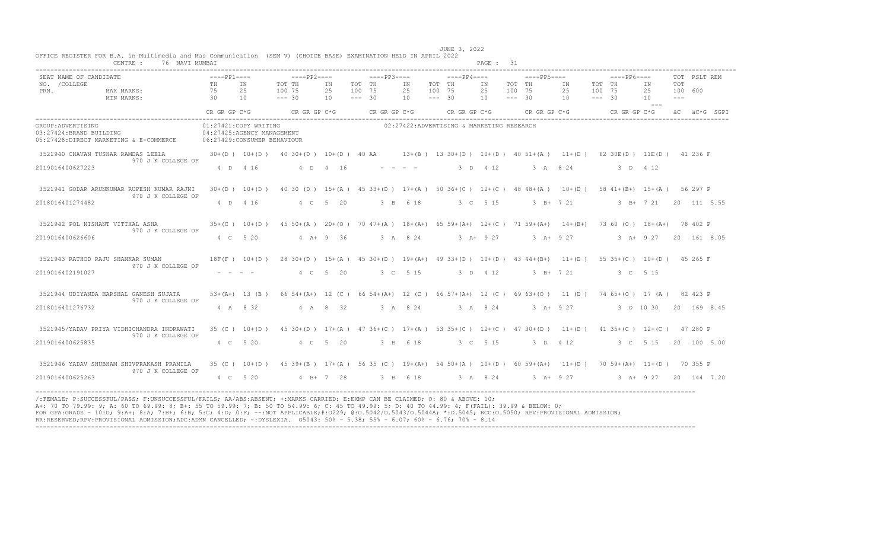JUNE 3, 2022

OFFICE REGISTER FOR B.A. in Multimedia and Mas Communication (SEM V) (CHOICE BASE) EXAMINATION HELD IN APRIL 2022

CENTRE : 76 NAVI MUMBAI

| SEAT NO. / PRN. | NAME OF CANDIDATE / COLLEGE | PP1 TH (75/30) | PP1 IN (25/10) | PP1 TOT (100/---) | PP2 TH (75/30) | PP2 IN (25/10) | PP2 TOT (100/---) | PP3 TH (75/30) | PP3 IN (25/10) | PP3 TOT (100/---) | PP4 TH (75/30) | PP4 IN (25/10) | PP4 TOT (100/---) | PP5 TH (75/30) | PP5 IN (25/10) | PP5 TOT (100/---) | PP6 TH (75/30) | PP6 IN (25/10) | TOT (600/---) | RSLT | REM |
|---|---|---|---|---|---|---|---|---|---|---|---|---|---|---|---|---|---|---|---|---|---|
| | | CR GR GP C*G | | | CR GR GP C*G | | | CR GR GP C*G | | | CR GR GP C*G | | | CR GR GP C*G | | | CR GR GP C*G | | äC äC*G | | SGPI |

GROUP: ADVERTISING
01:27421:COPY WRITING
02:27422:ADVERTISING & MARKETING RESEARCH
03:27424:BRAND BUILDING
04:27425:AGENCY MANAGEMENT
05:27428:DIRECT MARKETING & E-COMMERCE
06:27429:CONSUMER BEHAVIOUR

| SEAT NO. / PRN. | NAME / COLLEGE | PP1 TH | PP1 IN | PP1 TOT | PP2 TH | PP2 IN | PP2 TOT | PP3 TH | PP3 IN | PP3 TOT | PP4 TH | PP4 IN | PP4 TOT | PP5 TH | PP5 IN | PP5 TOT | PP6 TH | PP6 IN | TOT | RSLT | REM |
|---|---|---|---|---|---|---|---|---|---|---|---|---|---|---|---|---|---|---|---|---|---|
| 3521940 | CHAVAN TUSHAR RAMDAS LEELA / 970 J K COLLEGE OF | 30+(D) | 10+(D) | 40 | 30+(D) | 10+(D) | 40 | AA | 13+(B) | 13 | 30+(D) | 10+(D) | 40 | 51+(A) | 11+(D) | 62 | 30E(D) | 11E(D) | 41 236 | F | |
| 2019016400627223 | | 4 D 4 16 | | | 4 D 4 16 | | | - - - - | | | 3 D 4 12 | | | 3 A 8 24 | | | 3 D 4 12 | | | | |
| 3521941 | GODAR ARUNKUMAR RUPESH KUMAR RAJNI / 970 J K COLLEGE OF | 30+(D) | 10+(D) | 40 | 30 (D) | 15+(A) | 45 | 33+(D) | 17+(A) | 50 | 36+(C) | 12+(C) | 48 | 48+(A) | 10+(D) | 58 | 41+(B+) | 15+(A) | 56 297 | P | |
| 2018016401274482 | | 4 D 4 16 | | | 4 C 5 20 | | | 3 B 6 18 | | | 3 C 5 15 | | | 3 B+ 7 21 | | | 3 B+ 7 21 | | 20 111 | | 5.55 |
| 3521942 | POL NISHANT VITTHAL ASHA / 970 J K COLLEGE OF | 35+(C) | 10+(D) | 45 | 50+(A) | 20+(O) | 70 | 47+(A) | 18+(A+) | 65 | 59+(A+) | 12+(C) | 71 | 59+(A+) | 14+(B+) | 73 | 60 (O) | 18+(A+) | 78 402 | P | |
| 2019016400626606 | | 4 C 5 20 | | | 4 A+ 9 36 | | | 3 A 8 24 | | | 3 A+ 9 27 | | | 3 A+ 9 27 | | | 3 A+ 9 27 | | 20 161 | | 8.05 |
| 3521943 | RATHOD RAJU SHANKAR SUMAN / 970 J K COLLEGE OF | 18F(F) | 10+(D) | 28 | 30+(D) | 15+(A) | 45 | 30+(D) | 19+(A+) | 49 | 33+(D) | 10+(D) | 43 | 44+(B+) | 11+(D) | 55 | 35+(C) | 10+(D) | 45 265 | F | |
| 2019016402191027 | | - - - - | | | 4 C 5 20 | | | 3 C 5 15 | | | 3 D 4 12 | | | 3 B+ 7 21 | | | 3 C 5 15 | | | | |
| 3521944 | UDIYANDA HARSHAL GANESH SUJATA / 970 J K COLLEGE OF | 53+(A+) | 13 (B) | 66 | 54+(A+) | 12 (C) | 66 | 54+(A+) | 12 (C) | 66 | 57+(A+) | 12 (C) | 69 | 63+(O) | 11 (D) | 74 | 65+(O) | 17 (A) | 82 423 | P | |
| 2018016401276732 | | 4 A 8 32 | | | 4 A 8 32 | | | 3 A 8 24 | | | 3 A 8 24 | | | 3 A+ 9 27 | | | 3 O 10 30 | | 20 169 | | 8.45 |
| 3521945/ | YADAV PRIYA VIDHICHANDRA INDRAWATI / 970 J K COLLEGE OF | 35 (C) | 10+(D) | 45 | 30+(D) | 17+(A) | 47 | 36+(C) | 17+(A) | 53 | 35+(C) | 12+(C) | 47 | 30+(D) | 11+(D) | 41 | 35+(C) | 12+(C) | 47 280 | P | |
| 2019016400625835 | | 4 C 5 20 | | | 4 C 5 20 | | | 3 B 6 18 | | | 3 C 5 15 | | | 3 D 4 12 | | | 3 C 5 15 | | 20 100 | | 5.00 |
| 3521946 | YADAV SHUBHAM SHIVPRAKASH PRAMILA / 970 J K COLLEGE OF | 35 (C) | 10+(D) | 45 | 39+(B) | 17+(A) | 56 | 35 (C) | 19+(A+) | 54 | 50+(A) | 10+(D) | 60 | 59+(A+) | 11+(D) | 70 | 59+(A+) | 11+(D) | 70 355 | P | |
| 2019016400625263 | | 4 C 5 20 | | | 4 B+ 7 28 | | | 3 B 6 18 | | | 3 A 8 24 | | | 3 A+ 9 27 | | | 3 A+ 9 27 | | 20 144 | | 7.20 |

/:FEMALE; P:SUCCESSFUL/PASS; F:UNSUCCESSFUL/FAILS; AA/ABS:ABSENT; +:MARKS CARRIED; E:EXMP CAN BE CLAIMED; O: 80 & ABOVE: 10;
A+: 70 TO 79.99: 9; A: 60 TO 69.99: 8; B+: 55 TO 59.99: 7; B: 50 TO 54.99: 6; C: 45 TO 49.99: 5; D: 40 TO 44.99: 4; F(FAIL): 39.99 & BELOW: 0;
FOR GPA:GRADE - 10:O; 9:A+; 8:A; 7:B+; 6:B; 5:C; 4:D; 0:F; --:NOT APPLICABLE;#:O229; @:O.5042/O.5043/O.5044A; *:O.5045; RCC:O.5050; RPV:PROVISIONAL ADMISSION;
RR:RESERVED;RPV:PROVISIONAL ADMISSION;ADC:ADMN CANCELLED; ~:DYSLEXIA. O5043: 50% - 5.38; 55% - 6.07; 60% - 6.76; 70% - 8.14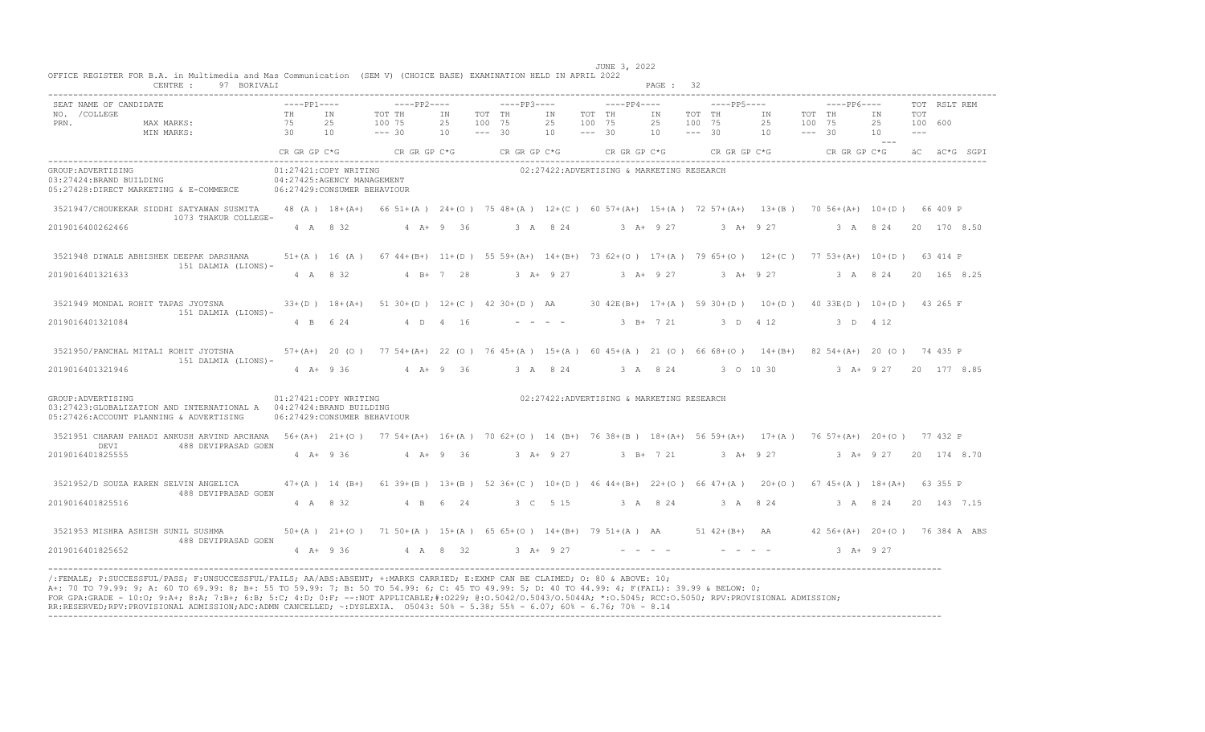OFFICE REGISTER FOR B.A. in Multimedia and Mas Communication (SEM V) (CHOICE BASE) EXAMINATION HELD IN APRIL 2022

JUNE 3, 2022

CENTRE : 97 BORIVALI

| SEAT NO. /COLLEGE PRN. | NAME OF CANDIDATE | PP1 TH | PP1 IN | PP1 TOT | PP2 TH | PP2 IN | PP2 TOT | PP3 TH | PP3 IN | PP3 TOT | PP4 TH | PP4 IN | PP4 TOT | PP5 TH | PP5 IN | PP5 TOT | PP6 TH | PP6 IN | PP6 TOT | TOT | RSLT | REM |
|---|---|---|---|---|---|---|---|---|---|---|---|---|---|---|---|---|---|---|---|---|---|---|
| | MAX MARKS: | 75 | 25 | 100 | 75 | 25 | 100 | 75 | 25 | 100 | 75 | 25 | 100 | 75 | 25 | 100 | 75 | 25 | 100 | 600 | | |
| | MIN MARKS: | 30 | 10 | --- | 30 | 10 | --- | 30 | 10 | --- | 30 | 10 | --- | 30 | 10 | --- | 30 | 10 | --- | --- | | |
| | | CR GR GP C*G | | | CR GR GP C*G | | | CR GR GP C*G | | | CR GR GP C*G | | | CR GR GP C*G | | | CR GR GP C*G | | | äC | äC*G | SGPI |

GROUP:ADVERTISING
01:27421:COPY WRITING
02:27422:ADVERTISING & MARKETING RESEARCH
03:27424:BRAND BUILDING
04:27425:AGENCY MANAGEMENT
05:27428:DIRECT MARKETING & E-COMMERCE
06:27429:CONSUMER BEHAVIOUR

| SEAT NO. / PRN | NAME / COLLEGE | PP1 TH | PP1 IN | PP1 TOT | PP2 TH | PP2 IN | PP2 TOT | PP3 TH | PP3 IN | PP3 TOT | PP4 TH | PP4 IN | PP4 TOT | PP5 TH | PP5 IN | PP5 TOT | PP6 TH | PP6 IN | PP6 TOT | TOT | RSLT | REM |
|---|---|---|---|---|---|---|---|---|---|---|---|---|---|---|---|---|---|---|---|---|---|---|
| 3521947 | /CHOUKEKAR SIDDHI SATYAWAN SUSMITA 1073 THAKUR COLLEGE- | 48 (A ) | 18+(A+) | 66 | 51+(A ) | 24+(O ) | 75 | 48+(A ) | 12+(C ) | 60 | 57+(A+) | 15+(A ) | 72 | 57+(A+) | 13+(B ) | 70 | 56+(A+) | 10+(D ) | 66 | 409 | P | |
| 2019016400262466 | | 4 A 8 32 | | | 4 A+ 9 36 | | | 3 A 8 24 | | | 3 A+ 9 27 | | | 3 A+ 9 27 | | | 3 A 8 24 | | | 20 | 170 | 8.50 |
| 3521948 | DIWALE ABHISHEK DEEPAK DARSHANA 151 DALMIA (LIONS)- | 51+(A ) | 16 (A ) | 67 | 44+(B+) | 11+(D ) | 55 | 59+(A+) | 14+(B+) | 73 | 62+(O ) | 17+(A ) | 79 | 65+(O ) | 12+(C ) | 77 | 53+(A+) | 10+(D ) | 63 | 414 | P | |
| 2019016401321633 | | 4 A 8 32 | | | 4 B+ 7 28 | | | 3 A+ 9 27 | | | 3 A+ 9 27 | | | 3 A+ 9 27 | | | 3 A 8 24 | | | 20 | 165 | 8.25 |
| 3521949 | MONDAL ROHIT TAPAS JYOTSNA 151 DALMIA (LIONS)- | 33+(D ) | 18+(A+) | 51 | 30+(D ) | 12+(C ) | 42 | 30+(D ) | AA | 30 | 42E(B+) | 17+(A ) | 59 | 30+(D ) | 10+(D ) | 40 | 33E(D ) | 10+(D ) | 43 | 265 | F | |
| 2019016401321084 | | 4 B 6 24 | | | 4 D 4 16 | | | - - - - | | | 3 B+ 7 21 | | | 3 D 4 12 | | | 3 D 4 12 | | | | | |
| 3521950 | /PANCHAL MITALI ROHIT JYOTSNA 151 DALMIA (LIONS)- | 57+(A+) | 20 (O ) | 77 | 54+(A+) | 22 (O ) | 76 | 45+(A ) | 15+(A ) | 60 | 45+(A ) | 21 (O ) | 66 | 68+(O ) | 14+(B+) | 82 | 54+(A+) | 20 (O ) | 74 | 435 | P | |
| 2019016401321946 | | 4 A+ 9 36 | | | 4 A+ 9 36 | | | 3 A 8 24 | | | 3 A 8 24 | | | 3 O 10 30 | | | 3 A+ 9 27 | | | 20 | 177 | 8.85 |

GROUP:ADVERTISING
01:27421:COPY WRITING
02:27422:ADVERTISING & MARKETING RESEARCH
03:27423:GLOBALIZATION AND INTERNATIONAL A
04:27424:BRAND BUILDING
05:27426:ACCOUNT PLANNING & ADVERTISING
06:27429:CONSUMER BEHAVIOUR

| SEAT NO. / PRN | NAME / COLLEGE | PP1 TH | PP1 IN | PP1 TOT | PP2 TH | PP2 IN | PP2 TOT | PP3 TH | PP3 IN | PP3 TOT | PP4 TH | PP4 IN | PP4 TOT | PP5 TH | PP5 IN | PP5 TOT | PP6 TH | PP6 IN | PP6 TOT | TOT | RSLT | REM |
|---|---|---|---|---|---|---|---|---|---|---|---|---|---|---|---|---|---|---|---|---|---|---|
| 3521951 | CHARAN PAHADI ANKUSH ARVIND ARCHANA DEVI 488 DEVIPRASAD GOEN | 56+(A+) | 21+(O ) | 77 | 54+(A+) | 16+(A ) | 70 | 62+(O ) | 14 (B+) | 76 | 38+(B ) | 18+(A+) | 56 | 59+(A+) | 17+(A ) | 76 | 57+(A+) | 20+(O ) | 77 | 432 | P | |
| 2019016401825555 | | 4 A+ 9 36 | | | 4 A+ 9 36 | | | 3 A+ 9 27 | | | 3 B+ 7 21 | | | 3 A+ 9 27 | | | 3 A+ 9 27 | | | 20 | 174 | 8.70 |
| 3521952 | /D SOUZA KAREN SELVIN ANGELICA 488 DEVIPRASAD GOEN | 47+(A ) | 14 (B+) | 61 | 39+(B ) | 13+(B ) | 52 | 36+(C ) | 10+(D ) | 46 | 44+(B+) | 22+(O ) | 66 | 47+(A ) | 20+(O ) | 67 | 45+(A ) | 18+(A+) | 63 | 355 | P | |
| 2019016401825516 | | 4 A 8 32 | | | 4 B 6 24 | | | 3 C 5 15 | | | 3 A 8 24 | | | 3 A 8 24 | | | 3 A 8 24 | | | 20 | 143 | 7.15 |
| 3521953 | MISHRA ASHISH SUNIL SUSHMA 488 DEVIPRASAD GOEN | 50+(A ) | 21+(O ) | 71 | 50+(A ) | 15+(A ) | 65 | 65+(O ) | 14+(B+) | 79 | 51+(A ) | AA | 51 | 42+(B+) | AA | 42 | 56+(A+) | 20+(O ) | 76 | 384 | A | ABS |
| 2019016401825652 | | 4 A+ 9 36 | | | 4 A 8 32 | | | 3 A+ 9 27 | | | - - - - | | | - - - - | | | 3 A+ 9 27 | | | | | |

/:FEMALE; P:SUCCESSFUL/PASS; F:UNSUCCESSFUL/FAILS; AA/ABS:ABSENT; +:MARKS CARRIED; E:EXMP CAN BE CLAIMED; O: 80 & ABOVE: 10;
A+: 70 TO 79.99: 9; A: 60 TO 69.99: 8; B+: 55 TO 59.99: 7; B: 50 TO 54.99: 6; C: 45 TO 49.99: 5; D: 40 TO 44.99: 4; F(FAIL): 39.99 & BELOW: 0;
FOR GPA:GRADE - 10:O; 9:A+; 8:A; 7:B+; 6:B; 5:C; 4:D; 0:F; --:NOT APPLICABLE;#:O229; @:O.5042/O.5043/O.5044A; *:O.5045; RCC:O.5050; RPV:PROVISIONAL ADMISSION;
RR:RESERVED;RPV:PROVISIONAL ADMISSION;ADC:ADMN CANCELLED; ~:DYSLEXIA. O5043: 50% - 5.38; 55% - 6.07; 60% - 6.76; 70% - 8.14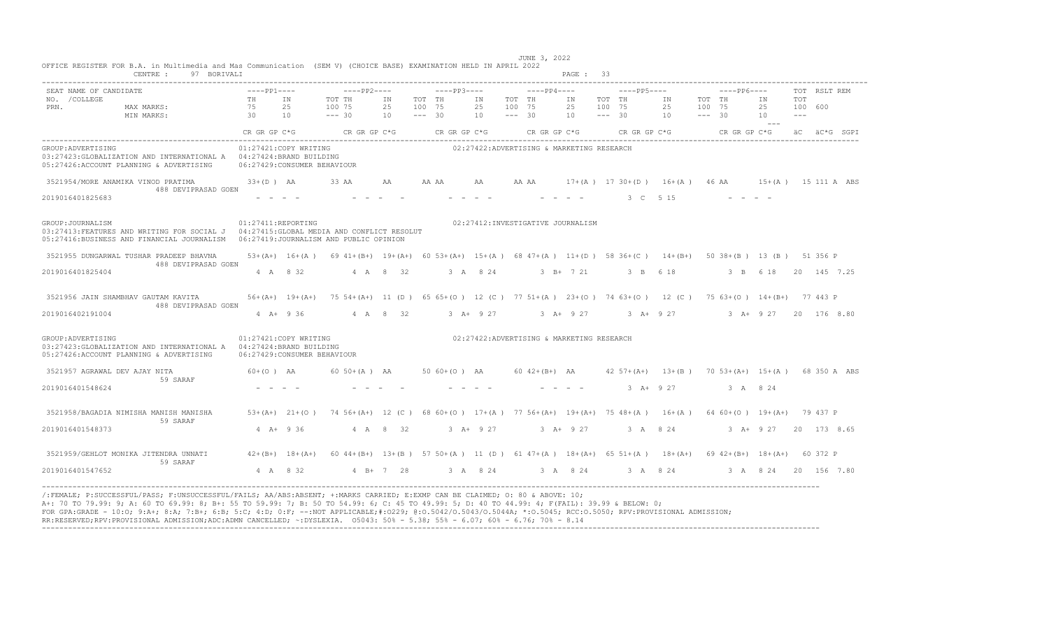OFFICE REGISTER FOR B.A. in Multimedia and Mas Communication (SEM V) (CHOICE BASE) EXAMINATION HELD IN APRIL 2022

CENTRE : 97 BORIVALI

JUNE 3, 2022

| SEAT NO. / PRN. | NAME OF CANDIDATE / COLLEGE | PP1 TH | PP1 IN | PP1 TOT | PP2 TH | PP2 IN | PP2 TOT | PP3 TH | PP3 IN | PP3 TOT | PP4 TH | PP4 IN | PP4 TOT | PP5 TH | PP5 IN | PP5 TOT | PP6 TH | PP6 IN | PP6 TOT | TOT | RSLT | REM |
|---|---|---|---|---|---|---|---|---|---|---|---|---|---|---|---|---|---|---|---|---|---|---|
| | MAX MARKS: | 75 | 25 | 100 | 75 | 25 | 100 | 75 | 25 | 100 | 75 | 25 | 100 | 75 | 25 | 100 | 75 | 25 | 100 | 600 | | |
| | MIN MARKS: | 30 | 10 | --- | 30 | 10 | --- | 30 | 10 | --- | 30 | 10 | --- | 30 | 10 | --- | 30 | 10 | --- | --- | | |
| | | CR GR GP C*G | | | CR GR GP C*G | | | CR GR GP C*G | | | CR GR GP C*G | | | CR GR GP C*G | | | CR GR GP C*G | | | äC | äC*G | SGPI |

GROUP:ADVERTISING
01:27421:COPY WRITING; 02:27422:ADVERTISING & MARKETING RESEARCH; 03:27423:GLOBALIZATION AND INTERNATIONAL A; 04:27424:BRAND BUILDING; 05:27426:ACCOUNT PLANNING & ADVERTISING; 06:27429:CONSUMER BEHAVIOUR

| SEAT NO. / PRN. | NAME OF CANDIDATE / COLLEGE | PP1 TH | PP1 IN | PP1 TOT | PP2 TH | PP2 IN | PP2 TOT | PP3 TH | PP3 IN | PP3 TOT | PP4 TH | PP4 IN | PP4 TOT | PP5 TH | PP5 IN | PP5 TOT | PP6 TH | PP6 IN | PP6 TOT | TOT | RSLT | REM |
|---|---|---|---|---|---|---|---|---|---|---|---|---|---|---|---|---|---|---|---|---|---|---|
| 3521954 | /MORE ANAMIKA VINOD PRATIMA | 33+(D ) | AA | 33 | AA | AA | AA | AA | AA | AA | 17+(A ) | 17 | 30+(D ) | 16+(A ) | 46 | AA | 15+(A ) | 15 | | 111 | A | ABS |
| 2019016401825683 | 488 DEVIPRASAD GOEN | - - - - | | | - - - - | | | - - - - | | | - - - - | | | 3 C 5 15 | | | - - - - | | | | | |

GROUP:JOURNALISM
01:27411:REPORTING; 02:27412:INVESTIGATIVE JOURNALISM; 03:27413:FEATURES AND WRITING FOR SOCIAL J; 04:27415:GLOBAL MEDIA AND CONFLICT RESOLUT; 05:27416:BUSINESS AND FINANCIAL JOURNALISM; 06:27419:JOURNALISM AND PUBLIC OPINION

| SEAT NO. / PRN. | NAME OF CANDIDATE / COLLEGE | PP1 TH | PP1 IN | PP1 TOT | PP2 TH | PP2 IN | PP2 TOT | PP3 TH | PP3 IN | PP3 TOT | PP4 TH | PP4 IN | PP4 TOT | PP5 TH | PP5 IN | PP5 TOT | PP6 TH | PP6 IN | PP6 TOT | TOT | RSLT | REM |
|---|---|---|---|---|---|---|---|---|---|---|---|---|---|---|---|---|---|---|---|---|---|---|
| 3521955 | DUNGARWAL TUSHAR PRADEEP BHAVNA | 53+(A+) | 16+(A ) | 69 | 41+(B+) | 19+(A+) | 60 | 53+(A+) | 15+(A ) | 68 | 47+(A ) | 11+(D ) | 58 | 36+(C ) | 14+(B+) | 50 | 38+(B ) | 13 (B ) | 51 | 356 | P | |
| 2019016401825404 | 488 DEVIPRASAD GOEN | 4 A 8 32 | | | 4 A 8 32 | | | 3 A 8 24 | | | 3 B+ 7 21 | | | 3 B 6 18 | | | 3 B 6 18 | | | 20 | 145 | 7.25 |
| 3521956 | JAIN SHAMBHAV GAUTAM KAVITA | 56+(A+) | 19+(A+) | 75 | 54+(A+) | 11 (D ) | 65 | 65+(O ) | 12 (C ) | 77 | 51+(A ) | 23+(O ) | 74 | 63+(O ) | 12 (C ) | 75 | 63+(O ) | 14+(B+) | 77 | 443 | P | |
| 2019016402191004 | 488 DEVIPRASAD GOEN | 4 A+ 9 36 | | | 4 A 8 32 | | | 3 A+ 9 27 | | | 3 A+ 9 27 | | | 3 A+ 9 27 | | | 3 A+ 9 27 | | | 20 | 176 | 8.80 |

GROUP:ADVERTISING
01:27421:COPY WRITING; 02:27422:ADVERTISING & MARKETING RESEARCH; 03:27423:GLOBALIZATION AND INTERNATIONAL A; 04:27424:BRAND BUILDING; 05:27426:ACCOUNT PLANNING & ADVERTISING; 06:27429:CONSUMER BEHAVIOUR

| SEAT NO. / PRN. | NAME OF CANDIDATE / COLLEGE | PP1 TH | PP1 IN | PP1 TOT | PP2 TH | PP2 IN | PP2 TOT | PP3 TH | PP3 IN | PP3 TOT | PP4 TH | PP4 IN | PP4 TOT | PP5 TH | PP5 IN | PP5 TOT | PP6 TH | PP6 IN | PP6 TOT | TOT | RSLT | REM |
|---|---|---|---|---|---|---|---|---|---|---|---|---|---|---|---|---|---|---|---|---|---|---|
| 3521957 | AGRAWAL DEV AJAY NITA | 60+(O ) | AA | 60 | 50+(A ) | AA | 50 | 60+(O ) | AA | 60 | 42+(B+) | AA | 42 | 57+(A+) | 13+(B ) | 70 | 53+(A+) | 15+(A ) | 68 | 350 | A | ABS |
| 2019016401548624 | 59 SARAF | - - - - | | | - - - - | | | - - - - | | | - - - - | | | 3 A+ 9 27 | | | 3 A 8 24 | | | | | |
| 3521958 | /BAGADIA NIMISHA MANISH MANISHA | 53+(A+) | 21+(O ) | 74 | 56+(A+) | 12 (C ) | 68 | 60+(O ) | 17+(A ) | 77 | 56+(A+) | 19+(A+) | 75 | 48+(A ) | 16+(A ) | 64 | 60+(O ) | 19+(A+) | 79 | 437 | P | |
| 2019016401548373 | 59 SARAF | 4 A+ 9 36 | | | 4 A 8 32 | | | 3 A+ 9 27 | | | 3 A+ 9 27 | | | 3 A 8 24 | | | 3 A+ 9 27 | | | 20 | 173 | 8.65 |
| 3521959 | /GEHLOT MONIKA JITENDRA UNNATI | 42+(B+) | 18+(A+) | 60 | 44+(B+) | 13+(B ) | 57 | 50+(A ) | 11 (D ) | 61 | 47+(A ) | 18+(A+) | 65 | 51+(A ) | 18+(A+) | 69 | 42+(B+) | 18+(A+) | 60 | 372 | P | |
| 2019016401547652 | 59 SARAF | 4 A 8 32 | | | 4 B+ 7 28 | | | 3 A 8 24 | | | 3 A 8 24 | | | 3 A 8 24 | | | 3 A 8 24 | | | 20 | 156 | 7.80 |

/:FEMALE; P:SUCCESSFUL/PASS; F:UNSUCCESSFUL/FAILS; AA/ABS:ABSENT; +:MARKS CARRIED; E:EXMP CAN BE CLAIMED; O: 80 & ABOVE: 10;
A+: 70 TO 79.99: 9; A: 60 TO 69.99: 8; B+: 55 TO 59.99: 7; B: 50 TO 54.99: 6; C: 45 TO 49.99: 5; D: 40 TO 44.99: 4; F(FAIL): 39.99 & BELOW: 0;
FOR GPA:GRADE - 10:O; 9:A+; 8:A; 7:B+; 6:B; 5:C; 4:D; 0:F; --:NOT APPLICABLE;#:O229; @:O.5042/O.5043/O.5044A; *:O.5045; RCC:O.5050; RPV:PROVISIONAL ADMISSION;
RR:RESERVED;RPV:PROVISIONAL ADMISSION;ADC:ADMN CANCELLED; ~:DYSLEXIA. O5043: 50% - 5.38; 55% - 6.07; 60% - 6.76; 70% - 8.14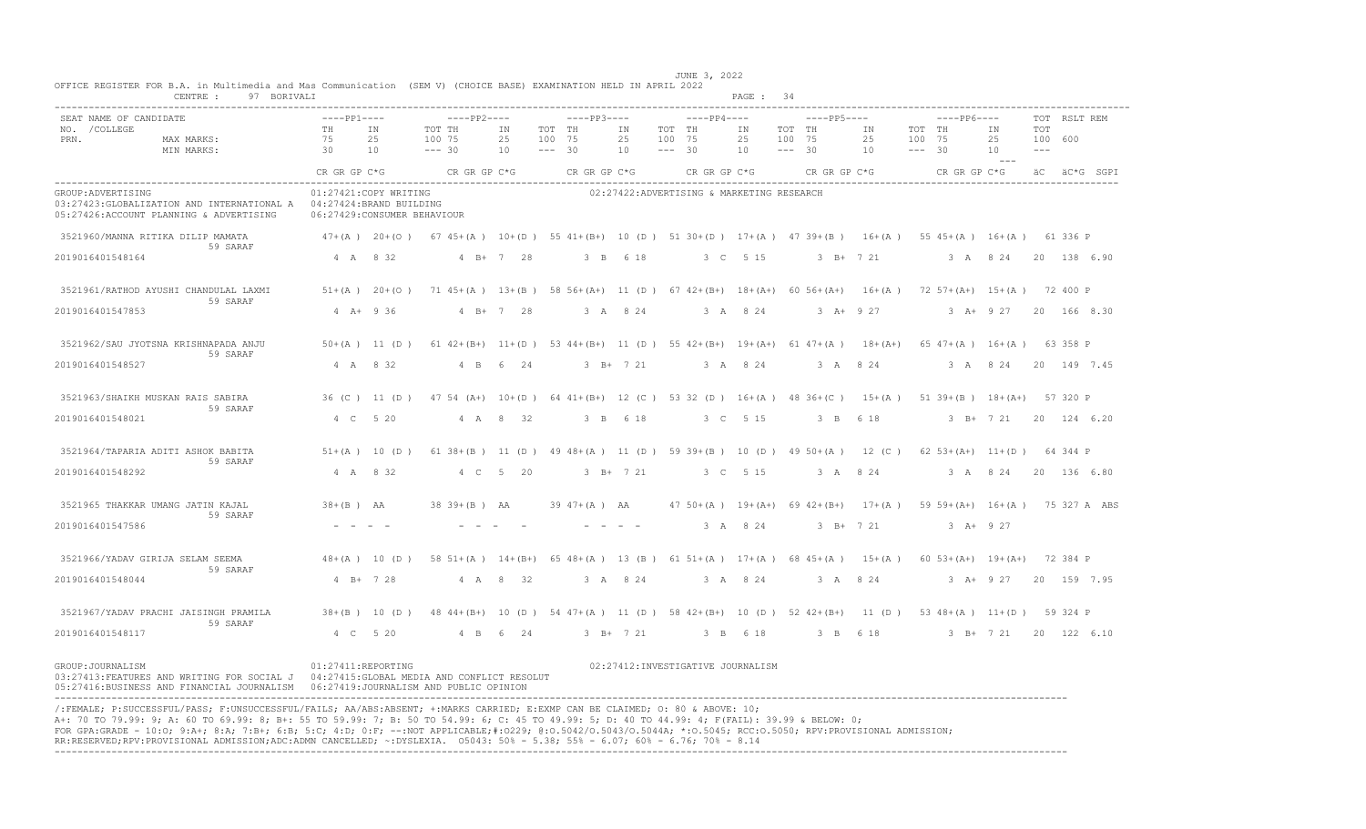OFFICE REGISTER FOR B.A. in Multimedia and Mas Communication (SEM V) (CHOICE BASE) EXAMINATION HELD IN APRIL 2022

JUNE 3, 2022

CENTRE : 97 BORIVALI

| SEAT NO. / PRN. | NAME OF CANDIDATE / COLLEGE | PP1 TH (75/30) | PP1 IN (25/10) | PP1 TOT (100) | PP2 TH (75/30) | PP2 IN (25/10) | PP2 TOT (100) | PP3 TH (75/30) | PP3 IN (25/10) | PP3 TOT (100) | PP4 TH (75/30) | PP4 IN (25/10) | PP4 TOT (100) | PP5 TH (75/30) | PP5 IN (25/10) | PP5 TOT (100) | PP6 TH (75/30) | PP6 IN (25/10) | PP6 TOT (100) | TOT (600) | RSLT | REM |
|---|---|---|---|---|---|---|---|---|---|---|---|---|---|---|---|---|---|---|---|---|---|---|
| | | CR GR GP C*G | | | CR GR GP C*G | | | CR GR GP C*G | | | CR GR GP C*G | | | CR GR GP C*G | | | CR GR GP C*G | | | äC äC*G | SGPI | |

GROUP:ADVERTISING
01:27421:COPY WRITING
02:27422:ADVERTISING & MARKETING RESEARCH
03:27423:GLOBALIZATION AND INTERNATIONAL A
04:27424:BRAND BUILDING
05:27426:ACCOUNT PLANNING & ADVERTISING
06:27429:CONSUMER BEHAVIOUR

| SEAT NO. / PRN. | NAME / COLLEGE | PP1 TH | PP1 IN | PP1 TOT | PP2 TH | PP2 IN | PP2 TOT | PP3 TH | PP3 IN | PP3 TOT | PP4 TH | PP4 IN | PP4 TOT | PP5 TH | PP5 IN | PP5 TOT | PP6 TH | PP6 IN | PP6 TOT | TOT | RSLT | REM |
|---|---|---|---|---|---|---|---|---|---|---|---|---|---|---|---|---|---|---|---|---|---|---|
| 3521960 | /MANNA RITIKA DILIP MAMATA, 59 SARAF | 47+(A ) | 20+(O ) | 67 | 45+(A ) | 10+(D ) | 55 | 41+(B+) | 10 (D ) | 51 | 30+(D ) | 17+(A ) | 47 | 39+(B ) | 16+(A ) | 55 | 45+(A ) | 16+(A ) | 61 | 336 | P | |
| 2019016401548164 | | 4 A 8 32 | | | 4 B+ 7 28 | | | 3 B 6 18 | | | 3 C 5 15 | | | 3 B+ 7 21 | | | 3 A 8 24 | | | 20 138 | 6.90 | |
| 3521961 | /RATHOD AYUSHI CHANDULAL LAXMI, 59 SARAF | 51+(A ) | 20+(O ) | 71 | 45+(A ) | 13+(B ) | 58 | 56+(A+) | 11 (D ) | 67 | 42+(B+) | 18+(A+) | 60 | 56+(A+) | 16+(A ) | 72 | 57+(A+) | 15+(A ) | 72 | 400 | P | |
| 2019016401547853 | | 4 A+ 9 36 | | | 4 B+ 7 28 | | | 3 A 8 24 | | | 3 A 8 24 | | | 3 A+ 9 27 | | | 3 A+ 9 27 | | | 20 166 | 8.30 | |
| 3521962 | /SAU JYOTSNA KRISHNAPADA ANJU, 59 SARAF | 50+(A ) | 11 (D ) | 61 | 42+(B+) | 11+(D ) | 53 | 44+(B+) | 11 (D ) | 55 | 42+(B+) | 19+(A+) | 61 | 47+(A ) | 18+(A+) | 65 | 47+(A ) | 16+(A ) | 63 | 358 | P | |
| 2019016401548527 | | 4 A 8 32 | | | 4 B 6 24 | | | 3 B+ 7 21 | | | 3 A 8 24 | | | 3 A 8 24 | | | 3 A 8 24 | | | 20 149 | 7.45 | |
| 3521963 | /SHAIKH MUSKAN RAIS SABIRA, 59 SARAF | 36 (C ) | 11 (D ) | 47 | 54 (A+) | 10+(D ) | 64 | 41+(B+) | 12 (C ) | 53 | 32 (D ) | 16+(A ) | 48 | 36+(C ) | 15+(A ) | 51 | 39+(B ) | 18+(A+) | 57 | 320 | P | |
| 2019016401548021 | | 4 C 5 20 | | | 4 A 8 32 | | | 3 B 6 18 | | | 3 C 5 15 | | | 3 B 6 18 | | | 3 B+ 7 21 | | | 20 124 | 6.20 | |
| 3521964 | /TAPARIA ADITI ASHOK BABITA, 59 SARAF | 51+(A ) | 10 (D ) | 61 | 38+(B ) | 11 (D ) | 49 | 48+(A ) | 11 (D ) | 59 | 39+(B ) | 10 (D ) | 49 | 50+(A ) | 12 (C ) | 62 | 53+(A+) | 11+(D ) | 64 | 344 | P | |
| 2019016401548292 | | 4 A 8 32 | | | 4 C 5 20 | | | 3 B+ 7 21 | | | 3 C 5 15 | | | 3 A 8 24 | | | 3 A 8 24 | | | 20 136 | 6.80 | |
| 3521965 | THAKKAR UMANG JATIN KAJAL, 59 SARAF | 38+(B ) | AA | 38 | 39+(B ) | AA | 39 | 47+(A ) | AA | 47 | 50+(A ) | 19+(A+) | 69 | 42+(B+) | 17+(A ) | 59 | 59+(A+) | 16+(A ) | 75 | 327 | A | ABS |
| 2019016401547586 | | - - - - | | | - - - - | | | - - - - | | | 3 A 8 24 | | | 3 B+ 7 21 | | | 3 A+ 9 27 | | | | | |
| 3521966 | /YADAV GIRIJA SELAM SEEMA, 59 SARAF | 48+(A ) | 10 (D ) | 58 | 51+(A ) | 14+(B+) | 65 | 48+(A ) | 13 (B ) | 61 | 51+(A ) | 17+(A ) | 68 | 45+(A ) | 15+(A ) | 60 | 53+(A+) | 19+(A+) | 72 | 384 | P | |
| 2019016401548044 | | 4 B+ 7 28 | | | 4 A 8 32 | | | 3 A 8 24 | | | 3 A 8 24 | | | 3 A 8 24 | | | 3 A+ 9 27 | | | 20 159 | 7.95 | |
| 3521967 | /YADAV PRACHI JAISINGH PRAMILA, 59 SARAF | 38+(B ) | 10 (D ) | 48 | 44+(B+) | 10 (D ) | 54 | 47+(A ) | 11 (D ) | 58 | 42+(B+) | 10 (D ) | 52 | 42+(B+) | 11 (D ) | 53 | 48+(A ) | 11+(D ) | 59 | 324 | P | |
| 2019016401548117 | | 4 C 5 20 | | | 4 B 6 24 | | | 3 B+ 7 21 | | | 3 B 6 18 | | | 3 B 6 18 | | | 3 B+ 7 21 | | | 20 122 | 6.10 | |

GROUP:JOURNALISM
01:27411:REPORTING
02:27412:INVESTIGATIVE JOURNALISM
03:27413:FEATURES AND WRITING FOR SOCIAL J
04:27415:GLOBAL MEDIA AND CONFLICT RESOLUT
05:27416:BUSINESS AND FINANCIAL JOURNALISM
06:27419:JOURNALISM AND PUBLIC OPINION

/:FEMALE; P:SUCCESSFUL/PASS; F:UNSUCCESSFUL/FAILS; AA/ABS:ABSENT; +:MARKS CARRIED; E:EXMP CAN BE CLAIMED; O: 80 & ABOVE: 10;
A+: 70 TO 79.99: 9; A: 60 TO 69.99: 8; B+: 55 TO 59.99: 7; B: 50 TO 54.99: 6; C: 45 TO 49.99: 5; D: 40 TO 44.99: 4; F(FAIL): 39.99 & BELOW: 0;
FOR GPA:GRADE - 10:O; 9:A+; 8:A; 7:B+; 6:B; 5:C; 4:D; 0:F; --:NOT APPLICABLE;#:0229; @:O.5042/O.5043/O.5044A; *:O.5045; RCC:O.5050; RPV:PROVISIONAL ADMISSION;
RR:RESERVED;RPV:PROVISIONAL ADMISSION;ADC:ADMN CANCELLED; ~:DYSLEXIA. O5043: 50% - 5.38; 55% - 6.07; 60% - 6.76; 70% - 8.14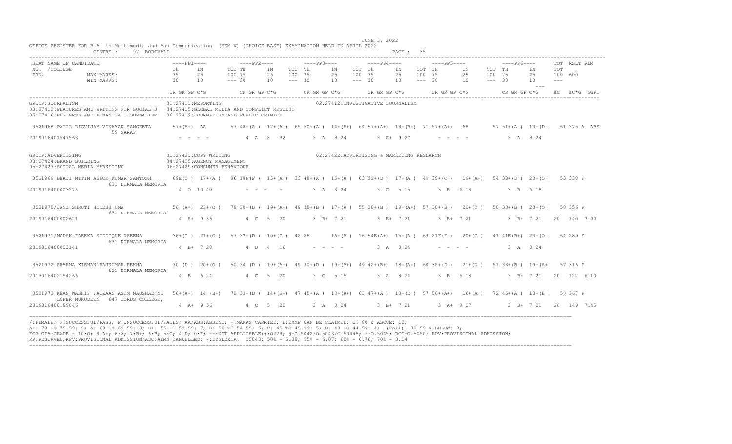JUNE 3, 2022

OFFICE REGISTER FOR B.A. in Multimedia and Mas Communication (SEM V) (CHOICE BASE) EXAMINATION HELD IN APRIL 2022

CENTRE : 97 BORIVALI

| SEAT NO. /COLLEGE PRN. | NAME OF CANDIDATE | PP1 TH | PP1 IN | PP1 TOT | PP2 TH | PP2 IN | PP2 TOT | PP3 TH | PP3 IN | PP3 TOT | PP4 TH | PP4 IN | PP4 TOT | PP5 TH | PP5 IN | PP5 TOT | PP6 TH | PP6 IN | PP6 TOT | TOT | RSLT | REM |
|---|---|---|---|---|---|---|---|---|---|---|---|---|---|---|---|---|---|---|---|---|---|---|
| | MAX MARKS: | 75 | 25 | 100 | 75 | 25 | 100 | 75 | 25 | 100 | 75 | 25 | 100 | 75 | 25 | 100 | 75 | 25 | 100 | 600 | | |
| | MIN MARKS: | 30 | 10 | --- | 30 | 10 | --- | 30 | 10 | --- | 30 | 10 | --- | 30 | 10 | --- | 30 | 10 | --- | --- | | |
| | | CR GR GP C*G | | | CR GR GP C*G | | | CR GR GP C*G | | | CR GR GP C*G | | | CR GR GP C*G | | | CR GR GP C*G | | | äC | äC*G | SGPI |

GROUP:JOURNALISM
01:27411:REPORTING 02:27412:INVESTIGATIVE JOURNALISM
03:27413:FEATURES AND WRITING FOR SOCIAL J 04:27415:GLOBAL MEDIA AND CONFLICT RESOLUT
05:27416:BUSINESS AND FINANCIAL JOURNALISM 06:27419:JOURNALISM AND PUBLIC OPINION

| SEAT NO. / PRN | NAME | PP1 | PP2 | PP3 | PP4 | PP5 | PP6 | TOT / RSLT / REM |
|---|---|---|---|---|---|---|---|---|
| 3521968 | PATIL DIGVIJAY VINAYAK SANGEETA, 59 SARAF | 57+(A+) AA | 57 48+(A ) 17+(A ) 65 | 50+(A ) 14+(B+) 64 | 57+(A+) 14+(B+) 71 | 57+(A+) AA | 57 51+(A ) 10+(D ) 61 | 375 A ABS |
| 2019016401547563 | | - - - - | 4 A 8 32 | 3 A 8 24 | 3 A+ 9 27 | - - - - | 3 A 8 24 | |

GROUP:ADVERTISING
01:27421:COPY WRITING 02:27422:ADVERTISING & MARKETING RESEARCH
03:27424:BRAND BUILDING 04:27425:AGENCY MANAGEMENT
05:27427:SOCIAL MEDIA MARKETING 06:27429:CONSUMER BEHAVIOUR

| SEAT NO. / PRN | NAME | PP1 | PP2 | PP3 | PP4 | PP5 | PP6 | TOT / RSLT / REM |
|---|---|---|---|---|---|---|---|---|
| 3521969 | BHATI NITIN ASHOK KUMAR SANTOSH, 631 NIRMALA MEMORIA | 69E(O ) 17+(A ) 86 | 18F(F ) 15+(A ) 33 | 48+(A ) 15+(A ) 63 | 32+(D ) 17+(A ) 49 | 35+(C ) 19+(A+) 54 | 33+(D ) 20+(O ) 53 | 338 F |
| 2019016400003276 | | 4 O 10 40 | - - - - | 3 A 8 24 | 3 C 5 15 | 3 B 6 18 | 3 B 6 18 | |
| 3521970/ | JANI SHRUTI HITESH UMA, 631 NIRMALA MEMORIA | 56 (A+) 23+(O ) 79 | 30+(D ) 19+(A+) 49 | 38+(B ) 17+(A ) 55 | 38+(B ) 19+(A+) 57 | 38+(B ) 20+(O ) 58 | 38+(B ) 20+(O ) 58 | 356 P |
| 2019016400002621 | | 4 A+ 9 36 | 4 C 5 20 | 3 B+ 7 21 | 3 B+ 7 21 | 3 B+ 7 21 | 3 B+ 7 21 | 20 140 7.00 |
| 3521971/ | MODAK FAEEKA SIDDIQUE NAEEMA, 631 NIRMALA MEMORIA | 36+(C ) 21+(O ) 57 | 32+(D ) 10+(D ) 42 | AA 16+(A ) 16 | 54E(A+) 15+(A ) 69 | 21F(F ) 20+(O ) 41 | 41E(B+) 23+(O ) 64 | 289 F |
| 2019016400003141 | | 4 B+ 7 28 | 4 D 4 16 | - - - - | 3 A 8 24 | - - - - | 3 A 8 24 | |
| 3521972 | SHARMA KISHAN RAJKUMAR REKHA, 631 NIRMALA MEMORIA | 30 (D ) 20+(O ) 50 | 30 (D ) 19+(A+) 49 | 30+(D ) 19+(A+) 49 | 42+(B+) 18+(A+) 60 | 30+(D ) 21+(O ) 51 | 38+(B ) 19+(A+) 57 | 316 P |
| 2017016402154266 | | 4 B 6 24 | 4 C 5 20 | 3 C 5 15 | 3 A 8 24 | 3 B 6 18 | 3 B+ 7 21 | 20 122 6.10 |
| 3521973 | KHAN WASHIF FAIZAAN ASIM NAUSHAD NI LOFER NURUDEEN, 647 LORDS COLLEGE, | 56+(A+) 14 (B+) 70 | 33+(D ) 14+(B+) 47 | 45+(A ) 18+(A+) 63 | 47+(A ) 10+(D ) 57 | 56+(A+) 16+(A ) 72 | 45+(A ) 13+(B ) 58 | 367 P |
| 2019016400199046 | | 4 A+ 9 36 | 4 C 5 20 | 3 A 8 24 | 3 B+ 7 21 | 3 A+ 9 27 | 3 B+ 7 21 | 20 149 7.45 |

/:FEMALE; P:SUCCESSFUL/PASS; F:UNSUCCESSFUL/FAILS; AA/ABS:ABSENT; +:MARKS CARRIED; E:EXMP CAN BE CLAIMED; O: 80 & ABOVE: 10;
A+: 70 TO 79.99: 9; A: 60 TO 69.99: 8; B+: 55 TO 59.99: 7; B: 50 TO 54.99: 6; C: 45 TO 49.99: 5; D: 40 TO 44.99: 4; F(FAIL): 39.99 & BELOW: 0;
FOR GPA:GRADE - 10:O; 9:A+; 8:A; 7:B+; 6:B; 5:C; 4:D; 0:F; --:NOT APPLICABLE;#:O229; @:O.5042/O.5043/O.5044A; *:O.5045; RCC:O.5050; RPV:PROVISIONAL ADMISSION;
RR:RESERVED;RPV:PROVISIONAL ADMISSION;ADC:ADMN CANCELLED; ~:DYSLEXIA. O5043: 50% - 5.38; 55% - 6.07; 60% - 6.76; 70% - 8.14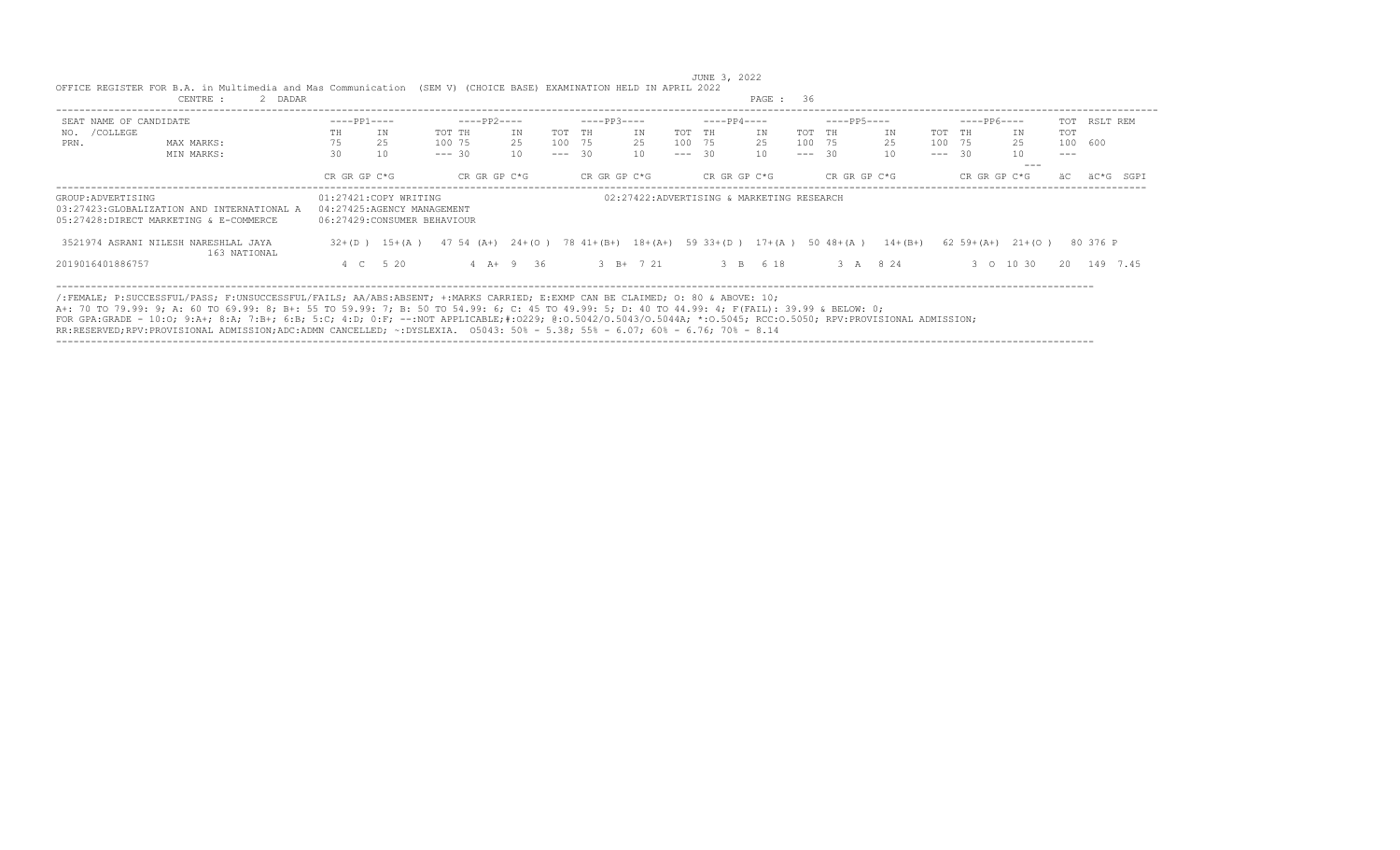JUNE 3, 2022

OFFICE REGISTER FOR B.A. in Multimedia and Mas Communication (SEM V) (CHOICE BASE) EXAMINATION HELD IN APRIL 2022

CENTRE : 2 DADAR

PAGE : 36

```
SEAT NAME OF CANDIDATE              ----PP1----       ----PP2----        ----PP3----        ----PP4----        ----PP5----        ----PP6----        TOT  RSLT REM
NO.  /COLLEGE                       TH    IN     TOT TH      IN     TOT TH      IN     TOT TH      IN     TOT TH      IN     TOT TH      IN     TOT
PRN.            MAX MARKS:          75    25     100 75      25     100 75      25     100 75      25     100 75      25     100 75      25     100  600
                MIN MARKS:          30    10     --- 30      10     --- 30      10     --- 30      10     --- 30      10     --- 30      10     ---
                                                                                                                                          ---
                                    CR GR GP C*G      CR GR GP C*G       CR GR GP C*G       CR GR GP C*G       CR GR GP C*G       CR GR GP C*G       äC   äC*G  SGPI
```

GROUP:ADVERTISING
01:27421:COPY WRITING
02:27422:ADVERTISING & MARKETING RESEARCH
03:27423:GLOBALIZATION AND INTERNATIONAL A
04:27425:AGENCY MANAGEMENT
05:27428:DIRECT MARKETING & E-COMMERCE
06:27429:CONSUMER BEHAVIOUR

```
3521974 ASRANI NILESH NARESHLAL JAYA   32+(D )  15+(A )  47 54 (A+)  24+(O )  78 41+(B+)  18+(A+)  59 33+(D )  17+(A )  50 48+(A )  14+(B+)  62 59+(A+)  21+(O )  80 376 P
        163 NATIONAL
2019016401886757                          4  C   5 20       4  A+  9  36       3  B+  7 21        3  B   6 18        3  A   8 24        3  O  10 30    20  149  7.45
```

/:FEMALE; P:SUCCESSFUL/PASS; F:UNSUCCESSFUL/FAILS; AA/ABS:ABSENT; +:MARKS CARRIED; E:EXMP CAN BE CLAIMED; O: 80 & ABOVE: 10;
A+: 70 TO 79.99: 9; A: 60 TO 69.99: 8; B+: 55 TO 59.99: 7; B: 50 TO 54.99: 6; C: 45 TO 49.99: 5; D: 40 TO 44.99: 4; F(FAIL): 39.99 & BELOW: 0;
FOR GPA:GRADE - 10:O; 9:A+; 8:A; 7:B+; 6:B; 5:C; 4:D; 0:F; --:NOT APPLICABLE;#:O229; @:O.5042/O.5043/O.5044A; *:O.5045; RCC:O.5050; RPV:PROVISIONAL ADMISSION;
RR:RESERVED;RPV:PROVISIONAL ADMISSION;ADC:ADMN CANCELLED; ~:DYSLEXIA. O5043: 50% - 5.38; 55% - 6.07; 60% - 6.76; 70% - 8.14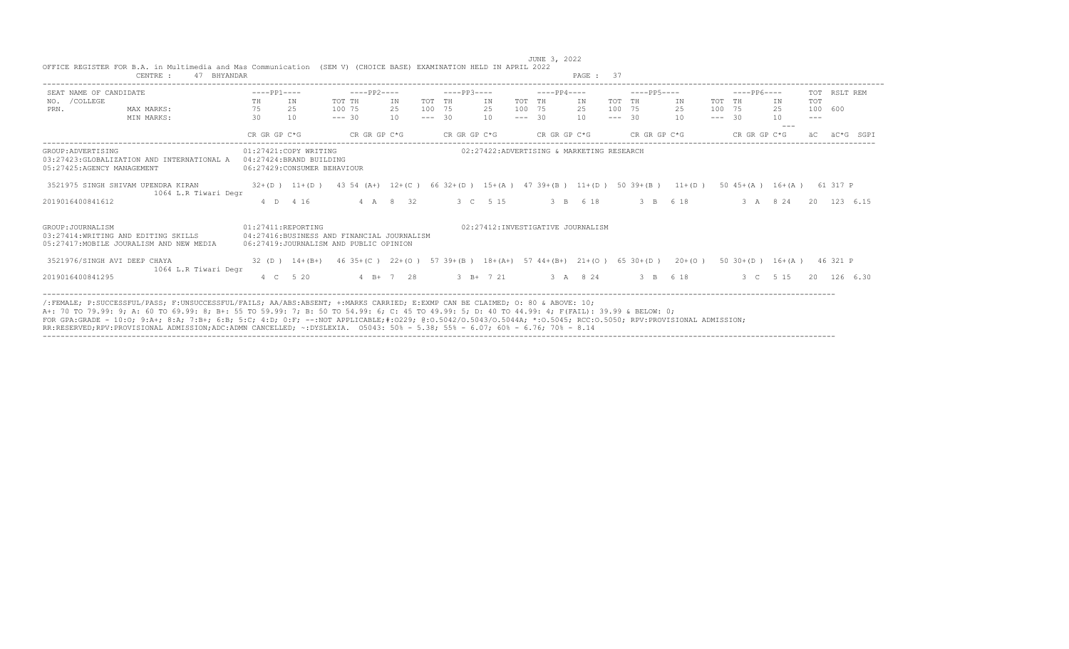JUNE 3, 2022

OFFICE REGISTER FOR B.A. in Multimedia and Mas Communication (SEM V) (CHOICE BASE) EXAMINATION HELD IN APRIL 2022

CENTRE : 47 BHYANDAR

| SEAT NO. /COLLEGE PRN. | NAME OF CANDIDATE | ----PP1---- | | | ----PP2---- | | | ----PP3---- | | | ----PP4---- | | | ----PP5---- | | | ----PP6---- | | | TOT | RSLT | REM |
|---|---|---|---|---|---|---|---|---|---|---|---|---|---|---|---|---|---|---|---|---|---|---|---|
| | | TH | IN | TOT | TH | IN | TOT | TH | IN | TOT | TH | IN | TOT | TH | IN | TOT | TH | IN | TOT | TOT | | |
| | MAX MARKS: | 75 | 25 | 100 | 75 | 25 | 100 | 75 | 25 | 100 | 75 | 25 | 100 | 75 | 25 | 100 | 75 | 25 | 100 | 600 | | |
| | MIN MARKS: | 30 | 10 | --- | 30 | 10 | --- | 30 | 10 | --- | 30 | 10 | --- | 30 | 10 | --- | 30 | 10 | --- | --- | | |
| | | CR GR GP C*G | | | CR GR GP C*G | | | CR GR GP C*G | | | CR GR GP C*G | | | CR GR GP C*G | | | CR GR GP C*G | | | äC | äC*G | SGPI |

GROUP:ADVERTISING
01:27421:COPY WRITING
02:27422:ADVERTISING & MARKETING RESEARCH
03:27423:GLOBALIZATION AND INTERNATIONAL A
04:27424:BRAND BUILDING
05:27425:AGENCY MANAGEMENT
06:27429:CONSUMER BEHAVIOUR

| SEAT NO. | NAME | PP1 TH | PP1 IN | PP1 TOT | PP2 TH | PP2 IN | PP2 TOT | PP3 TH | PP3 IN | PP3 TOT | PP4 TH | PP4 IN | PP4 TOT | PP5 TH | PP5 IN | PP5 TOT | PP6 TH | PP6 IN | PP6 TOT | TOT | RSLT |
|---|---|---|---|---|---|---|---|---|---|---|---|---|---|---|---|---|---|---|---|---|---|
| 3521975 | SINGH SHIVAM UPENDRA KIRAN<br>1064 L.R Tiwari Degr | 32+(D ) | 11+(D ) | 43 | 54 (A+) | 12+(C ) | 66 | 32+(D ) | 15+(A ) | 47 | 39+(B ) | 11+(D ) | 50 | 39+(B ) | 11+(D ) | 50 | 45+(A ) | 16+(A ) | 61 | 317 | P |
| 2019016400841612 | | 4 D 4 16 | | | 4 A 8 32 | | | 3 C 5 15 | | | 3 B 6 18 | | | 3 B 6 18 | | | 3 A 8 24 | | | 20 123 | 6.15 |

GROUP:JOURNALISM
01:27411:REPORTING
02:27412:INVESTIGATIVE JOURNALISM
03:27414:WRITING AND EDITING SKILLS
04:27416:BUSINESS AND FINANCIAL JOURNALISM
05:27417:MOBILE JOURALISM AND NEW MEDIA
06:27419:JOURNALISM AND PUBLIC OPINION

| SEAT NO. | NAME | PP1 TH | PP1 IN | PP1 TOT | PP2 TH | PP2 IN | PP2 TOT | PP3 TH | PP3 IN | PP3 TOT | PP4 TH | PP4 IN | PP4 TOT | PP5 TH | PP5 IN | PP5 TOT | PP6 TH | PP6 IN | PP6 TOT | TOT | RSLT |
|---|---|---|---|---|---|---|---|---|---|---|---|---|---|---|---|---|---|---|---|---|---|
| 3521976 | /SINGH AVI DEEP CHAYA<br>1064 L.R Tiwari Degr | 32 (D ) | 14+(B+) | 46 | 35+(C ) | 22+(O ) | 57 | 39+(B ) | 18+(A+) | 57 | 44+(B+) | 21+(O ) | 65 | 30+(D ) | 20+(O ) | 50 | 30+(D ) | 16+(A ) | 46 | 321 | P |
| 2019016400841295 | | 4 C 5 20 | | | 4 B+ 7 28 | | | 3 B+ 7 21 | | | 3 A 8 24 | | | 3 B 6 18 | | | 3 C 5 15 | | | 20 126 | 6.30 |

/:FEMALE; P:SUCCESSFUL/PASS; F:UNSUCCESSFUL/FAILS; AA/ABS:ABSENT; +:MARKS CARRIED; E:EXMP CAN BE CLAIMED; O: 80 & ABOVE: 10;
A+: 70 TO 79.99: 9; A: 60 TO 69.99: 8; B+: 55 TO 59.99: 7; B: 50 TO 54.99: 6; C: 45 TO 49.99: 5; D: 40 TO 44.99: 4; F(FAIL): 39.99 & BELOW: 0;
FOR GPA:GRADE = 10:O; 9:A+; 8:A; 7:B+; 6:B; 5:C; 4:D; 0:F; --:NOT APPLICABLE;#:O229; @:O.5042/O.5043/O.5044A; *:O.5045; RCC:O.5050; RPV:PROVISIONAL ADMISSION;
RR:RESERVED;RPV:PROVISIONAL ADMISSION;ADC:ADMN CANCELLED; ~:DYSLEXIA. O5043: 50% - 5.38; 55% - 6.07; 60% - 6.76; 70% - 8.14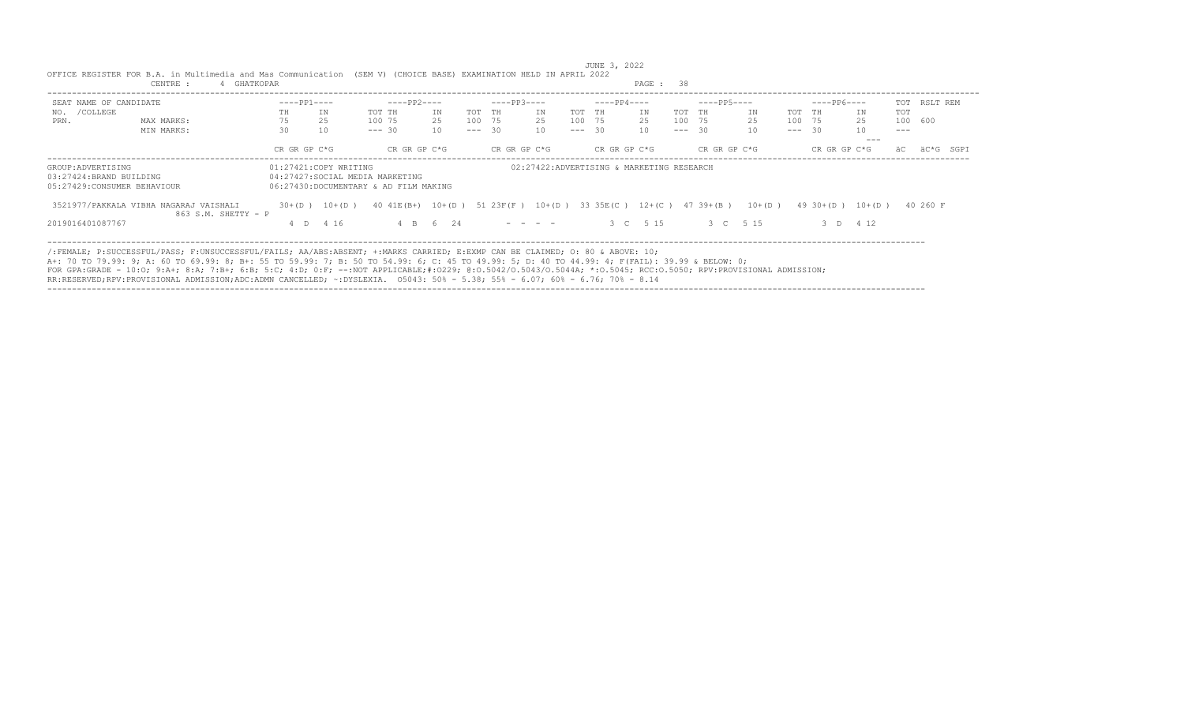JUNE 3, 2022

OFFICE REGISTER FOR B.A. in Multimedia and Mas Communication (SEM V) (CHOICE BASE) EXAMINATION HELD IN APRIL 2022

CENTRE : 4 GHATKOPAR

| SEAT NO. /COLLEGE PRN. | NAME OF CANDIDATE | PP1 TH | PP1 IN | PP1 TOT | PP2 TH | PP2 IN | PP2 TOT | PP3 TH | PP3 IN | PP3 TOT | PP4 TH | PP4 IN | PP4 TOT | PP5 TH | PP5 IN | PP5 TOT | PP6 TH | PP6 IN | TOT | RSLT | REM |
|---|---|---|---|---|---|---|---|---|---|---|---|---|---|---|---|---|---|---|---|---|---|
| | MAX MARKS: | 75 | 25 | 100 | 75 | 25 | 100 | 75 | 25 | 100 | 75 | 25 | 100 | 75 | 25 | 100 | 75 | 25 | 600 | | |
| | MIN MARKS: | 30 | 10 | --- | 30 | 10 | --- | 30 | 10 | --- | 30 | 10 | --- | 30 | 10 | --- | 30 | 10 | --- | | |
| | | CR GR GP C*G | | | CR GR GP C*G | | | CR GR GP C*G | | | CR GR GP C*G | | | CR GR GP C*G | | | CR GR GP C*G | | äC | äC*G | SGPI |

GROUP:ADVERTISING
01:27421:COPY WRITING
02:27422:ADVERTISING & MARKETING RESEARCH
03:27424:BRAND BUILDING
04:27427:SOCIAL MEDIA MARKETING
05:27429:CONSUMER BEHAVIOUR
06:27430:DOCUMENTARY & AD FILM MAKING

| SEAT NO. | NAME | PP1 TH | PP1 IN | PP1 TOT | PP2 TH | PP2 IN | PP2 TOT | PP3 TH | PP3 IN | PP3 TOT | PP4 TH | PP4 IN | PP4 TOT | PP5 TH | PP5 IN | PP5 TOT | PP6 TH | PP6 IN | PP6 TOT | TOT | RSLT |
|---|---|---|---|---|---|---|---|---|---|---|---|---|---|---|---|---|---|---|---|---|---|
| 3521977 | /PAKKALA VIBHA NAGARAJ VAISHALI 863 S.M. SHETTY - P | 30+(D ) | 10+(D ) | 40 | 41E(B+) | 10+(D ) | 51 | 23F(F ) | 10+(D ) | 33 | 35E(C ) | 12+(C ) | 47 | 39+(B ) | 10+(D ) | 49 | 30+(D ) | 10+(D ) | 40 | 260 | F |
| 2019016401087767 | | 4 D 4 16 | | | 4 B 6 24 | | | - - - - | | | 3 C 5 15 | | | 3 C 5 15 | | | 3 D 4 12 | | | | |

/:FEMALE; P:SUCCESSFUL/PASS; F:UNSUCCESSFUL/FAILS; AA/ABS:ABSENT; +:MARKS CARRIED; E:EXMP CAN BE CLAIMED; O: 80 & ABOVE: 10;
A+: 70 TO 79.99: 9; A: 60 TO 69.99: 8; B+: 55 TO 59.99: 7; B: 50 TO 54.99: 6; C: 45 TO 49.99: 5; D: 40 TO 44.99: 4; F(FAIL): 39.99 & BELOW: 0;
FOR GPA:GRADE - 10:O; 9:A+; 8:A; 7:B+; 6:B; 5:C; 4:D; 0:F; --:NOT APPLICABLE;#:O229; @:O.5042/O.5043/O.5044A; *:O.5045; RCC:O.5050; RPV:PROVISIONAL ADMISSION;
RR:RESERVED;RPV:PROVISIONAL ADMISSION;ADC:ADMN CANCELLED; ~:DYSLEXIA. O5043: 50% - 5.38; 55% - 6.07; 60% - 6.76; 70% - 8.14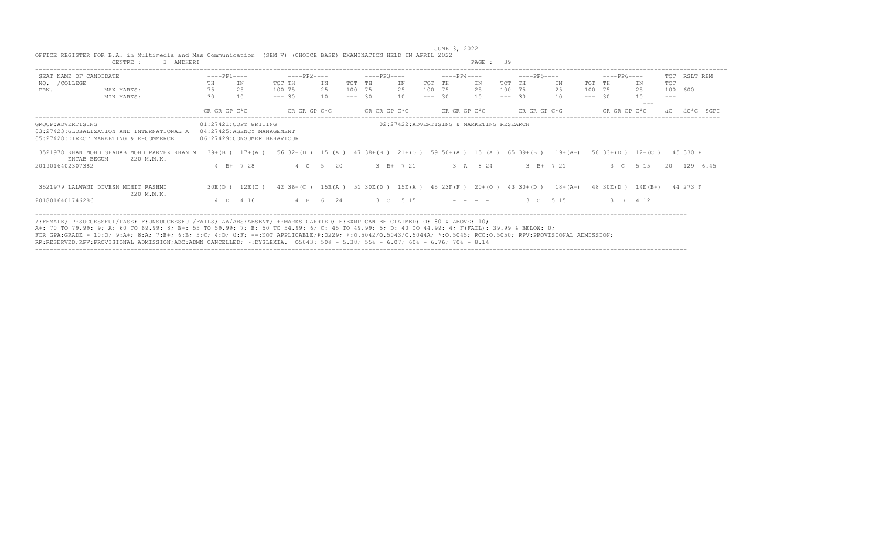JUNE 3, 2022

OFFICE REGISTER FOR B.A. in Multimedia and Mas Communication (SEM V) (CHOICE BASE) EXAMINATION HELD IN APRIL 2022

CENTRE : 3 ANDHERI

| SEAT NO. /COLLEGE PRN. | NAME OF CANDIDATE | ----PP1---- TH | IN | TOT | ----PP2---- TH | IN | TOT | ----PP3---- TH | IN | TOT | ----PP4---- TH | IN | TOT | ----PP5---- TH | IN | TOT | ----PP6---- TH | IN | TOT | TOT | RSLT | REM |
|---|---|---|---|---|---|---|---|---|---|---|---|---|---|---|---|---|---|---|---|---|---|---|---|
| | MAX MARKS: | 75 | 25 | 100 | 75 | 25 | 100 | 75 | 25 | 100 | 75 | 25 | 100 | 75 | 25 | 100 | 75 | 25 | 100 | 600 | | |
| | MIN MARKS: | 30 | 10 | --- | 30 | 10 | --- | 30 | 10 | --- | 30 | 10 | --- | 30 | 10 | --- | 30 | 10 | --- | --- | | |
| | | CR GR GP C*G | | | CR GR GP C*G | | | CR GR GP C*G | | | CR GR GP C*G | | | CR GR GP C*G | | | CR GR GP C*G | | | äC | äC*G | SGPI |

GROUP:ADVERTISING

01:27421:COPY WRITING
02:27422:ADVERTISING & MARKETING RESEARCH
03:27423:GLOBALIZATION AND INTERNATIONAL A
04:27425:AGENCY MANAGEMENT
05:27428:DIRECT MARKETING & E-COMMERCE
06:27429:CONSUMER BEHAVIOUR

| SEAT NO. | NAME OF CANDIDATE | PP1 TH | IN | TOT | PP2 TH | IN | TOT | PP3 TH | IN | TOT | PP4 TH | IN | TOT | PP5 TH | IN | TOT | PP6 TH | IN | TOT | TOT | RSLT | REM |
|---|---|---|---|---|---|---|---|---|---|---|---|---|---|---|---|---|---|---|---|---|---|---|
| 3521978 | KHAN MOHD SHADAB MOHD PARVEZ KHAN M EHTAB BEGUM 220 M.M.K. | 39+(B ) | 17+(A ) | 56 | 32+(D ) | 15 (A ) | 47 | 38+(B ) | 21+(O ) | 59 | 50+(A ) | 15 (A ) | 65 | 39+(B ) | 19+(A+) | 58 | 33+(D ) | 12+(C ) | 45 | 330 | P | |
| 2019016402307382 | | 4 B+ 7 28 | | | 4 C 5 20 | | | 3 B+ 7 21 | | | 3 A 8 24 | | | 3 B+ 7 21 | | | 3 C 5 15 | | | 20 | 129 | 6.45 |
| 3521979 | LALWANI DIVESH MOHIT RASHMI 220 M.M.K. | 30E(D ) | 12E(C ) | 42 | 36+(C ) | 15E(A ) | 51 | 30E(D ) | 15E(A ) | 45 | 23F(F ) | 20+(O ) | 43 | 30+(D ) | 18+(A+) | 48 | 30E(D ) | 14E(B+) | 44 | 273 | F | |
| 2018016401746286 | | 4 D 4 16 | | | 4 B 6 24 | | | 3 C 5 15 | | | - - - - | | | 3 C 5 15 | | | 3 D 4 12 | | | | | |

/:FEMALE; P:SUCCESSFUL/PASS; F:UNSUCCESSFUL/FAILS; AA/ABS:ABSENT; +:MARKS CARRIED; E:EXMP CAN BE CLAIMED; O: 80 & ABOVE: 10;
A+: 70 TO 79.99: 9; A: 60 TO 69.99: 8; B+: 55 TO 59.99: 7; B: 50 TO 54.99: 6; C: 45 TO 49.99: 5; D: 40 TO 44.99: 4; F(FAIL): 39.99 & BELOW: 0;
FOR GPA:GRADE - 10:O; 9:A+; 8:A; 7:B+; 6:B; 5:C; 4:D; 0:F; --:NOT APPLICABLE;#:O229; @:O.5042/O.5043/O.5044A; *:O.5045; RCC:O.5050; RPV:PROVISIONAL ADMISSION;
RR:RESERVED;RPV:PROVISIONAL ADMISSION;ADC:ADMN CANCELLED; ~:DYSLEXIA. O5043: 50% - 5.38; 55% - 6.07; 60% - 6.76; 70% - 8.14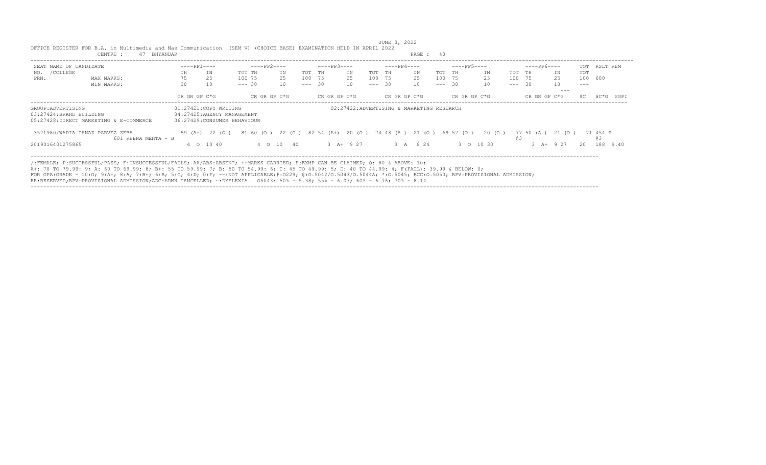JUNE 3, 2022

OFFICE REGISTER FOR B.A. in Multimedia and Mas Communication (SEM V) (CHOICE BASE) EXAMINATION HELD IN APRIL 2022

CENTRE : 47 BHYANDAR

| SEAT NO. /COLLEGE PRN. | NAME OF CANDIDATE | ----PP1---- | | ----PP2---- | | | ----PP3---- | | | ----PP4---- | | | ----PP5---- | | | ----PP6---- | | | TOT | RSLT | REM |
|---|---|---|---|---|---|---|---|---|---|---|---|---|---|---|---|---|---|---|---|---|---|
| | | TH | IN | TOT TH | | IN | TOT TH | | IN | TOT TH | | IN | TOT TH | | IN | TOT TH | | IN | TOT | | |
| | MAX MARKS: | 75 | 25 | 100 75 | | 25 | 100 75 | | 25 | 100 75 | | 25 | 100 75 | | 25 | 100 75 | | 25 | 100 600 | | |
| | MIN MARKS: | 30 | 10 | --- 30 | | 10 | --- 30 | | 10 | --- 30 | | 10 | --- 30 | | 10 | --- 30 | | 10 | --- | | |
| | | CR GR GP C*G | | CR GR GP C*G | | | CR GR GP C*G | | | CR GR GP C*G | | | CR GR GP C*G | | | CR GR GP C*G | | | äC | äC*G | SGPI |

GROUP:ADVERTISING
01:27421:COPY WRITING
02:27422:ADVERTISING & MARKETING RESEARCH
03:27424:BRAND BUILDING
04:27425:AGENCY MANAGEMENT
05:27428:DIRECT MARKETING & E-COMMERCE
06:27429:CONSUMER BEHAVIOUR

| SEAT NO. / NAME | PP1 | PP2 | PP3 | PP4 | PP5 | PP6 | TOT | RSLT |
|---|---|---|---|---|---|---|---|---|
| 3521980/WADIA TANAZ PARVEZ ZEBA 601 REENA MEHTA - B | 59 (A+) 22 (O) 81 | 60 (O) 22 (O) 82 | 54 (A+) 20 (O) 74 | 48 (A) 21 (O) 69 | 57 (O) 20 (O) 77 | 50 (A) 21 (O) 71 @3 | 454 @3 | P |
| 2019016401275865 | 4 O 10 40 | 4 O 10 40 | 3 A+ 9 27 | 3 A 8 24 | 3 O 10 30 | 3 A+ 9 27 | 20 188 | 9.40 |

/:FEMALE; P:SUCCESSFUL/PASS; F:UNSUCCESSFUL/FAILS; AA/ABS:ABSENT; +:MARKS CARRIED; E:EXMP CAN BE CLAIMED; O: 80 & ABOVE: 10;
A+: 70 TO 79.99: 9; A: 60 TO 69.99: 8; B+: 55 TO 59.99: 7; B: 50 TO 54.99: 6; C: 45 TO 49.99: 5; D: 40 TO 44.99: 4; F(FAIL): 39.99 & BELOW: 0;
FOR GPA:GRADE - 10:O; 9:A+; 8:A; 7:B+; 6:B; 5:C; 4:D; 0:F; --:NOT APPLICABLE;#:O229; @:O.5042/O.5043/O.5044A; *:O.5045; RCC:O.5050; RPV:PROVISIONAL ADMISSION;
RR:RESERVED;RPV:PROVISIONAL ADMISSION;ADC:ADMN CANCELLED; ~:DYSLEXIA. O5043: 50% - 5.38; 55% - 6.07; 60% - 6.76; 70% - 8.14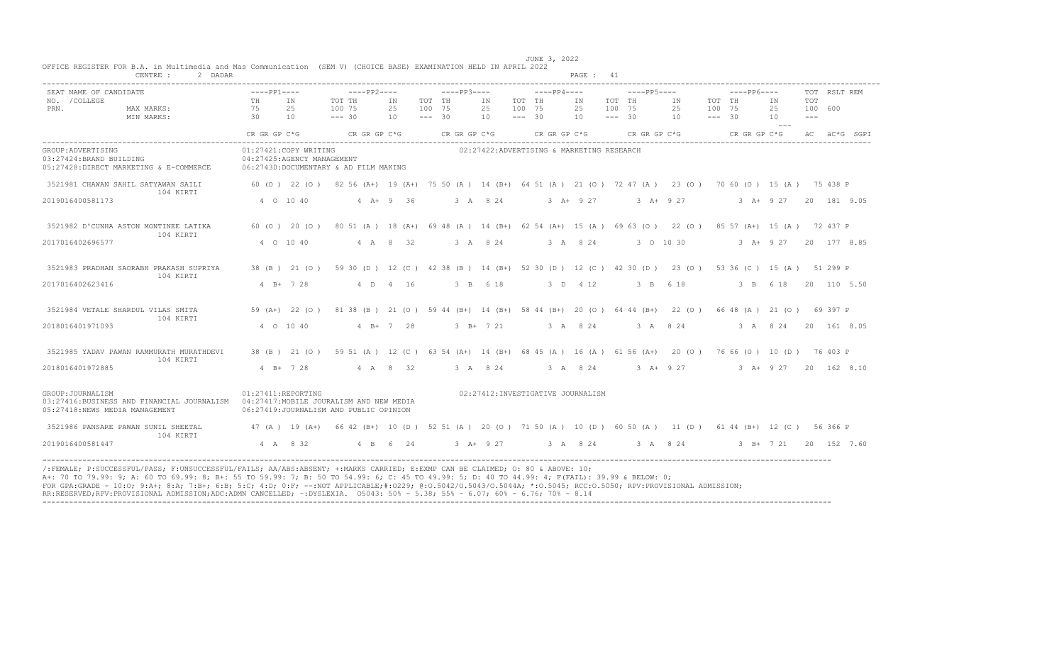JUNE 3, 2022

OFFICE REGISTER FOR B.A. in Multimedia and Mas Communication (SEM V) (CHOICE BASE) EXAMINATION HELD IN APRIL 2022

CENTRE : 2 DADAR

| SEAT NO. / PRN. | NAME OF CANDIDATE / COLLEGE | PP1 TH (75/30) | PP1 IN (25/10) | PP1 TOT (100/---) | PP2 TH (75/30) | PP2 IN (25/10) | PP2 TOT (100/---) | PP3 TH (75/30) | PP3 IN (25/10) | PP3 TOT (100/---) | PP4 TH (75/30) | PP4 IN (25/10) | PP4 TOT (100/---) | PP5 TH (75/30) | PP5 IN (25/10) | PP5 TOT (100/---) | PP6 TH (75/30) | PP6 IN (25/10) | PP6 TOT (100/---) | TOT (600) | RSLT | REM |
|---|---|---|---|---|---|---|---|---|---|---|---|---|---|---|---|---|---|---|---|---|---|---|
| | | CR GR GP C*G | | | CR GR GP C*G | | | CR GR GP C*G | | | CR GR GP C*G | | | CR GR GP C*G | | | CR GR GP C*G | | | äC äC*G SGPI | | |

GROUP:ADVERTISING
01:27421:COPY WRITING
02:27422:ADVERTISING & MARKETING RESEARCH
03:27424:BRAND BUILDING
04:27425:AGENCY MANAGEMENT
05:27428:DIRECT MARKETING & E-COMMERCE
06:27430:DOCUMENTARY & AD FILM MAKING

| SEAT NO. / PRN. | NAME / COLLEGE | PP1 TH | PP1 IN | PP1 TOT | PP2 TH | PP2 IN | PP2 TOT | PP3 TH | PP3 IN | PP3 TOT | PP4 TH | PP4 IN | PP4 TOT | PP5 TH | PP5 IN | PP5 TOT | PP6 TH | PP6 IN | PP6 TOT | TOT | RSLT | REM |
|---|---|---|---|---|---|---|---|---|---|---|---|---|---|---|---|---|---|---|---|---|---|---|
| 3521981 | CHAWAN SAHIL SATYAWAN SAILI / 104 KIRTI | 60 (O) | 22 (O) | 82 | 56 (A+) | 19 (A+) | 75 | 50 (A) | 14 (B+) | 64 | 51 (A) | 21 (O) | 72 | 47 (A) | 23 (O) | 70 | 60 (O) | 15 (A) | 75 | 438 | P | |
| 2019016400581173 | | 4 O 10 40 | | | 4 A+ 9 36 | | | 3 A 8 24 | | | 3 A+ 9 27 | | | 3 A+ 9 27 | | | 3 A+ 9 27 | | | 20 181 9.05 | | |
| 3521982 | D'CUNHA ASTON MONTINEE LATIKA / 104 KIRTI | 60 (O) | 20 (O) | 80 | 51 (A) | 18 (A+) | 69 | 48 (A) | 14 (B+) | 62 | 54 (A+) | 15 (A) | 69 | 63 (O) | 22 (O) | 85 | 57 (A+) | 15 (A) | 72 | 437 | P | |
| 2017016402696577 | | 4 O 10 40 | | | 4 A 8 32 | | | 3 A 8 24 | | | 3 A 8 24 | | | 3 O 10 30 | | | 3 A+ 9 27 | | | 20 177 8.85 | | |
| 3521983 | PRADHAN SAORABH PRAKASH SUPRIYA / 104 KIRTI | 38 (B) | 21 (O) | 59 | 30 (D) | 12 (C) | 42 | 38 (B) | 14 (B+) | 52 | 30 (D) | 12 (C) | 42 | 30 (D) | 23 (O) | 53 | 36 (C) | 15 (A) | 51 | 299 | P | |
| 2017016402623416 | | 4 B+ 7 28 | | | 4 D 4 16 | | | 3 B 6 18 | | | 3 D 4 12 | | | 3 B 6 18 | | | 3 B 6 18 | | | 20 110 5.50 | | |
| 3521984 | VETALE SHARDUL VILAS SMITA / 104 KIRTI | 59 (A+) | 22 (O) | 81 | 38 (B) | 21 (O) | 59 | 44 (B+) | 14 (B+) | 58 | 44 (B+) | 20 (O) | 64 | 44 (B+) | 22 (O) | 66 | 48 (A) | 21 (O) | 69 | 397 | P | |
| 2018016401971093 | | 4 O 10 40 | | | 4 B+ 7 28 | | | 3 B+ 7 21 | | | 3 A 8 24 | | | 3 A 8 24 | | | 3 A 8 24 | | | 20 161 8.05 | | |
| 3521985 | YADAV PAWAN RAMMURATH MURATHDEVI / 104 KIRTI | 38 (B) | 21 (O) | 59 | 51 (A) | 12 (C) | 63 | 54 (A+) | 14 (B+) | 68 | 45 (A) | 16 (A) | 61 | 56 (A+) | 20 (O) | 76 | 66 (O) | 10 (D) | 76 | 403 | P | |
| 2018016401972885 | | 4 B+ 7 28 | | | 4 A 8 32 | | | 3 A 8 24 | | | 3 A 8 24 | | | 3 A+ 9 27 | | | 3 A+ 9 27 | | | 20 162 8.10 | | |

GROUP:JOURNALISM
01:27411:REPORTING
02:27412:INVESTIGATIVE JOURNALISM
03:27416:BUSINESS AND FINANCIAL JOURNALISM
04:27417:MOBILE JOURALISM AND NEW MEDIA
05:27418:NEWS MEDIA MANAGEMENT
06:27419:JOURNALISM AND PUBLIC OPINION

| SEAT NO. / PRN. | NAME / COLLEGE | PP1 TH | PP1 IN | PP1 TOT | PP2 TH | PP2 IN | PP2 TOT | PP3 TH | PP3 IN | PP3 TOT | PP4 TH | PP4 IN | PP4 TOT | PP5 TH | PP5 IN | PP5 TOT | PP6 TH | PP6 IN | PP6 TOT | TOT | RSLT | REM |
|---|---|---|---|---|---|---|---|---|---|---|---|---|---|---|---|---|---|---|---|---|---|---|
| 3521986 | PANSARE PAWAN SUNIL SHEETAL / 104 KIRTI | 47 (A) | 19 (A+) | 66 | 42 (B+) | 10 (D) | 52 | 51 (A) | 20 (O) | 71 | 50 (A) | 10 (D) | 60 | 50 (A) | 11 (D) | 61 | 44 (B+) | 12 (C) | 56 | 366 | P | |
| 2019016400581447 | | 4 A 8 32 | | | 4 B 6 24 | | | 3 A+ 9 27 | | | 3 A 8 24 | | | 3 A 8 24 | | | 3 B+ 7 21 | | | 20 152 7.60 | | |

/:FEMALE; P:SUCCESSFUL/PASS; F:UNSUCCESSFUL/FAILS; AA/ABS:ABSENT; +:MARKS CARRIED; E:EXMP CAN BE CLAIMED; O: 80 & ABOVE: 10;
A+: 70 TO 79.99: 9; A: 60 TO 69.99: 8; B+: 55 TO 59.99: 7; B: 50 TO 54.99: 6; C: 45 TO 49.99: 5; D: 40 TO 44.99: 4; F(FAIL): 39.99 & BELOW: 0;
FOR GPA:GRADE - 10:O; 9:A+; 8:A; 7:B+; 6:B; 5:C; 4:D; 0:F; --:NOT APPLICABLE;#:O229; @:O.5042/O.5043/O.5044A; *:O.5045; RCC:O.5050; RPV:PROVISIONAL ADMISSION;
RR:RESERVED;RPV:PROVISIONAL ADMISSION;ADC:ADMN CANCELLED; ~:DYSLEXIA. O5043: 50% - 5.38; 55% - 6.07; 60% - 6.76; 70% - 8.14